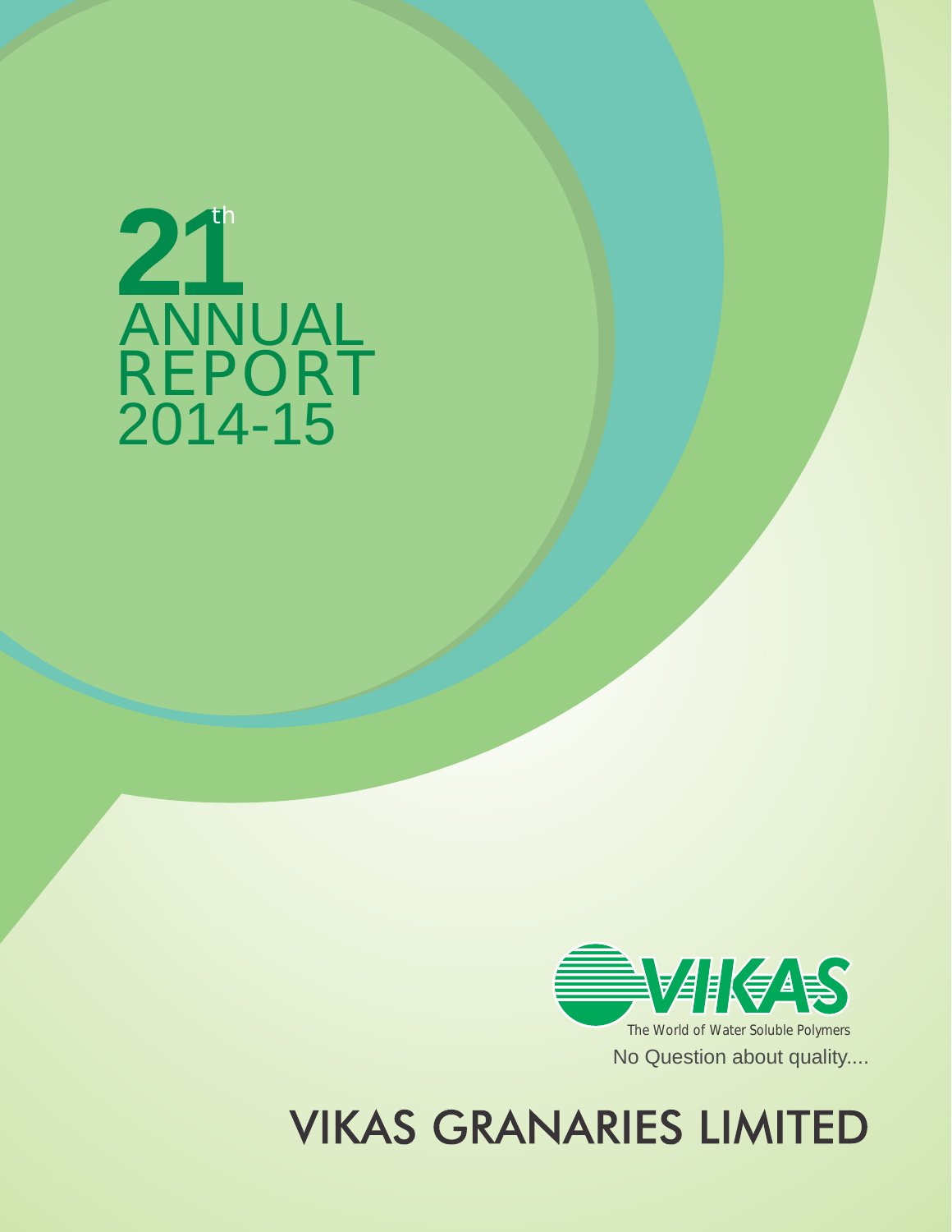# 21st ANNUAL REPORT 2014-15

VIKAS

The World of Water Soluble Polymers

No Question about quality....

# VIKAS GRANARIES LIMITED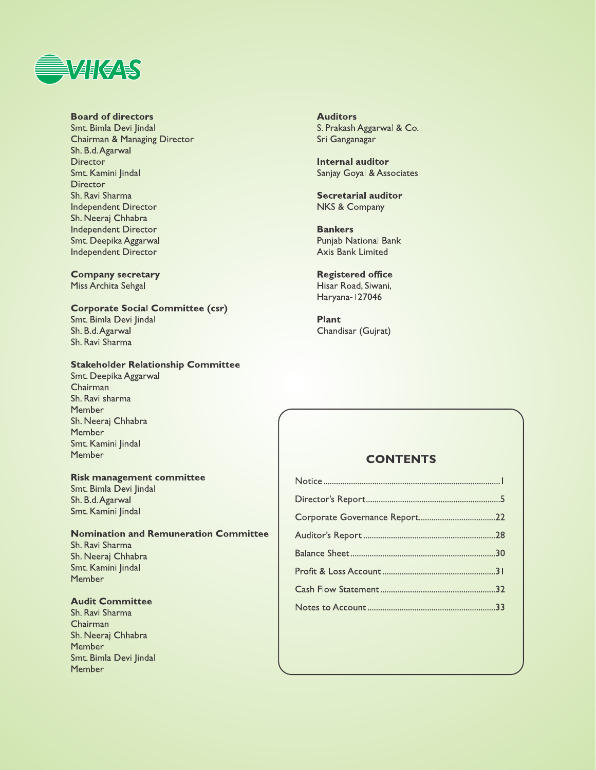VIKAS

**Board of directors**
Smt. Bimla Devi Jindal
Chairman & Managing Director
Sh. B.d. Agarwal
Director
Smt. Kamini Jindal
Director
Sh. Ravi Sharma
Independent Director
Sh. Neeraj Chhabra
Independent Director
Smt. Deepika Aggarwal
Independent Director

**Company secretary**
Miss Archita Sehgal

**Corporate Social Committee (csr)**
Smt. Bimla Devi Jindal
Sh. B.d. Agarwal
Sh. Ravi Sharma

**Stakeholder Relationship Committee**
Smt. Deepika Aggarwal
Chairman
Sh. Ravi sharma
Member
Sh. Neeraj Chhabra
Member
Smt. Kamini Jindal
Member

**Risk management committee**
Smt. Bimla Devi Jindal
Sh. B.d. Agarwal
Smt. Kamini Jindal

**Nomination and Remuneration Committee**
Sh. Ravi Sharma
Sh. Neeraj Chhabra
Smt. Kamini Jindal
Member

**Audit Committee**
Sh. Ravi Sharma
Chairman
Sh. Neeraj Chhabra
Member
Smt. Bimla Devi Jindal
Member

**Auditors**
S. Prakash Aggarwal & Co.
Sri Ganganagar

**Internal auditor**
Sanjay Goyal & Associates

**Secretarial auditor**
NKS & Company

**Bankers**
Punjab National Bank
Axis Bank Limited

**Registered office**
Hisar Road, Siwani,
Haryana-127046

**Plant**
Chandisar (Gujrat)

## CONTENTS

| | |
|---|---|
| Notice | 1 |
| Director's Report | 5 |
| Corporate Governance Report | 22 |
| Auditor's Report | 28 |
| Balance Sheet | 30 |
| Profit & Loss Account | 31 |
| Cash Flow Statement | 32 |
| Notes to Account | 33 |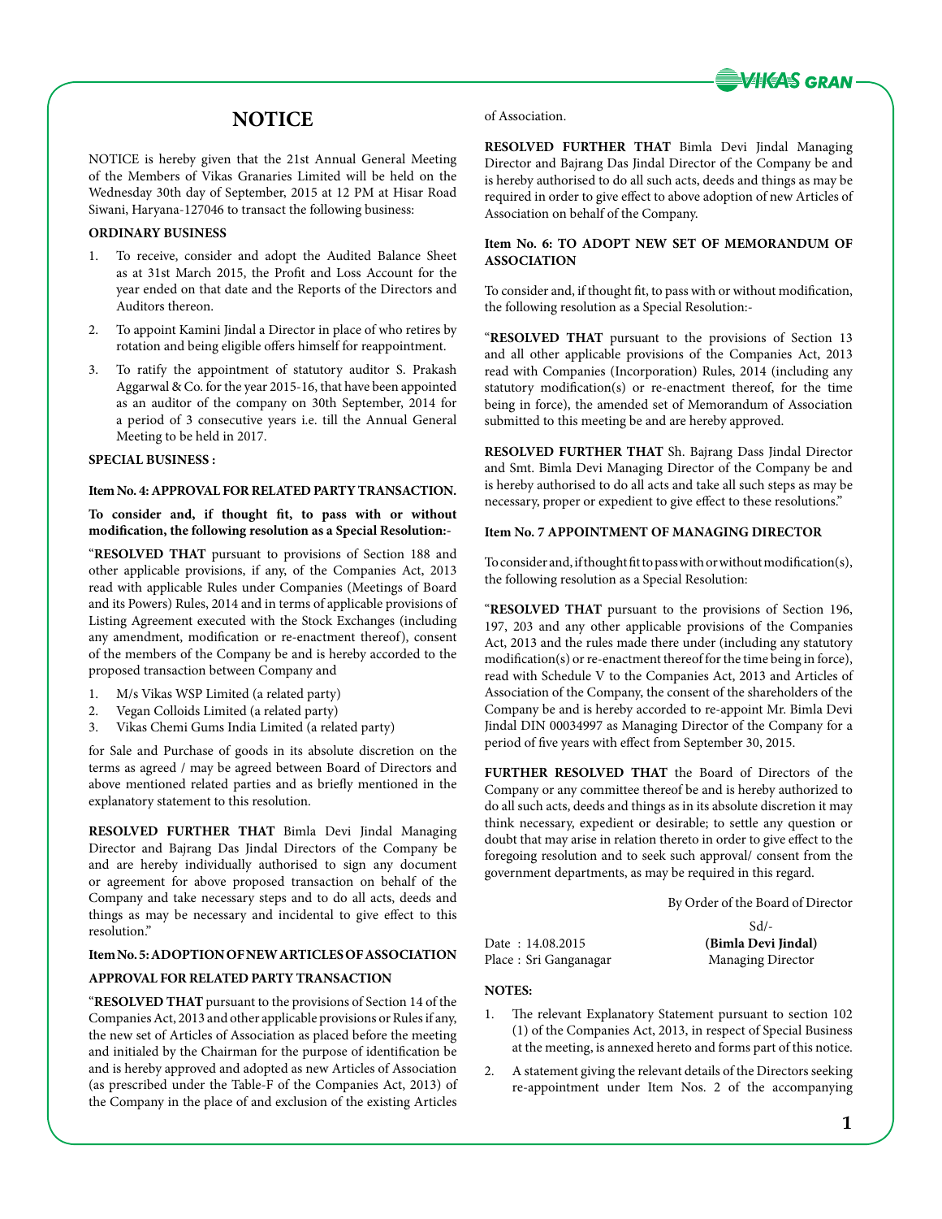# NOTICE

NOTICE is hereby given that the 21st Annual General Meeting of the Members of Vikas Granaries Limited will be held on the Wednesday 30th day of September, 2015 at 12 PM at Hisar Road Siwani, Haryana-127046 to transact the following business:

**ORDINARY BUSINESS**

1. To receive, consider and adopt the Audited Balance Sheet as at 31st March 2015, the Profit and Loss Account for the year ended on that date and the Reports of the Directors and Auditors thereon.
2. To appoint Kamini Jindal a Director in place of who retires by rotation and being eligible offers himself for reappointment.
3. To ratify the appointment of statutory auditor S. Prakash Aggarwal & Co. for the year 2015-16, that have been appointed as an auditor of the company on 30th September, 2014 for a period of 3 consecutive years i.e. till the Annual General Meeting to be held in 2017.

**SPECIAL BUSINESS :**

**Item No. 4: APPROVAL FOR RELATED PARTY TRANSACTION.**

**To consider and, if thought fit, to pass with or without modification, the following resolution as a Special Resolution:-**

"**RESOLVED THAT** pursuant to provisions of Section 188 and other applicable provisions, if any, of the Companies Act, 2013 read with applicable Rules under Companies (Meetings of Board and its Powers) Rules, 2014 and in terms of applicable provisions of Listing Agreement executed with the Stock Exchanges (including any amendment, modification or re-enactment thereof), consent of the members of the Company be and is hereby accorded to the proposed transaction between Company and

1. M/s Vikas WSP Limited (a related party)
2. Vegan Colloids Limited (a related party)
3. Vikas Chemi Gums India Limited (a related party)

for Sale and Purchase of goods in its absolute discretion on the terms as agreed / may be agreed between Board of Directors and above mentioned related parties and as briefly mentioned in the explanatory statement to this resolution.

**RESOLVED FURTHER THAT** Bimla Devi Jindal Managing Director and Bajrang Das Jindal Directors of the Company be and are hereby individually authorised to sign any document or agreement for above proposed transaction on behalf of the Company and take necessary steps and to do all acts, deeds and things as may be necessary and incidental to give effect to this resolution."

**Item No. 5: ADOPTION OF NEW ARTICLES OF ASSOCIATION**

**APPROVAL FOR RELATED PARTY TRANSACTION**

"**RESOLVED THAT** pursuant to the provisions of Section 14 of the Companies Act, 2013 and other applicable provisions or Rules if any, the new set of Articles of Association as placed before the meeting and initialed by the Chairman for the purpose of identification be and is hereby approved and adopted as new Articles of Association (as prescribed under the Table-F of the Companies Act, 2013) of the Company in the place of and exclusion of the existing Articles of Association.

**RESOLVED FURTHER THAT** Bimla Devi Jindal Managing Director and Bajrang Das Jindal Director of the Company be and is hereby authorised to do all such acts, deeds and things as may be required in order to give effect to above adoption of new Articles of Association on behalf of the Company.

**Item No. 6: TO ADOPT NEW SET OF MEMORANDUM OF ASSOCIATION**

To consider and, if thought fit, to pass with or without modification, the following resolution as a Special Resolution:-

"**RESOLVED THAT** pursuant to the provisions of Section 13 and all other applicable provisions of the Companies Act, 2013 read with Companies (Incorporation) Rules, 2014 (including any statutory modification(s) or re-enactment thereof, for the time being in force), the amended set of Memorandum of Association submitted to this meeting be and are hereby approved.

**RESOLVED FURTHER THAT** Sh. Bajrang Dass Jindal Director and Smt. Bimla Devi Managing Director of the Company be and is hereby authorised to do all acts and take all such steps as may be necessary, proper or expedient to give effect to these resolutions."

**Item No. 7 APPOINTMENT OF MANAGING DIRECTOR**

To consider and, if thought fit to pass with or without modification(s), the following resolution as a Special Resolution:

"**RESOLVED THAT** pursuant to the provisions of Section 196, 197, 203 and any other applicable provisions of the Companies Act, 2013 and the rules made there under (including any statutory modification(s) or re-enactment thereof for the time being in force), read with Schedule V to the Companies Act, 2013 and Articles of Association of the Company, the consent of the shareholders of the Company be and is hereby accorded to re-appoint Mr. Bimla Devi Jindal DIN 00034997 as Managing Director of the Company for a period of five years with effect from September 30, 2015.

**FURTHER RESOLVED THAT** the Board of Directors of the Company or any committee thereof be and is hereby authorized to do all such acts, deeds and things as in its absolute discretion it may think necessary, expedient or desirable; to settle any question or doubt that may arise in relation thereto in order to give effect to the foregoing resolution and to seek such approval/ consent from the government departments, as may be required in this regard.

By Order of the Board of Director

Sd/-

Date : 14.08.2015
Place : Sri Ganganagar

**(Bimla Devi Jindal)**
Managing Director

**NOTES:**

1. The relevant Explanatory Statement pursuant to section 102 (1) of the Companies Act, 2013, in respect of Special Business at the meeting, is annexed hereto and forms part of this notice.
2. A statement giving the relevant details of the Directors seeking re-appointment under Item Nos. 2 of the accompanying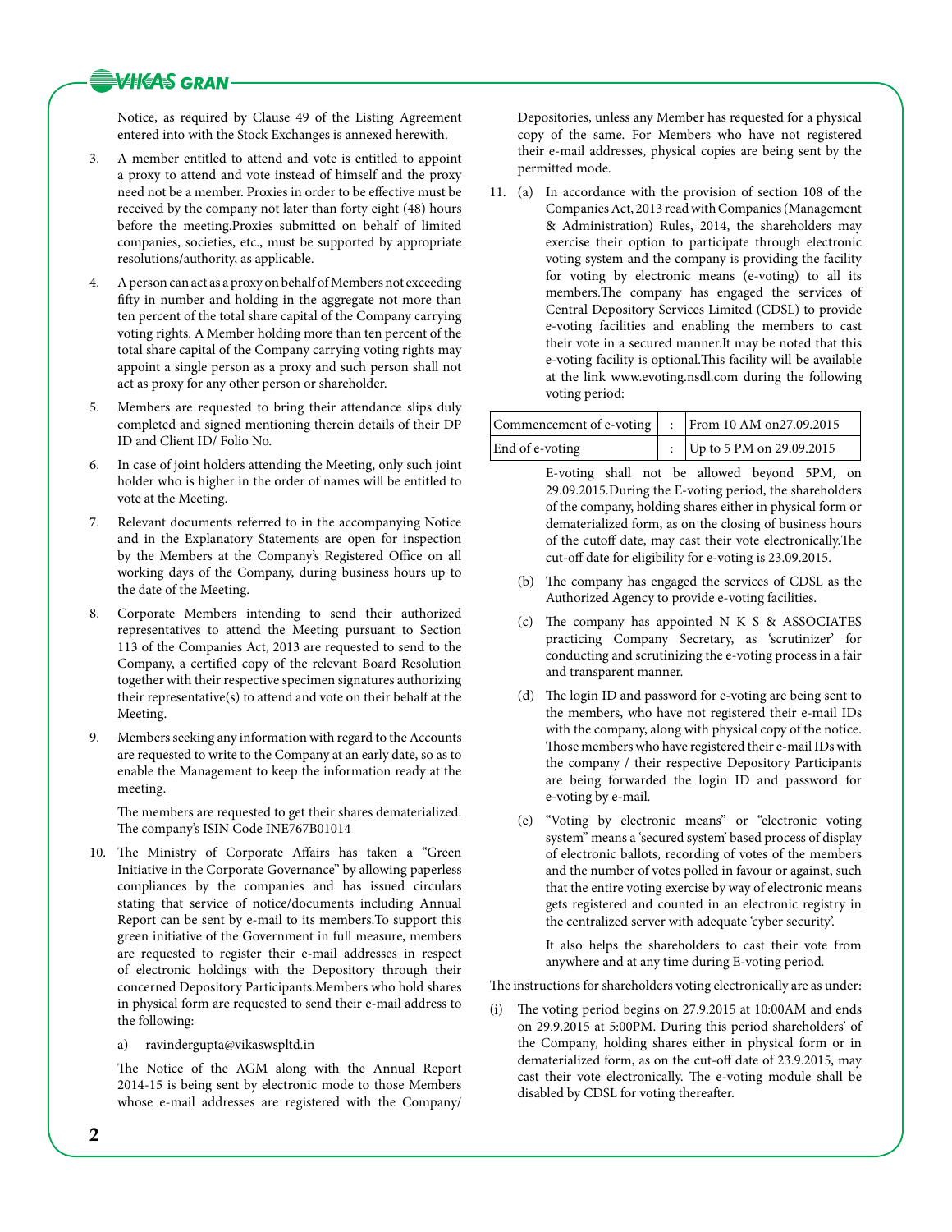Notice, as required by Clause 49 of the Listing Agreement entered into with the Stock Exchanges is annexed herewith.

3. A member entitled to attend and vote is entitled to appoint a proxy to attend and vote instead of himself and the proxy need not be a member. Proxies in order to be effective must be received by the company not later than forty eight (48) hours before the meeting.Proxies submitted on behalf of limited companies, societies, etc., must be supported by appropriate resolutions/authority, as applicable.

4. A person can act as a proxy on behalf of Members not exceeding fifty in number and holding in the aggregate not more than ten percent of the total share capital of the Company carrying voting rights. A Member holding more than ten percent of the total share capital of the Company carrying voting rights may appoint a single person as a proxy and such person shall not act as proxy for any other person or shareholder.

5. Members are requested to bring their attendance slips duly completed and signed mentioning therein details of their DP ID and Client ID/ Folio No.

6. In case of joint holders attending the Meeting, only such joint holder who is higher in the order of names will be entitled to vote at the Meeting.

7. Relevant documents referred to in the accompanying Notice and in the Explanatory Statements are open for inspection by the Members at the Company's Registered Office on all working days of the Company, during business hours up to the date of the Meeting.

8. Corporate Members intending to send their authorized representatives to attend the Meeting pursuant to Section 113 of the Companies Act, 2013 are requested to send to the Company, a certified copy of the relevant Board Resolution together with their respective specimen signatures authorizing their representative(s) to attend and vote on their behalf at the Meeting.

9. Members seeking any information with regard to the Accounts are requested to write to the Company at an early date, so as to enable the Management to keep the information ready at the meeting.

   The members are requested to get their shares dematerialized. The company's ISIN Code INE767B01014

10. The Ministry of Corporate Affairs has taken a "Green Initiative in the Corporate Governance" by allowing paperless compliances by the companies and has issued circulars stating that service of notice/documents including Annual Report can be sent by e-mail to its members.To support this green initiative of the Government in full measure, members are requested to register their e-mail addresses in respect of electronic holdings with the Depository through their concerned Depository Participants.Members who hold shares in physical form are requested to send their e-mail address to the following:

    a) ravindergupta@vikaswspltd.in

    The Notice of the AGM along with the Annual Report 2014-15 is being sent by electronic mode to those Members whose e-mail addresses are registered with the Company/ Depositories, unless any Member has requested for a physical copy of the same. For Members who have not registered their e-mail addresses, physical copies are being sent by the permitted mode.

11. (a) In accordance with the provision of section 108 of the Companies Act, 2013 read with Companies (Management & Administration) Rules, 2014, the shareholders may exercise their option to participate through electronic voting system and the company is providing the facility for voting by electronic means (e-voting) to all its members.The company has engaged the services of Central Depository Services Limited (CDSL) to provide e-voting facilities and enabling the members to cast their vote in a secured manner.It may be noted that this e-voting facility is optional.This facility will be available at the link www.evoting.nsdl.com during the following voting period:

| Commencement of e-voting | : | From 10 AM on27.09.2015 |
|---|---|---|
| End of e-voting | : | Up to 5 PM on 29.09.2015 |

E-voting shall not be allowed beyond 5PM, on 29.09.2015.During the E-voting period, the shareholders of the company, holding shares either in physical form or dematerialized form, as on the closing of business hours of the cutoff date, may cast their vote electronically.The cut-off date for eligibility for e-voting is 23.09.2015.

(b) The company has engaged the services of CDSL as the Authorized Agency to provide e-voting facilities.

(c) The company has appointed N K S & ASSOCIATES practicing Company Secretary, as 'scrutinizer' for conducting and scrutinizing the e-voting process in a fair and transparent manner.

(d) The login ID and password for e-voting are being sent to the members, who have not registered their e-mail IDs with the company, along with physical copy of the notice. Those members who have registered their e-mail IDs with the company / their respective Depository Participants are being forwarded the login ID and password for e-voting by e-mail.

(e) "Voting by electronic means" or "electronic voting system" means a 'secured system' based process of display of electronic ballots, recording of votes of the members and the number of votes polled in favour or against, such that the entire voting exercise by way of electronic means gets registered and counted in an electronic registry in the centralized server with adequate 'cyber security'.

It also helps the shareholders to cast their vote from anywhere and at any time during E-voting period.

The instructions for shareholders voting electronically are as under:

(i) The voting period begins on 27.9.2015 at 10:00AM and ends on 29.9.2015 at 5:00PM. During this period shareholders' of the Company, holding shares either in physical form or in dematerialized form, as on the cut-off date of 23.9.2015, may cast their vote electronically. The e-voting module shall be disabled by CDSL for voting thereafter.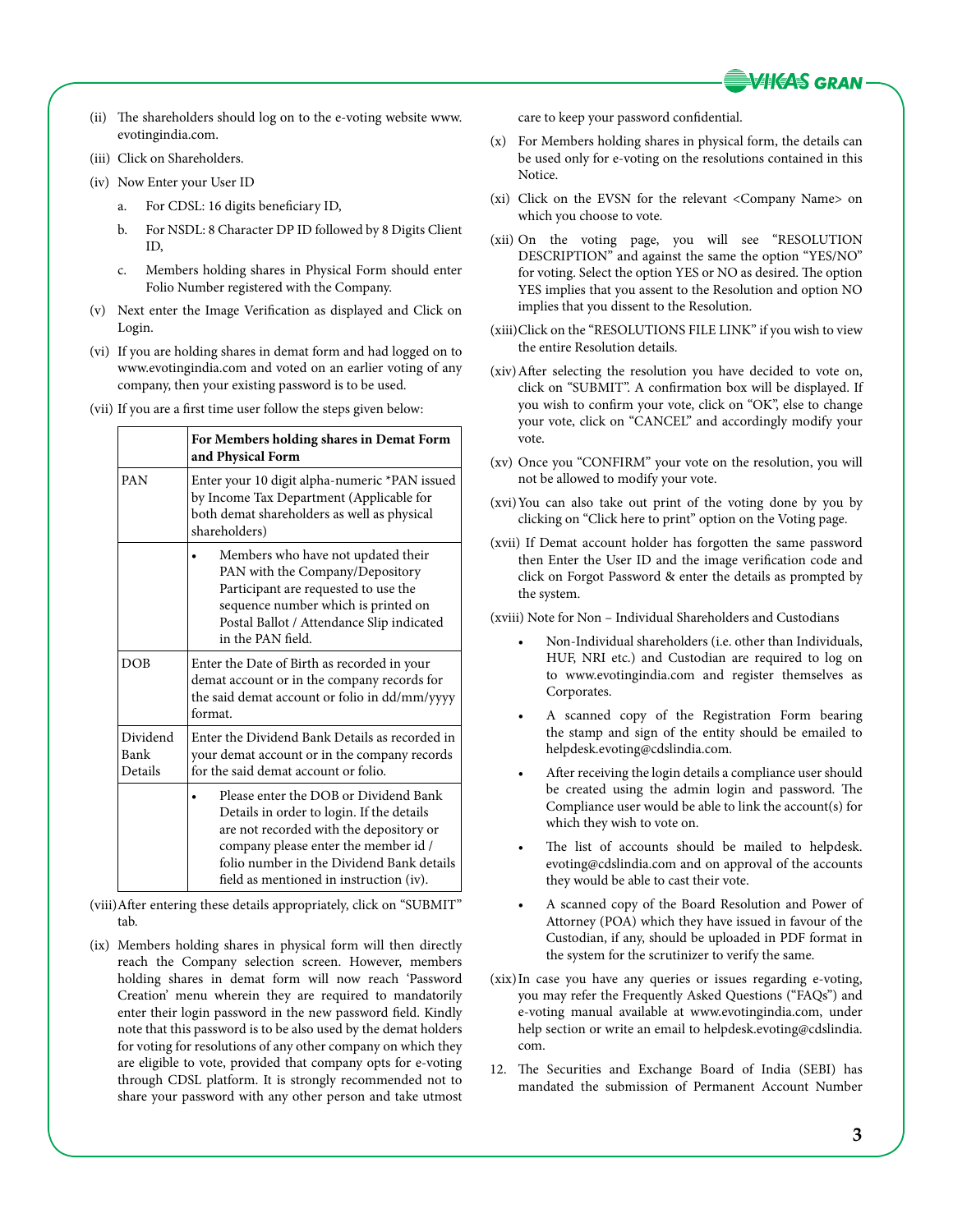(ii) The shareholders should log on to the e-voting website www.evotingindia.com.

(iii) Click on Shareholders.

(iv) Now Enter your User ID

   a. For CDSL: 16 digits beneficiary ID,

   b. For NSDL: 8 Character DP ID followed by 8 Digits Client ID,

   c. Members holding shares in Physical Form should enter Folio Number registered with the Company.

(v) Next enter the Image Verification as displayed and Click on Login.

(vi) If you are holding shares in demat form and had logged on to www.evotingindia.com and voted on an earlier voting of any company, then your existing password is to be used.

(vii) If you are a first time user follow the steps given below:

| | For Members holding shares in Demat Form and Physical Form |
|---|---|
| PAN | Enter your 10 digit alpha-numeric *PAN issued by Income Tax Department (Applicable for both demat shareholders as well as physical shareholders) |
| | • Members who have not updated their PAN with the Company/Depository Participant are requested to use the sequence number which is printed on Postal Ballot / Attendance Slip indicated in the PAN field. |
| DOB | Enter the Date of Birth as recorded in your demat account or in the company records for the said demat account or folio in dd/mm/yyyy format. |
| Dividend Bank Details | Enter the Dividend Bank Details as recorded in your demat account or in the company records for the said demat account or folio. |
| | • Please enter the DOB or Dividend Bank Details in order to login. If the details are not recorded with the depository or company please enter the member id / folio number in the Dividend Bank details field as mentioned in instruction (iv). |

(viii) After entering these details appropriately, click on "SUBMIT" tab.

(ix) Members holding shares in physical form will then directly reach the Company selection screen. However, members holding shares in demat form will now reach 'Password Creation' menu wherein they are required to mandatorily enter their login password in the new password field. Kindly note that this password is to be also used by the demat holders for voting for resolutions of any other company on which they are eligible to vote, provided that company opts for e-voting through CDSL platform. It is strongly recommended not to share your password with any other person and take utmost care to keep your password confidential.

(x) For Members holding shares in physical form, the details can be used only for e-voting on the resolutions contained in this Notice.

(xi) Click on the EVSN for the relevant <Company Name> on which you choose to vote.

(xii) On the voting page, you will see "RESOLUTION DESCRIPTION" and against the same the option "YES/NO" for voting. Select the option YES or NO as desired. The option YES implies that you assent to the Resolution and option NO implies that you dissent to the Resolution.

(xiii) Click on the "RESOLUTIONS FILE LINK" if you wish to view the entire Resolution details.

(xiv) After selecting the resolution you have decided to vote on, click on "SUBMIT". A confirmation box will be displayed. If you wish to confirm your vote, click on "OK", else to change your vote, click on "CANCEL" and accordingly modify your vote.

(xv) Once you "CONFIRM" your vote on the resolution, you will not be allowed to modify your vote.

(xvi) You can also take out print of the voting done by you by clicking on "Click here to print" option on the Voting page.

(xvii) If Demat account holder has forgotten the same password then Enter the User ID and the image verification code and click on Forgot Password & enter the details as prompted by the system.

(xviii) Note for Non – Individual Shareholders and Custodians

- Non-Individual shareholders (i.e. other than Individuals, HUF, NRI etc.) and Custodian are required to log on to www.evotingindia.com and register themselves as Corporates.
- A scanned copy of the Registration Form bearing the stamp and sign of the entity should be emailed to helpdesk.evoting@cdslindia.com.
- After receiving the login details a compliance user should be created using the admin login and password. The Compliance user would be able to link the account(s) for which they wish to vote on.
- The list of accounts should be mailed to helpdesk.evoting@cdslindia.com and on approval of the accounts they would be able to cast their vote.
- A scanned copy of the Board Resolution and Power of Attorney (POA) which they have issued in favour of the Custodian, if any, should be uploaded in PDF format in the system for the scrutinizer to verify the same.

(xix) In case you have any queries or issues regarding e-voting, you may refer the Frequently Asked Questions ("FAQs") and e-voting manual available at www.evotingindia.com, under help section or write an email to helpdesk.evoting@cdslindia.com.

12. The Securities and Exchange Board of India (SEBI) has mandated the submission of Permanent Account Number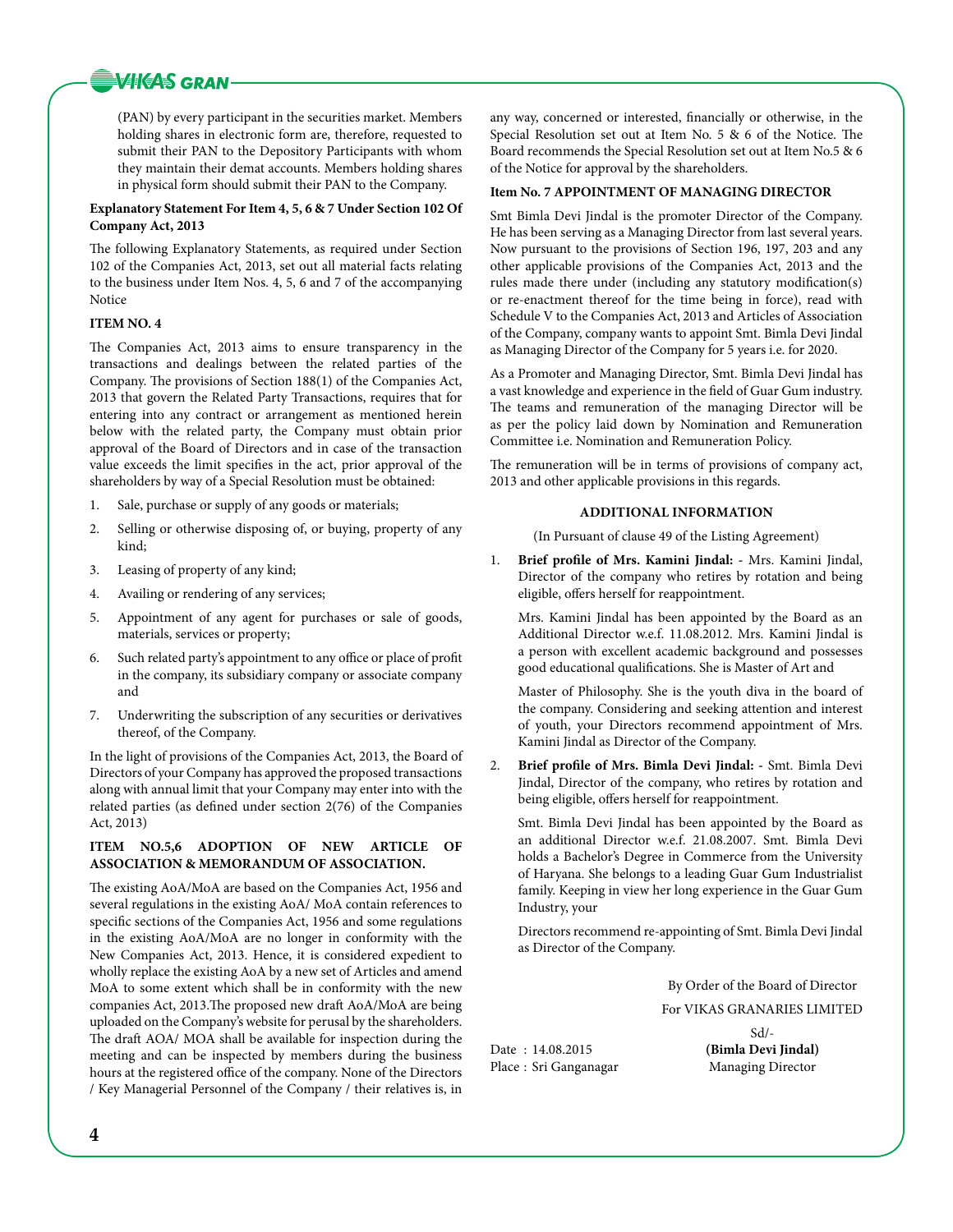(PAN) by every participant in the securities market. Members holding shares in electronic form are, therefore, requested to submit their PAN to the Depository Participants with whom they maintain their demat accounts. Members holding shares in physical form should submit their PAN to the Company.

**Explanatory Statement For Item 4, 5, 6 & 7 Under Section 102 Of Company Act, 2013**

The following Explanatory Statements, as required under Section 102 of the Companies Act, 2013, set out all material facts relating to the business under Item Nos. 4, 5, 6 and 7 of the accompanying Notice

**ITEM NO. 4**

The Companies Act, 2013 aims to ensure transparency in the transactions and dealings between the related parties of the Company. The provisions of Section 188(1) of the Companies Act, 2013 that govern the Related Party Transactions, requires that for entering into any contract or arrangement as mentioned herein below with the related party, the Company must obtain prior approval of the Board of Directors and in case of the transaction value exceeds the limit specifies in the act, prior approval of the shareholders by way of a Special Resolution must be obtained:

1. Sale, purchase or supply of any goods or materials;
2. Selling or otherwise disposing of, or buying, property of any kind;
3. Leasing of property of any kind;
4. Availing or rendering of any services;
5. Appointment of any agent for purchases or sale of goods, materials, services or property;
6. Such related party's appointment to any office or place of profit in the company, its subsidiary company or associate company and
7. Underwriting the subscription of any securities or derivatives thereof, of the Company.

In the light of provisions of the Companies Act, 2013, the Board of Directors of your Company has approved the proposed transactions along with annual limit that your Company may enter into with the related parties (as defined under section 2(76) of the Companies Act, 2013)

**ITEM NO.5,6 ADOPTION OF NEW ARTICLE OF ASSOCIATION & MEMORANDUM OF ASSOCIATION.**

The existing AoA/MoA are based on the Companies Act, 1956 and several regulations in the existing AoA/ MoA contain references to specific sections of the Companies Act, 1956 and some regulations in the existing AoA/MoA are no longer in conformity with the New Companies Act, 2013. Hence, it is considered expedient to wholly replace the existing AoA by a new set of Articles and amend MoA to some extent which shall be in conformity with the new companies Act, 2013.The proposed new draft AoA/MoA are being uploaded on the Company's website for perusal by the shareholders. The draft AOA/ MOA shall be available for inspection during the meeting and can be inspected by members during the business hours at the registered office of the company. None of the Directors / Key Managerial Personnel of the Company / their relatives is, in any way, concerned or interested, financially or otherwise, in the Special Resolution set out at Item No. 5 & 6 of the Notice. The Board recommends the Special Resolution set out at Item No.5 & 6 of the Notice for approval by the shareholders.

**Item No. 7 APPOINTMENT OF MANAGING DIRECTOR**

Smt Bimla Devi Jindal is the promoter Director of the Company. He has been serving as a Managing Director from last several years. Now pursuant to the provisions of Section 196, 197, 203 and any other applicable provisions of the Companies Act, 2013 and the rules made there under (including any statutory modification(s) or re-enactment thereof for the time being in force), read with Schedule V to the Companies Act, 2013 and Articles of Association of the Company, company wants to appoint Smt. Bimla Devi Jindal as Managing Director of the Company for 5 years i.e. for 2020.

As a Promoter and Managing Director, Smt. Bimla Devi Jindal has a vast knowledge and experience in the field of Guar Gum industry. The teams and remuneration of the managing Director will be as per the policy laid down by Nomination and Remuneration Committee i.e. Nomination and Remuneration Policy.

The remuneration will be in terms of provisions of company act, 2013 and other applicable provisions in this regards.

**ADDITIONAL INFORMATION**

(In Pursuant of clause 49 of the Listing Agreement)

1. **Brief profile of Mrs. Kamini Jindal:** - Mrs. Kamini Jindal, Director of the company who retires by rotation and being eligible, offers herself for reappointment.

   Mrs. Kamini Jindal has been appointed by the Board as an Additional Director w.e.f. 11.08.2012. Mrs. Kamini Jindal is a person with excellent academic background and possesses good educational qualifications. She is Master of Art and

   Master of Philosophy. She is the youth diva in the board of the company. Considering and seeking attention and interest of youth, your Directors recommend appointment of Mrs. Kamini Jindal as Director of the Company.

2. **Brief profile of Mrs. Bimla Devi Jindal:** - Smt. Bimla Devi Jindal, Director of the company, who retires by rotation and being eligible, offers herself for reappointment.

   Smt. Bimla Devi Jindal has been appointed by the Board as an additional Director w.e.f. 21.08.2007. Smt. Bimla Devi holds a Bachelor's Degree in Commerce from the University of Haryana. She belongs to a leading Guar Gum Industrialist family. Keeping in view her long experience in the Guar Gum Industry, your

   Directors recommend re-appointing of Smt. Bimla Devi Jindal as Director of the Company.

By Order of the Board of Director

For VIKAS GRANARIES LIMITED

Sd/-

**(Bimla Devi Jindal)**

Managing Director

Date : 14.08.2015

Place : Sri Ganganagar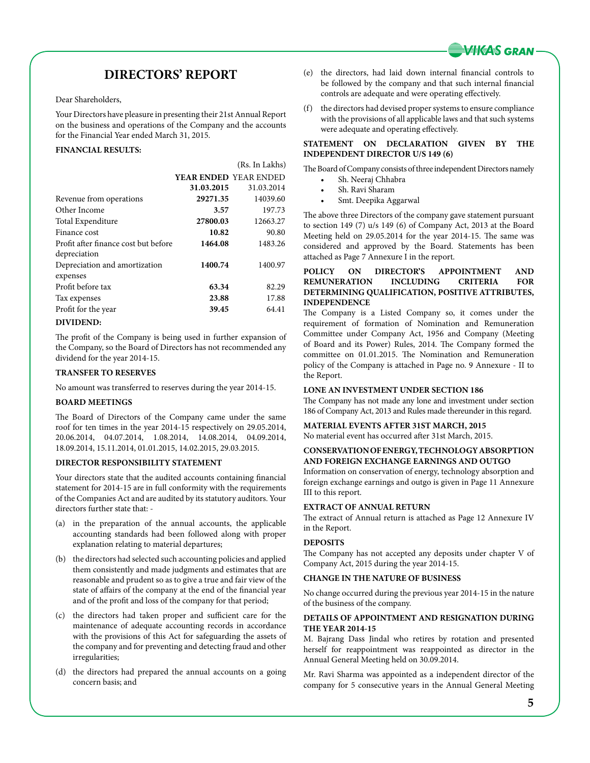# DIRECTORS' REPORT

Dear Shareholders,

Your Directors have pleasure in presenting their 21st Annual Report on the business and operations of the Company and the accounts for the Financial Year ended March 31, 2015.

**FINANCIAL RESULTS:**

(Rs. In Lakhs)

| | **YEAR ENDED 31.03.2015** | YEAR ENDED 31.03.2014 |
|---|---|---|
| Revenue from operations | **29271.35** | 14039.60 |
| Other Income | **3.57** | 197.73 |
| Total Expenditure | **27800.03** | 12663.27 |
| Finance cost | **10.82** | 90.80 |
| Profit after finance cost but before depreciation | **1464.08** | 1483.26 |
| Depreciation and amortization expenses | **1400.74** | 1400.97 |
| Profit before tax | **63.34** | 82.29 |
| Tax expenses | **23.88** | 17.88 |
| Profit for the year | **39.45** | 64.41 |

**DIVIDEND:**

The profit of the Company is being used in further expansion of the Company, so the Board of Directors has not recommended any dividend for the year 2014-15.

**TRANSFER TO RESERVES**

No amount was transferred to reserves during the year 2014-15.

**BOARD MEETINGS**

The Board of Directors of the Company came under the same roof for ten times in the year 2014-15 respectively on 29.05.2014, 20.06.2014, 04.07.2014, 1.08.2014, 14.08.2014, 04.09.2014, 18.09.2014, 15.11.2014, 01.01.2015, 14.02.2015, 29.03.2015.

**DIRECTOR RESPONSIBILITY STATEMENT**

Your directors state that the audited accounts containing financial statement for 2014-15 are in full conformity with the requirements of the Companies Act and are audited by its statutory auditors. Your directors further state that: -

(a) in the preparation of the annual accounts, the applicable accounting standards had been followed along with proper explanation relating to material departures;

(b) the directors had selected such accounting policies and applied them consistently and made judgments and estimates that are reasonable and prudent so as to give a true and fair view of the state of affairs of the company at the end of the financial year and of the profit and loss of the company for that period;

(c) the directors had taken proper and sufficient care for the maintenance of adequate accounting records in accordance with the provisions of this Act for safeguarding the assets of the company and for preventing and detecting fraud and other irregularities;

(d) the directors had prepared the annual accounts on a going concern basis; and

(e) the directors, had laid down internal financial controls to be followed by the company and that such internal financial controls are adequate and were operating effectively.

(f) the directors had devised proper systems to ensure compliance with the provisions of all applicable laws and that such systems were adequate and operating effectively.

**STATEMENT ON DECLARATION GIVEN BY THE INDEPENDENT DIRECTOR U/S 149 (6)**

The Board of Company consists of three independent Directors namely

- Sh. Neeraj Chhabra
- Sh. Ravi Sharam
- Smt. Deepika Aggarwal

The above three Directors of the company gave statement pursuant to section 149 (7) u/s 149 (6) of Company Act, 2013 at the Board Meeting held on 29.05.2014 for the year 2014-15. The same was considered and approved by the Board. Statements has been attached as Page 7 Annexure I in the report.

**POLICY ON DIRECTOR'S APPOINTMENT AND REMUNERATION INCLUDING CRITERIA FOR DETERMINING QUALIFICATION, POSITIVE ATTRIBUTES, INDEPENDENCE**

The Company is a Listed Company so, it comes under the requirement of formation of Nomination and Remuneration Committee under Company Act, 1956 and Company (Meeting of Board and its Power) Rules, 2014. The Company formed the committee on 01.01.2015. The Nomination and Remuneration policy of the Company is attached in Page no. 9 Annexure - II to the Report.

**LONE AN INVESTMENT UNDER SECTION 186**

The Company has not made any lone and investment under section 186 of Company Act, 2013 and Rules made thereunder in this regard.

**MATERIAL EVENTS AFTER 31ST MARCH, 2015**

No material event has occurred after 31st March, 2015.

**CONSERVATION OF ENERGY, TECHNOLOGY ABSORPTION AND FOREIGN EXCHANGE EARNINGS AND OUTGO**

Information on conservation of energy, technology absorption and foreign exchange earnings and outgo is given in Page 11 Annexure III to this report.

**EXTRACT OF ANNUAL RETURN**

The extract of Annual return is attached as Page 12 Annexure IV in the Report.

**DEPOSITS**

The Company has not accepted any deposits under chapter V of Company Act, 2015 during the year 2014-15.

**CHANGE IN THE NATURE OF BUSINESS**

No change occurred during the previous year 2014-15 in the nature of the business of the company.

**DETAILS OF APPOINTMENT AND RESIGNATION DURING THE YEAR 2014-15**

M. Bajrang Dass Jindal who retires by rotation and presented herself for reappointment was reappointed as director in the Annual General Meeting held on 30.09.2014.

Mr. Ravi Sharma was appointed as a independent director of the company for 5 consecutive years in the Annual General Meeting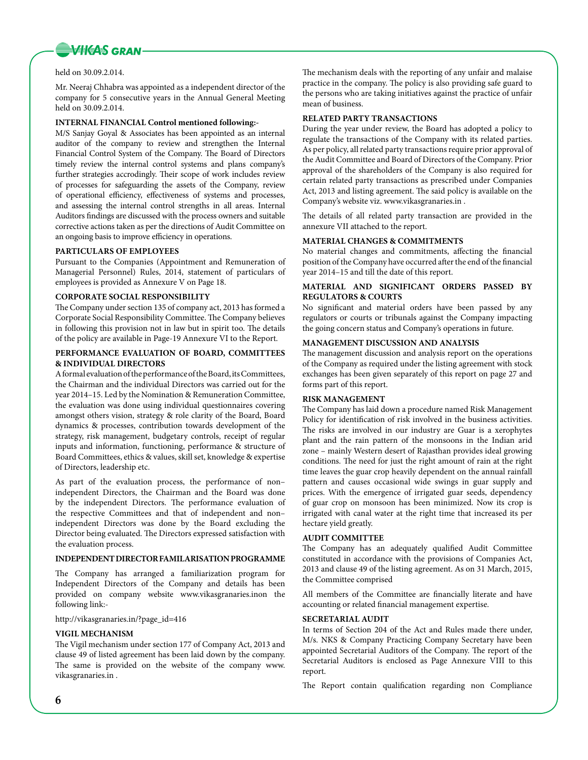held on 30.09.2.014.

Mr. Neeraj Chhabra was appointed as a independent director of the company for 5 consecutive years in the Annual General Meeting held on 30.09.2.014.

**INTERNAL FINANCIAL Control mentioned following:-**

M/S Sanjay Goyal & Associates has been appointed as an internal auditor of the company to review and strengthen the Internal Financial Control System of the Company. The Board of Directors timely review the internal control systems and plans company's further strategies accrodingly. Their scope of work includes review of processes for safeguarding the assets of the Company, review of operational efficiency, effectiveness of systems and processes, and assessing the internal control strengths in all areas. Internal Auditors findings are discussed with the process owners and suitable corrective actions taken as per the directions of Audit Committee on an ongoing basis to improve efficiency in operations.

## PARTICULARS OF EMPLOYEES

Pursuant to the Companies (Appointment and Remuneration of Managerial Personnel) Rules, 2014, statement of particulars of employees is provided as Annexure V on Page 18.

## CORPORATE SOCIAL RESPONSIBILITY

The Company under section 135 of company act, 2013 has formed a Corporate Social Responsibility Committee. The Company believes in following this provision not in law but in spirit too. The details of the policy are available in Page-19 Annexure VI to the Report.

## PERFORMANCE EVALUATION OF BOARD, COMMITTEES & INDIVIDUAL DIRECTORS

A formal evaluation of the performance of the Board, its Committees, the Chairman and the individual Directors was carried out for the year 2014–15. Led by the Nomination & Remuneration Committee, the evaluation was done using individual questionnaires covering amongst others vision, strategy & role clarity of the Board, Board dynamics & processes, contribution towards development of the strategy, risk management, budgetary controls, receipt of regular inputs and information, functioning, performance & structure of Board Committees, ethics & values, skill set, knowledge & expertise of Directors, leadership etc.

As part of the evaluation process, the performance of non–independent Directors, the Chairman and the Board was done by the independent Directors. The performance evaluation of the respective Committees and that of independent and non–independent Directors was done by the Board excluding the Director being evaluated. The Directors expressed satisfaction with the evaluation process.

## INDEPENDENT DIRECTOR FAMILARISATION PROGRAMME

The Company has arranged a familiarization program for Independent Directors of the Company and details has been provided on company website www.vikasgranaries.inon the following link:-

http://vikasgranaries.in/?page_id=416

## VIGIL MECHANISM

The Vigil mechanism under section 177 of Company Act, 2013 and clause 49 of listed agreement has been laid down by the company. The same is provided on the website of the company www.vikasgranaries.in .

The mechanism deals with the reporting of any unfair and malaise practice in the company. The policy is also providing safe guard to the persons who are taking initiatives against the practice of unfair mean of business.

## RELATED PARTY TRANSACTIONS

During the year under review, the Board has adopted a policy to regulate the transactions of the Company with its related parties. As per policy, all related party transactions require prior approval of the Audit Committee and Board of Directors of the Company. Prior approval of the shareholders of the Company is also required for certain related party transactions as prescribed under Companies Act, 2013 and listing agreement. The said policy is available on the Company's website viz. www.vikasgranaries.in .

The details of all related party transaction are provided in the annexure VII attached to the report.

## MATERIAL CHANGES & COMMITMENTS

No material changes and commitments, affecting the financial position of the Company have occurred after the end of the financial year 2014–15 and till the date of this report.

## MATERIAL AND SIGNIFICANT ORDERS PASSED BY REGULATORS & COURTS

No significant and material orders have been passed by any regulators or courts or tribunals against the Company impacting the going concern status and Company's operations in future.

## MANAGEMENT DISCUSSION AND ANALYSIS

The management discussion and analysis report on the operations of the Company as required under the listing agreement with stock exchanges has been given separately of this report on page 27 and forms part of this report.

## RISK MANAGEMENT

The Company has laid down a procedure named Risk Management Policy for identification of risk involved in the business activities. The risks are involved in our industry are Guar is a xerophytes plant and the rain pattern of the monsoons in the Indian arid zone – mainly Western desert of Rajasthan provides ideal growing conditions. The need for just the right amount of rain at the right time leaves the guar crop heavily dependent on the annual rainfall pattern and causes occasional wide swings in guar supply and prices. With the emergence of irrigated guar seeds, dependency of guar crop on monsoon has been minimized. Now its crop is irrigated with canal water at the right time that increased its per hectare yield greatly.

## AUDIT COMMITTEE

The Company has an adequately qualified Audit Committee constituted in accordance with the provisions of Companies Act, 2013 and clause 49 of the listing agreement. As on 31 March, 2015, the Committee comprised

All members of the Committee are financially literate and have accounting or related financial management expertise.

## SECRETARIAL AUDIT

In terms of Section 204 of the Act and Rules made there under, M/s. NKS & Company Practicing Company Secretary have been appointed Secretarial Auditors of the Company. The report of the Secretarial Auditors is enclosed as Page Annexure VIII to this report.

The Report contain qualification regarding non Compliance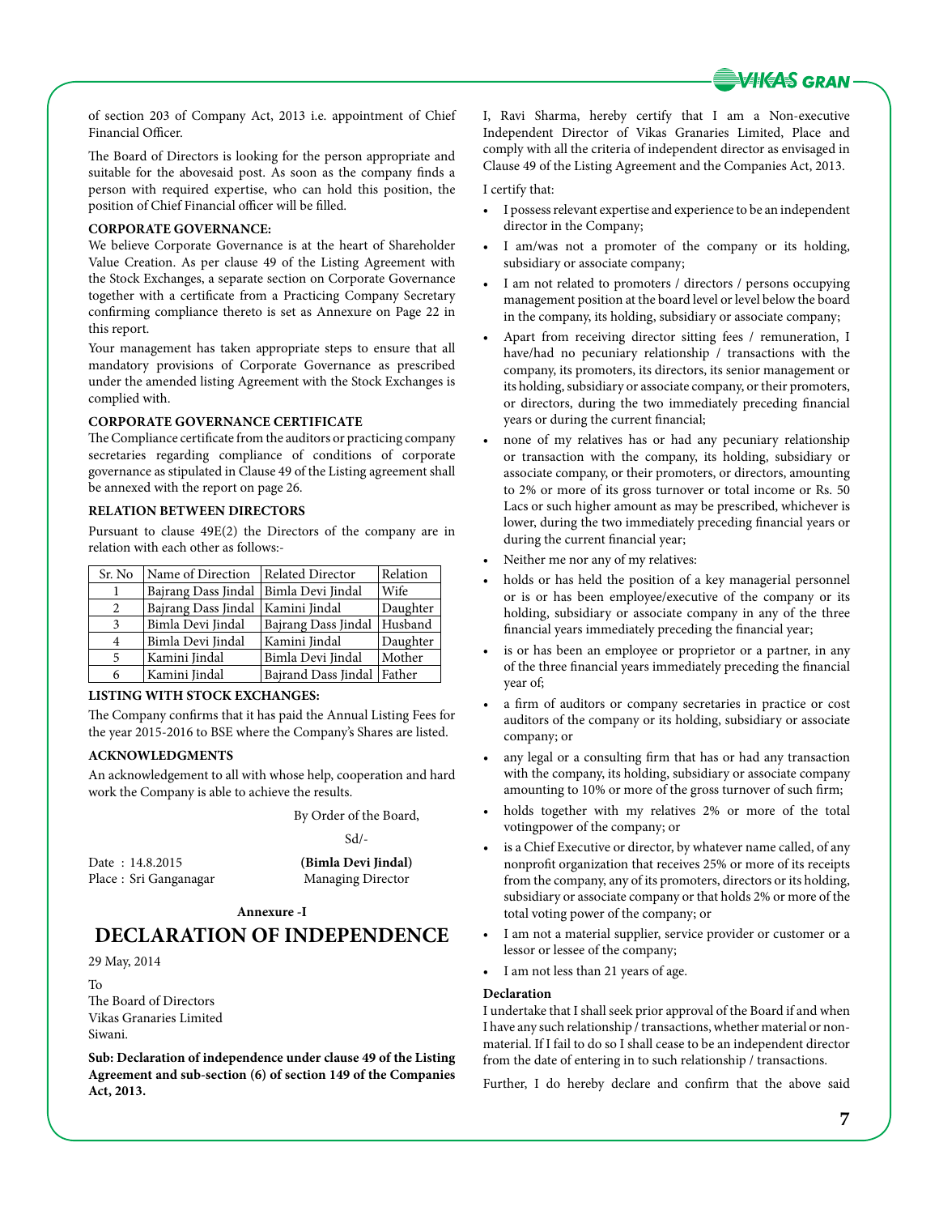of section 203 of Company Act, 2013 i.e. appointment of Chief Financial Officer.

The Board of Directors is looking for the person appropriate and suitable for the abovesaid post. As soon as the company finds a person with required expertise, who can hold this position, the position of Chief Financial officer will be filled.

**CORPORATE GOVERNANCE:**

We believe Corporate Governance is at the heart of Shareholder Value Creation. As per clause 49 of the Listing Agreement with the Stock Exchanges, a separate section on Corporate Governance together with a certificate from a Practicing Company Secretary confirming compliance thereto is set as Annexure on Page 22 in this report.

Your management has taken appropriate steps to ensure that all mandatory provisions of Corporate Governance as prescribed under the amended listing Agreement with the Stock Exchanges is complied with.

**CORPORATE GOVERNANCE CERTIFICATE**

The Compliance certificate from the auditors or practicing company secretaries regarding compliance of conditions of corporate governance as stipulated in Clause 49 of the Listing agreement shall be annexed with the report on page 26.

**RELATION BETWEEN DIRECTORS**

Pursuant to clause 49E(2) the Directors of the company are in relation with each other as follows:-

| Sr. No | Name of Direction | Related Director | Relation |
|---|---|---|---|
| 1 | Bajrang Dass Jindal | Bimla Devi Jindal | Wife |
| 2 | Bajrang Dass Jindal | Kamini Jindal | Daughter |
| 3 | Bimla Devi Jindal | Bajrang Dass Jindal | Husband |
| 4 | Bimla Devi Jindal | Kamini Jindal | Daughter |
| 5 | Kamini Jindal | Bimla Devi Jindal | Mother |
| 6 | Kamini Jindal | Bajrand Dass Jindal | Father |

**LISTING WITH STOCK EXCHANGES:**

The Company confirms that it has paid the Annual Listing Fees for the year 2015-2016 to BSE where the Company's Shares are listed.

**ACKNOWLEDGMENTS**

An acknowledgement to all with whose help, cooperation and hard work the Company is able to achieve the results.

By Order of the Board,

Sd/-

Date : 14.8.2015
Place : Sri Ganganagar

**(Bimla Devi Jindal)**
Managing Director

**Annexure -I**

# DECLARATION OF INDEPENDENCE

29 May, 2014

To
The Board of Directors
Vikas Granaries Limited
Siwani.

**Sub: Declaration of independence under clause 49 of the Listing Agreement and sub-section (6) of section 149 of the Companies Act, 2013.**

I, Ravi Sharma, hereby certify that I am a Non-executive Independent Director of Vikas Granaries Limited, Place and comply with all the criteria of independent director as envisaged in Clause 49 of the Listing Agreement and the Companies Act, 2013.

I certify that:

- I possess relevant expertise and experience to be an independent director in the Company;
- I am/was not a promoter of the company or its holding, subsidiary or associate company;
- I am not related to promoters / directors / persons occupying management position at the board level or level below the board in the company, its holding, subsidiary or associate company;
- Apart from receiving director sitting fees / remuneration, I have/had no pecuniary relationship / transactions with the company, its promoters, its directors, its senior management or its holding, subsidiary or associate company, or their promoters, or directors, during the two immediately preceding financial years or during the current financial;
- none of my relatives has or had any pecuniary relationship or transaction with the company, its holding, subsidiary or associate company, or their promoters, or directors, amounting to 2% or more of its gross turnover or total income or Rs. 50 Lacs or such higher amount as may be prescribed, whichever is lower, during the two immediately preceding financial years or during the current financial year;
- Neither me nor any of my relatives:
- holds or has held the position of a key managerial personnel or is or has been employee/executive of the company or its holding, subsidiary or associate company in any of the three financial years immediately preceding the financial year;
- is or has been an employee or proprietor or a partner, in any of the three financial years immediately preceding the financial year of;
- a firm of auditors or company secretaries in practice or cost auditors of the company or its holding, subsidiary or associate company; or
- any legal or a consulting firm that has or had any transaction with the company, its holding, subsidiary or associate company amounting to 10% or more of the gross turnover of such firm;
- holds together with my relatives 2% or more of the total votingpower of the company; or
- is a Chief Executive or director, by whatever name called, of any nonprofit organization that receives 25% or more of its receipts from the company, any of its promoters, directors or its holding, subsidiary or associate company or that holds 2% or more of the total voting power of the company; or
- I am not a material supplier, service provider or customer or a lessor or lessee of the company;
- I am not less than 21 years of age.

**Declaration**

I undertake that I shall seek prior approval of the Board if and when I have any such relationship / transactions, whether material or non-material. If I fail to do so I shall cease to be an independent director from the date of entering in to such relationship / transactions.

Further, I do hereby declare and confirm that the above said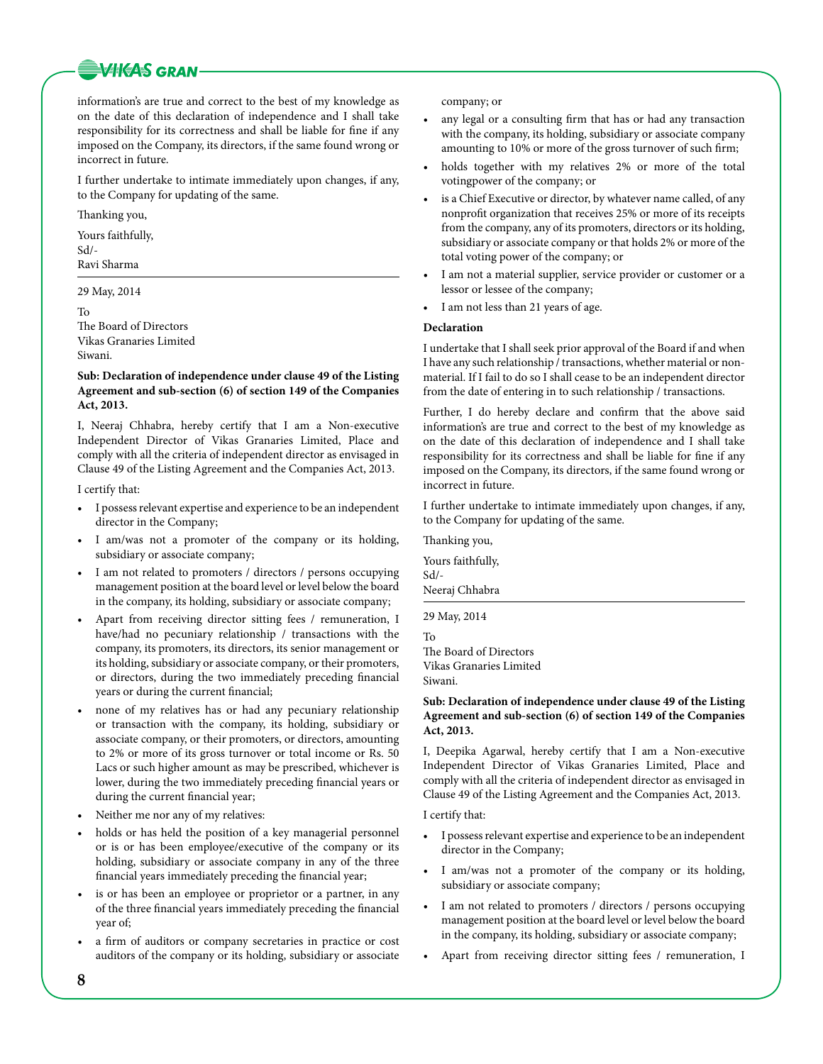information's are true and correct to the best of my knowledge as on the date of this declaration of independence and I shall take responsibility for its correctness and shall be liable for fine if any imposed on the Company, its directors, if the same found wrong or incorrect in future.

I further undertake to intimate immediately upon changes, if any, to the Company for updating of the same.

Thanking you,

Yours faithfully,
Sd/-
Ravi Sharma

---

29 May, 2014

To
The Board of Directors
Vikas Granaries Limited
Siwani.

**Sub: Declaration of independence under clause 49 of the Listing Agreement and sub-section (6) of section 149 of the Companies Act, 2013.**

I, Neeraj Chhabra, hereby certify that I am a Non-executive Independent Director of Vikas Granaries Limited, Place and comply with all the criteria of independent director as envisaged in Clause 49 of the Listing Agreement and the Companies Act, 2013.

I certify that:

- I possess relevant expertise and experience to be an independent director in the Company;
- I am/was not a promoter of the company or its holding, subsidiary or associate company;
- I am not related to promoters / directors / persons occupying management position at the board level or level below the board in the company, its holding, subsidiary or associate company;
- Apart from receiving director sitting fees / remuneration, I have/had no pecuniary relationship / transactions with the company, its promoters, its directors, its senior management or its holding, subsidiary or associate company, or their promoters, or directors, during the two immediately preceding financial years or during the current financial;
- none of my relatives has or had any pecuniary relationship or transaction with the company, its holding, subsidiary or associate company, or their promoters, or directors, amounting to 2% or more of its gross turnover or total income or Rs. 50 Lacs or such higher amount as may be prescribed, whichever is lower, during the two immediately preceding financial years or during the current financial year;
- Neither me nor any of my relatives:
- holds or has held the position of a key managerial personnel or is or has been employee/executive of the company or its holding, subsidiary or associate company in any of the three financial years immediately preceding the financial year;
- is or has been an employee or proprietor or a partner, in any of the three financial years immediately preceding the financial year of;
- a firm of auditors or company secretaries in practice or cost auditors of the company or its holding, subsidiary or associate company; or
- any legal or a consulting firm that has or had any transaction with the company, its holding, subsidiary or associate company amounting to 10% or more of the gross turnover of such firm;
- holds together with my relatives 2% or more of the total votingpower of the company; or
- is a Chief Executive or director, by whatever name called, of any nonprofit organization that receives 25% or more of its receipts from the company, any of its promoters, directors or its holding, subsidiary or associate company or that holds 2% or more of the total voting power of the company; or
- I am not a material supplier, service provider or customer or a lessor or lessee of the company;
- I am not less than 21 years of age.

**Declaration**

I undertake that I shall seek prior approval of the Board if and when I have any such relationship / transactions, whether material or non-material. If I fail to do so I shall cease to be an independent director from the date of entering in to such relationship / transactions.

Further, I do hereby declare and confirm that the above said information's are true and correct to the best of my knowledge as on the date of this declaration of independence and I shall take responsibility for its correctness and shall be liable for fine if any imposed on the Company, its directors, if the same found wrong or incorrect in future.

I further undertake to intimate immediately upon changes, if any, to the Company for updating of the same.

Thanking you,

Yours faithfully,
Sd/-
Neeraj Chhabra

---

29 May, 2014

To
The Board of Directors
Vikas Granaries Limited
Siwani.

**Sub: Declaration of independence under clause 49 of the Listing Agreement and sub-section (6) of section 149 of the Companies Act, 2013.**

I, Deepika Agarwal, hereby certify that I am a Non-executive Independent Director of Vikas Granaries Limited, Place and comply with all the criteria of independent director as envisaged in Clause 49 of the Listing Agreement and the Companies Act, 2013.

I certify that:

- I possess relevant expertise and experience to be an independent director in the Company;
- I am/was not a promoter of the company or its holding, subsidiary or associate company;
- I am not related to promoters / directors / persons occupying management position at the board level or level below the board in the company, its holding, subsidiary or associate company;
- Apart from receiving director sitting fees / remuneration, I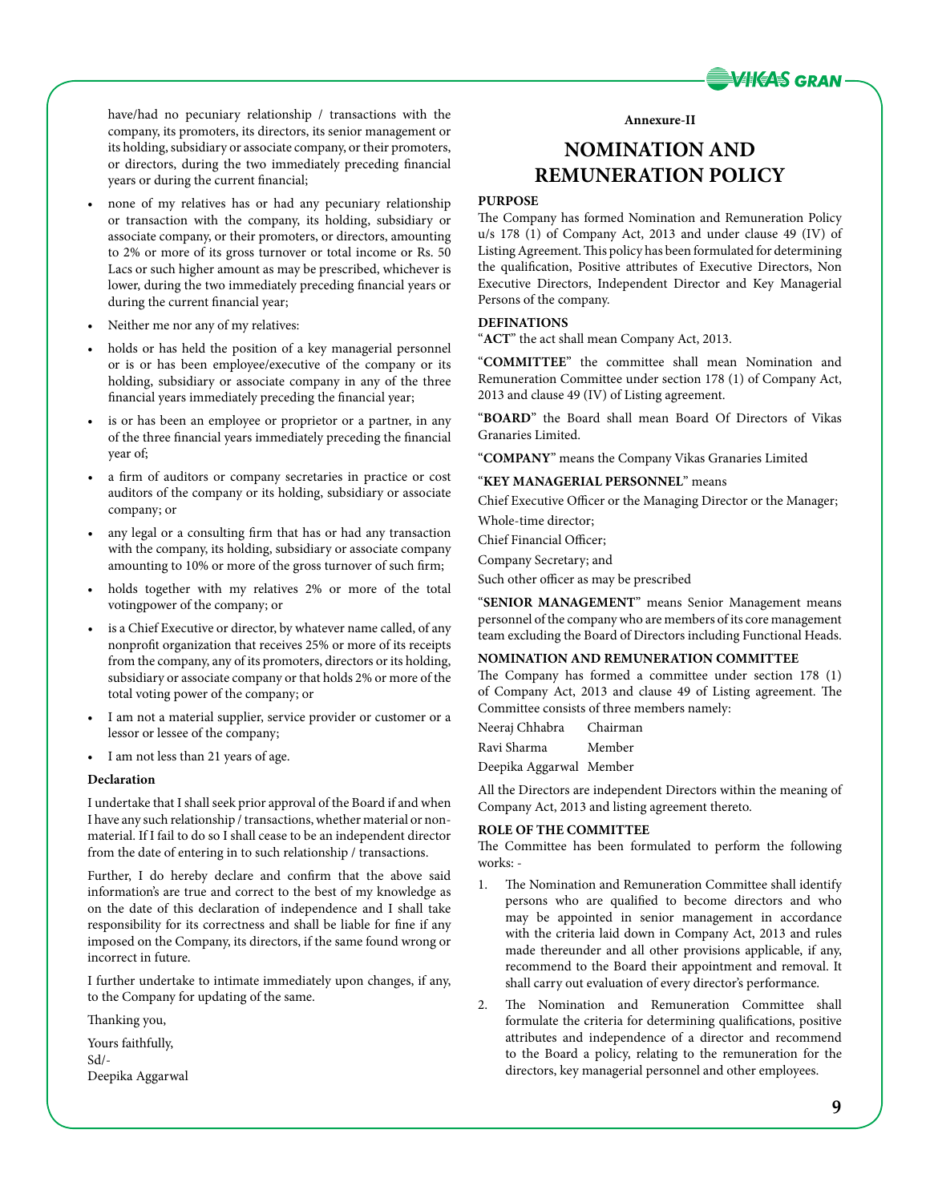have/had no pecuniary relationship / transactions with the company, its promoters, its directors, its senior management or its holding, subsidiary or associate company, or their promoters, or directors, during the two immediately preceding financial years or during the current financial;

- none of my relatives has or had any pecuniary relationship or transaction with the company, its holding, subsidiary or associate company, or their promoters, or directors, amounting to 2% or more of its gross turnover or total income or Rs. 50 Lacs or such higher amount as may be prescribed, whichever is lower, during the two immediately preceding financial years or during the current financial year;
- Neither me nor any of my relatives:
- holds or has held the position of a key managerial personnel or is or has been employee/executive of the company or its holding, subsidiary or associate company in any of the three financial years immediately preceding the financial year;
- is or has been an employee or proprietor or a partner, in any of the three financial years immediately preceding the financial year of;
- a firm of auditors or company secretaries in practice or cost auditors of the company or its holding, subsidiary or associate company; or
- any legal or a consulting firm that has or had any transaction with the company, its holding, subsidiary or associate company amounting to 10% or more of the gross turnover of such firm;
- holds together with my relatives 2% or more of the total votingpower of the company; or
- is a Chief Executive or director, by whatever name called, of any nonprofit organization that receives 25% or more of its receipts from the company, any of its promoters, directors or its holding, subsidiary or associate company or that holds 2% or more of the total voting power of the company; or
- I am not a material supplier, service provider or customer or a lessor or lessee of the company;
- I am not less than 21 years of age.

**Declaration**

I undertake that I shall seek prior approval of the Board if and when I have any such relationship / transactions, whether material or non-material. If I fail to do so I shall cease to be an independent director from the date of entering in to such relationship / transactions.

Further, I do hereby declare and confirm that the above said information's are true and correct to the best of my knowledge as on the date of this declaration of independence and I shall take responsibility for its correctness and shall be liable for fine if any imposed on the Company, its directors, if the same found wrong or incorrect in future.

I further undertake to intimate immediately upon changes, if any, to the Company for updating of the same.

Thanking you,

Yours faithfully,
Sd/-
Deepika Aggarwal

**Annexure-II**

# NOMINATION AND REMUNERATION POLICY

**PURPOSE**

The Company has formed Nomination and Remuneration Policy u/s 178 (1) of Company Act, 2013 and under clause 49 (IV) of Listing Agreement. This policy has been formulated for determining the qualification, Positive attributes of Executive Directors, Non Executive Directors, Independent Director and Key Managerial Persons of the company.

**DEFINATIONS**

"**ACT**" the act shall mean Company Act, 2013.

"**COMMITTEE**" the committee shall mean Nomination and Remuneration Committee under section 178 (1) of Company Act, 2013 and clause 49 (IV) of Listing agreement.

"**BOARD**" the Board shall mean Board Of Directors of Vikas Granaries Limited.

"**COMPANY**" means the Company Vikas Granaries Limited

"**KEY MANAGERIAL PERSONNEL**" means

Chief Executive Officer or the Managing Director or the Manager;

Whole-time director;

Chief Financial Officer;

Company Secretary; and

Such other officer as may be prescribed

"**SENIOR MANAGEMENT**" means Senior Management means personnel of the company who are members of its core management team excluding the Board of Directors including Functional Heads.

**NOMINATION AND REMUNERATION COMMITTEE**

The Company has formed a committee under section 178 (1) of Company Act, 2013 and clause 49 of Listing agreement. The Committee consists of three members namely:

| | |
|---|---|
| Neeraj Chhabra | Chairman |
| Ravi Sharma | Member |
| Deepika Aggarwal | Member |

All the Directors are independent Directors within the meaning of Company Act, 2013 and listing agreement thereto.

**ROLE OF THE COMMITTEE**

The Committee has been formulated to perform the following works: -

1. The Nomination and Remuneration Committee shall identify persons who are qualified to become directors and who may be appointed in senior management in accordance with the criteria laid down in Company Act, 2013 and rules made thereunder and all other provisions applicable, if any, recommend to the Board their appointment and removal. It shall carry out evaluation of every director's performance.
2. The Nomination and Remuneration Committee shall formulate the criteria for determining qualifications, positive attributes and independence of a director and recommend to the Board a policy, relating to the remuneration for the directors, key managerial personnel and other employees.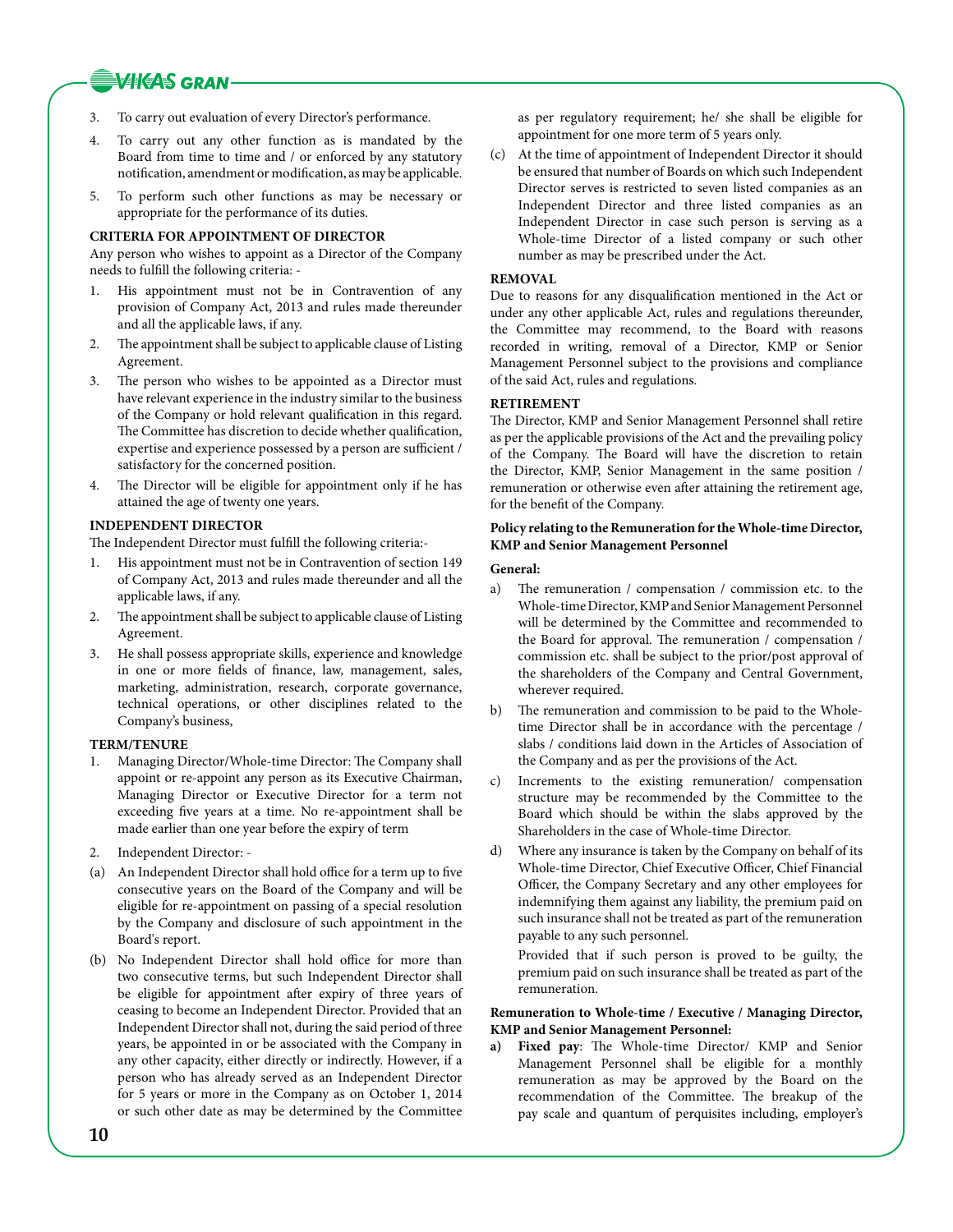3. To carry out evaluation of every Director's performance.

4. To carry out any other function as is mandated by the Board from time to time and / or enforced by any statutory notification, amendment or modification, as may be applicable.

5. To perform such other functions as may be necessary or appropriate for the performance of its duties.

**CRITERIA FOR APPOINTMENT OF DIRECTOR**

Any person who wishes to appoint as a Director of the Company needs to fulfill the following criteria: -

1. His appointment must not be in Contravention of any provision of Company Act, 2013 and rules made thereunder and all the applicable laws, if any.

2. The appointment shall be subject to applicable clause of Listing Agreement.

3. The person who wishes to be appointed as a Director must have relevant experience in the industry similar to the business of the Company or hold relevant qualification in this regard. The Committee has discretion to decide whether qualification, expertise and experience possessed by a person are sufficient / satisfactory for the concerned position.

4. The Director will be eligible for appointment only if he has attained the age of twenty one years.

**INDEPENDENT DIRECTOR**

The Independent Director must fulfill the following criteria:-

1. His appointment must not be in Contravention of section 149 of Company Act, 2013 and rules made thereunder and all the applicable laws, if any.

2. The appointment shall be subject to applicable clause of Listing Agreement.

3. He shall possess appropriate skills, experience and knowledge in one or more fields of finance, law, management, sales, marketing, administration, research, corporate governance, technical operations, or other disciplines related to the Company's business,

**TERM/TENURE**

1. Managing Director/Whole-time Director: The Company shall appoint or re-appoint any person as its Executive Chairman, Managing Director or Executive Director for a term not exceeding five years at a time. No re-appointment shall be made earlier than one year before the expiry of term

2. Independent Director: -

(a) An Independent Director shall hold office for a term up to five consecutive years on the Board of the Company and will be eligible for re-appointment on passing of a special resolution by the Company and disclosure of such appointment in the Board's report.

(b) No Independent Director shall hold office for more than two consecutive terms, but such Independent Director shall be eligible for appointment after expiry of three years of ceasing to become an Independent Director. Provided that an Independent Director shall not, during the said period of three years, be appointed in or be associated with the Company in any other capacity, either directly or indirectly. However, if a person who has already served as an Independent Director for 5 years or more in the Company as on October 1, 2014 or such other date as may be determined by the Committee as per regulatory requirement; he/ she shall be eligible for appointment for one more term of 5 years only.

(c) At the time of appointment of Independent Director it should be ensured that number of Boards on which such Independent Director serves is restricted to seven listed companies as an Independent Director and three listed companies as an Independent Director in case such person is serving as a Whole-time Director of a listed company or such other number as may be prescribed under the Act.

**REMOVAL**

Due to reasons for any disqualification mentioned in the Act or under any other applicable Act, rules and regulations thereunder, the Committee may recommend, to the Board with reasons recorded in writing, removal of a Director, KMP or Senior Management Personnel subject to the provisions and compliance of the said Act, rules and regulations.

**RETIREMENT**

The Director, KMP and Senior Management Personnel shall retire as per the applicable provisions of the Act and the prevailing policy of the Company. The Board will have the discretion to retain the Director, KMP, Senior Management in the same position / remuneration or otherwise even after attaining the retirement age, for the benefit of the Company.

**Policy relating to the Remuneration for the Whole-time Director, KMP and Senior Management Personnel**

**General:**

a) The remuneration / compensation / commission etc. to the Whole-time Director, KMP and Senior Management Personnel will be determined by the Committee and recommended to the Board for approval. The remuneration / compensation / commission etc. shall be subject to the prior/post approval of the shareholders of the Company and Central Government, wherever required.

b) The remuneration and commission to be paid to the Whole-time Director shall be in accordance with the percentage / slabs / conditions laid down in the Articles of Association of the Company and as per the provisions of the Act.

c) Increments to the existing remuneration/ compensation structure may be recommended by the Committee to the Board which should be within the slabs approved by the Shareholders in the case of Whole-time Director.

d) Where any insurance is taken by the Company on behalf of its Whole-time Director, Chief Executive Officer, Chief Financial Officer, the Company Secretary and any other employees for indemnifying them against any liability, the premium paid on such insurance shall not be treated as part of the remuneration payable to any such personnel.

   Provided that if such person is proved to be guilty, the premium paid on such insurance shall be treated as part of the remuneration.

**Remuneration to Whole-time / Executive / Managing Director, KMP and Senior Management Personnel:**

**a) Fixed pay**: The Whole-time Director/ KMP and Senior Management Personnel shall be eligible for a monthly remuneration as may be approved by the Board on the recommendation of the Committee. The breakup of the pay scale and quantum of perquisites including, employer's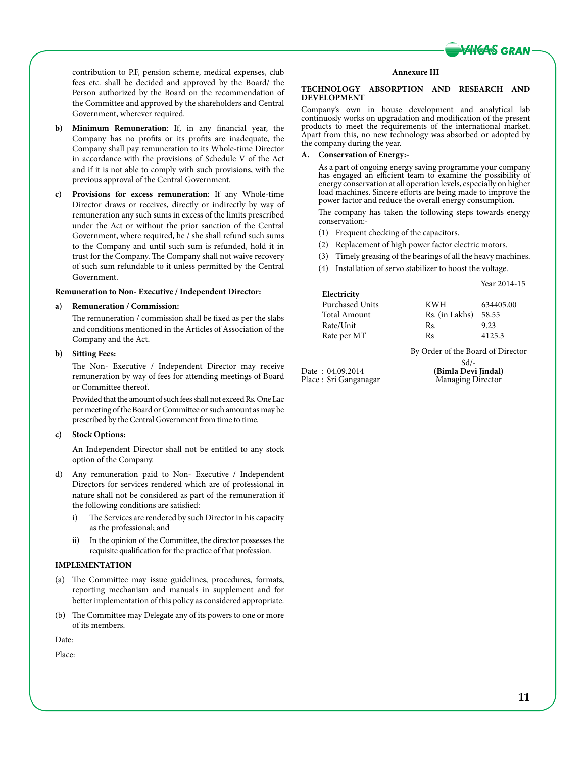contribution to P.F, pension scheme, medical expenses, club fees etc. shall be decided and approved by the Board/ the Person authorized by the Board on the recommendation of the Committee and approved by the shareholders and Central Government, wherever required.

**b) Minimum Remuneration**: If, in any financial year, the Company has no profits or its profits are inadequate, the Company shall pay remuneration to its Whole-time Director in accordance with the provisions of Schedule V of the Act and if it is not able to comply with such provisions, with the previous approval of the Central Government.

**c) Provisions for excess remuneration**: If any Whole-time Director draws or receives, directly or indirectly by way of remuneration any such sums in excess of the limits prescribed under the Act or without the prior sanction of the Central Government, where required, he / she shall refund such sums to the Company and until such sum is refunded, hold it in trust for the Company. The Company shall not waive recovery of such sum refundable to it unless permitted by the Central Government.

**Remuneration to Non- Executive / Independent Director:**

**a) Remuneration / Commission:**

The remuneration / commission shall be fixed as per the slabs and conditions mentioned in the Articles of Association of the Company and the Act.

**b) Sitting Fees:**

The Non- Executive / Independent Director may receive remuneration by way of fees for attending meetings of Board or Committee thereof.

Provided that the amount of such fees shall not exceed Rs. One Lac per meeting of the Board or Committee or such amount as may be prescribed by the Central Government from time to time.

**c) Stock Options:**

An Independent Director shall not be entitled to any stock option of the Company.

d) Any remuneration paid to Non- Executive / Independent Directors for services rendered which are of professional in nature shall not be considered as part of the remuneration if the following conditions are satisfied:

i) The Services are rendered by such Director in his capacity as the professional; and

ii) In the opinion of the Committee, the director possesses the requisite qualification for the practice of that profession.

**IMPLEMENTATION**

(a) The Committee may issue guidelines, procedures, formats, reporting mechanism and manuals in supplement and for better implementation of this policy as considered appropriate.

(b) The Committee may Delegate any of its powers to one or more of its members.

Date:

Place:

**Annexure III**

**TECHNOLOGY ABSORPTION AND RESEARCH AND DEVELOPMENT**

Company's own in house development and analytical lab continuosly works on upgradation and modification of the present products to meet the requirements of the international market. Apart from this, no new technology was absorbed or adopted by the company during the year.

**A. Conservation of Energy:-**

As a part of ongoing energy saving programme your company has engaged an efficient team to examine the possibility of energy conservation at all operation levels, especially on higher load machines. Sincere efforts are being made to improve the power factor and reduce the overall energy consumption.

The company has taken the following steps towards energy conservation:-

(1) Frequent checking of the capacitors.

(2) Replacement of high power factor electric motors.

(3) Timely greasing of the bearings of all the heavy machines.

(4) Installation of servo stabilizer to boost the voltage.

| | | Year 2014-15 |
|---|---|---|
| **Electricity** | | |
| Purchased Units | KWH | 634405.00 |
| Total Amount | Rs. (in Lakhs) | 58.55 |
| Rate/Unit | Rs. | 9.23 |
| Rate per MT | Rs | 4125.3 |

By Order of the Board of Director

Sd/-

**(Bimla Devi Jindal)**

Managing Director

Date : 04.09.2014

Place : Sri Ganganagar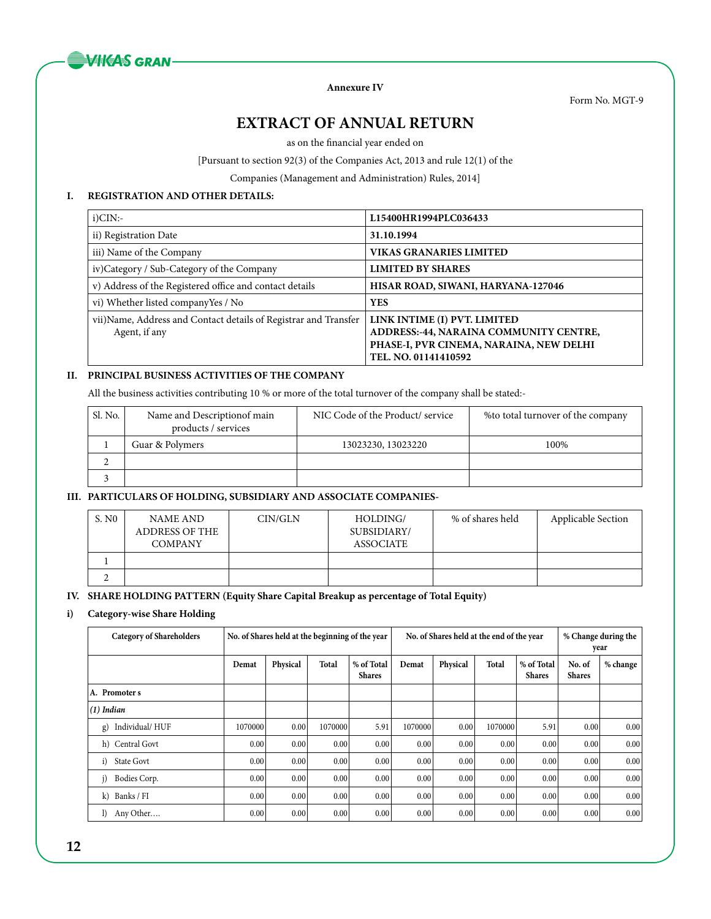Annexure IV

Form No. MGT-9

# EXTRACT OF ANNUAL RETURN

as on the financial year ended on

[Pursuant to section 92(3) of the Companies Act, 2013 and rule 12(1) of the

Companies (Management and Administration) Rules, 2014]

## I. REGISTRATION AND OTHER DETAILS:

| | |
|---|---|
| i)CIN:- | **L15400HR1994PLC036433** |
| ii) Registration Date | **31.10.1994** |
| iii) Name of the Company | **VIKAS GRANARIES LIMITED** |
| iv)Category / Sub-Category of the Company | **LIMITED BY SHARES** |
| v) Address of the Registered office and contact details | **HISAR ROAD, SIWANI, HARYANA-127046** |
| vi) Whether listed companyYes / No | **YES** |
| vii)Name, Address and Contact details of Registrar and Transfer Agent, if any | **LINK INTIME (I) PVT. LIMITED ADDRESS:-44, NARAINA COMMUNITY CENTRE, PHASE-I, PVR CINEMA, NARAINA, NEW DELHI TEL. NO. 01141410592** |

## II. PRINCIPAL BUSINESS ACTIVITIES OF THE COMPANY

All the business activities contributing 10 % or more of the total turnover of the company shall be stated:-

| Sl. No. | Name and Descriptionof main products / services | NIC Code of the Product/ service | %to total turnover of the company |
|---|---|---|---|
| 1 | Guar & Polymers | 13023230, 13023220 | 100% |
| 2 | | | |
| 3 | | | |

## III. PARTICULARS OF HOLDING, SUBSIDIARY AND ASSOCIATE COMPANIES-

| S. N0 | NAME AND ADDRESS OF THE COMPANY | CIN/GLN | HOLDING/ SUBSIDIARY/ ASSOCIATE | % of shares held | Applicable Section |
|---|---|---|---|---|---|
| 1 | | | | | |
| 2 | | | | | |

## IV. SHARE HOLDING PATTERN (Equity Share Capital Breakup as percentage of Total Equity)

### i) Category-wise Share Holding

| Category of Shareholders | No. of Shares held at the beginning of the year | | | | No. of Shares held at the end of the year | | | | % Change during the year | |
|---|---|---|---|---|---|---|---|---|---|---|
| | Demat | Physical | Total | % of Total Shares | Demat | Physical | Total | % of Total Shares | No. of Shares | % change |
| **A. Promoter s** | | | | | | | | | | |
| ***(1) Indian*** | | | | | | | | | | |
| g) Individual/ HUF | 1070000 | 0.00 | 1070000 | 5.91 | 1070000 | 0.00 | 1070000 | 5.91 | 0.00 | 0.00 |
| h) Central Govt | 0.00 | 0.00 | 0.00 | 0.00 | 0.00 | 0.00 | 0.00 | 0.00 | 0.00 | 0.00 |
| i) State Govt | 0.00 | 0.00 | 0.00 | 0.00 | 0.00 | 0.00 | 0.00 | 0.00 | 0.00 | 0.00 |
| j) Bodies Corp. | 0.00 | 0.00 | 0.00 | 0.00 | 0.00 | 0.00 | 0.00 | 0.00 | 0.00 | 0.00 |
| k) Banks / FI | 0.00 | 0.00 | 0.00 | 0.00 | 0.00 | 0.00 | 0.00 | 0.00 | 0.00 | 0.00 |
| l) Any Other…. | 0.00 | 0.00 | 0.00 | 0.00 | 0.00 | 0.00 | 0.00 | 0.00 | 0.00 | 0.00 |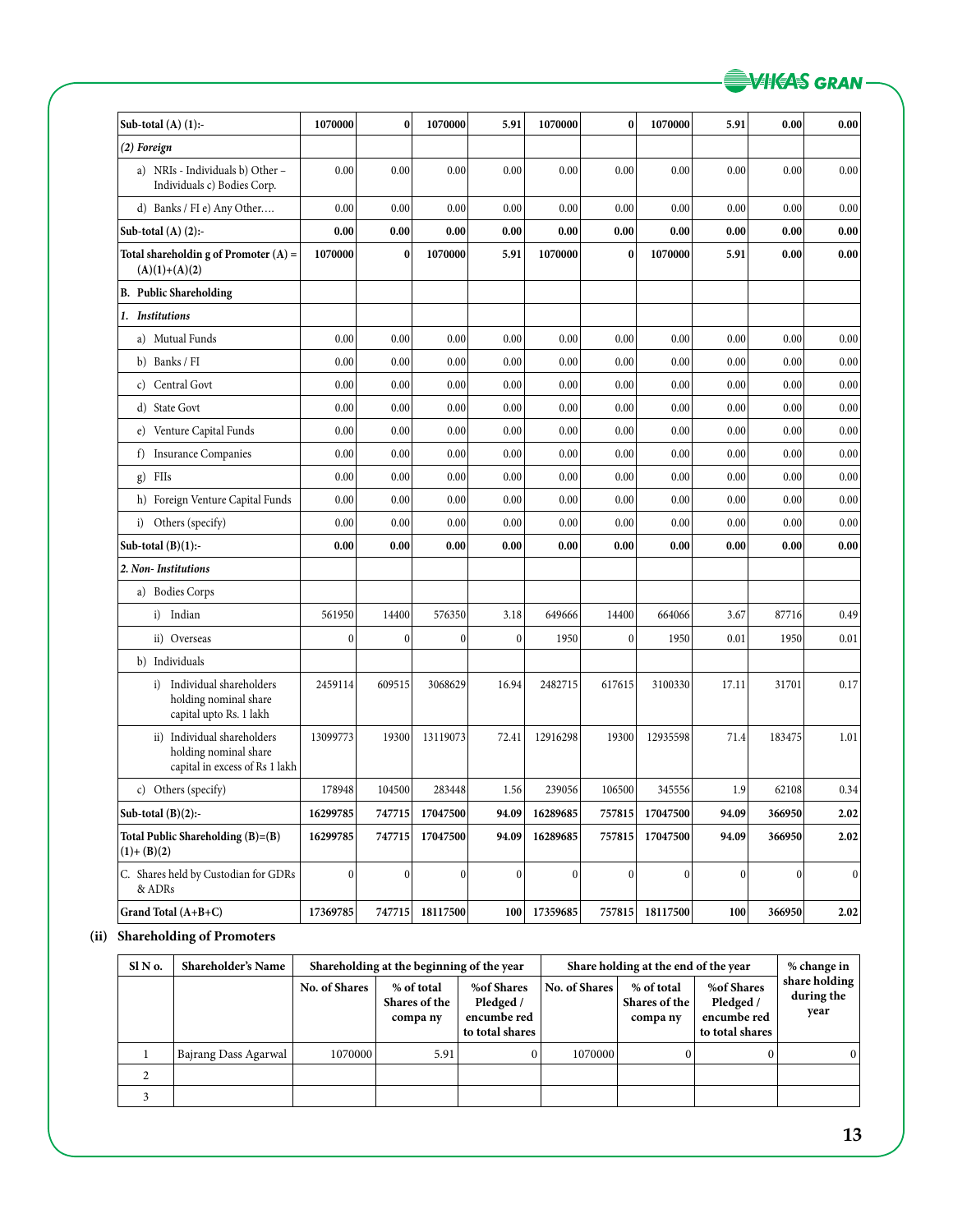| Sub-total (A) (1):- | 1070000 | 0 | 1070000 | 5.91 | 1070000 | 0 | 1070000 | 5.91 | 0.00 | 0.00 |
|---|---|---|---|---|---|---|---|---|---|---|
| *(2) Foreign* | | | | | | | | | | |
| a) NRIs - Individuals b) Other – Individuals c) Bodies Corp. | 0.00 | 0.00 | 0.00 | 0.00 | 0.00 | 0.00 | 0.00 | 0.00 | 0.00 | 0.00 |
| d) Banks / FI e) Any Other.... | 0.00 | 0.00 | 0.00 | 0.00 | 0.00 | 0.00 | 0.00 | 0.00 | 0.00 | 0.00 |
| **Sub-total (A) (2):-** | **0.00** | **0.00** | **0.00** | **0.00** | **0.00** | **0.00** | **0.00** | **0.00** | **0.00** | **0.00** |
| **Total shareholdin g of Promoter (A) = (A)(1)+(A)(2)** | **1070000** | **0** | **1070000** | **5.91** | **1070000** | **0** | **1070000** | **5.91** | **0.00** | **0.00** |
| **B. Public Shareholding** | | | | | | | | | | |
| ***1. Institutions*** | | | | | | | | | | |
| a) Mutual Funds | 0.00 | 0.00 | 0.00 | 0.00 | 0.00 | 0.00 | 0.00 | 0.00 | 0.00 | 0.00 |
| b) Banks / FI | 0.00 | 0.00 | 0.00 | 0.00 | 0.00 | 0.00 | 0.00 | 0.00 | 0.00 | 0.00 |
| c) Central Govt | 0.00 | 0.00 | 0.00 | 0.00 | 0.00 | 0.00 | 0.00 | 0.00 | 0.00 | 0.00 |
| d) State Govt | 0.00 | 0.00 | 0.00 | 0.00 | 0.00 | 0.00 | 0.00 | 0.00 | 0.00 | 0.00 |
| e) Venture Capital Funds | 0.00 | 0.00 | 0.00 | 0.00 | 0.00 | 0.00 | 0.00 | 0.00 | 0.00 | 0.00 |
| f) Insurance Companies | 0.00 | 0.00 | 0.00 | 0.00 | 0.00 | 0.00 | 0.00 | 0.00 | 0.00 | 0.00 |
| g) FIIs | 0.00 | 0.00 | 0.00 | 0.00 | 0.00 | 0.00 | 0.00 | 0.00 | 0.00 | 0.00 |
| h) Foreign Venture Capital Funds | 0.00 | 0.00 | 0.00 | 0.00 | 0.00 | 0.00 | 0.00 | 0.00 | 0.00 | 0.00 |
| i) Others (specify) | 0.00 | 0.00 | 0.00 | 0.00 | 0.00 | 0.00 | 0.00 | 0.00 | 0.00 | 0.00 |
| **Sub-total (B)(1):-** | **0.00** | **0.00** | **0.00** | **0.00** | **0.00** | **0.00** | **0.00** | **0.00** | **0.00** | **0.00** |
| ***2. Non- Institutions*** | | | | | | | | | | |
| a) Bodies Corps | | | | | | | | | | |
| i) Indian | 561950 | 14400 | 576350 | 3.18 | 649666 | 14400 | 664066 | 3.67 | 87716 | 0.49 |
| ii) Overseas | 0 | 0 | 0 | 0 | 1950 | 0 | 1950 | 0.01 | 1950 | 0.01 |
| b) Individuals | | | | | | | | | | |
| i) Individual shareholders holding nominal share capital upto Rs. 1 lakh | 2459114 | 609515 | 3068629 | 16.94 | 2482715 | 617615 | 3100330 | 17.11 | 31701 | 0.17 |
| ii) Individual shareholders holding nominal share capital in excess of Rs 1 lakh | 13099773 | 19300 | 13119073 | 72.41 | 12916298 | 19300 | 12935598 | 71.4 | 183475 | 1.01 |
| c) Others (specify) | 178948 | 104500 | 283448 | 1.56 | 239056 | 106500 | 345556 | 1.9 | 62108 | 0.34 |
| **Sub-total (B)(2):-** | **16299785** | **747715** | **17047500** | **94.09** | **16289685** | **757815** | **17047500** | **94.09** | **366950** | **2.02** |
| **Total Public Shareholding (B)=(B)(1)+ (B)(2)** | **16299785** | **747715** | **17047500** | **94.09** | **16289685** | **757815** | **17047500** | **94.09** | **366950** | **2.02** |
| C. Shares held by Custodian for GDRs & ADRs | 0 | 0 | 0 | 0 | 0 | 0 | 0 | 0 | 0 | 0 |
| **Grand Total (A+B+C)** | **17369785** | **747715** | **18117500** | **100** | **17359685** | **757815** | **18117500** | **100** | **366950** | **2.02** |

**(ii) Shareholding of Promoters**

| Sl N o. | Shareholder's Name | Shareholding at the beginning of the year | | | Share holding at the end of the year | | | % change in share holding during the year |
|---|---|---|---|---|---|---|---|---|
| | | No. of Shares | % of total Shares of the compa ny | %of Shares Pledged / encumbe red to total shares | No. of Shares | % of total Shares of the compa ny | %of Shares Pledged / encumbe red to total shares | |
| 1 | Bajrang Dass Agarwal | 1070000 | 5.91 | 0 | 1070000 | 0 | 0 | 0 |
| 2 | | | | | | | | |
| 3 | | | | | | | | |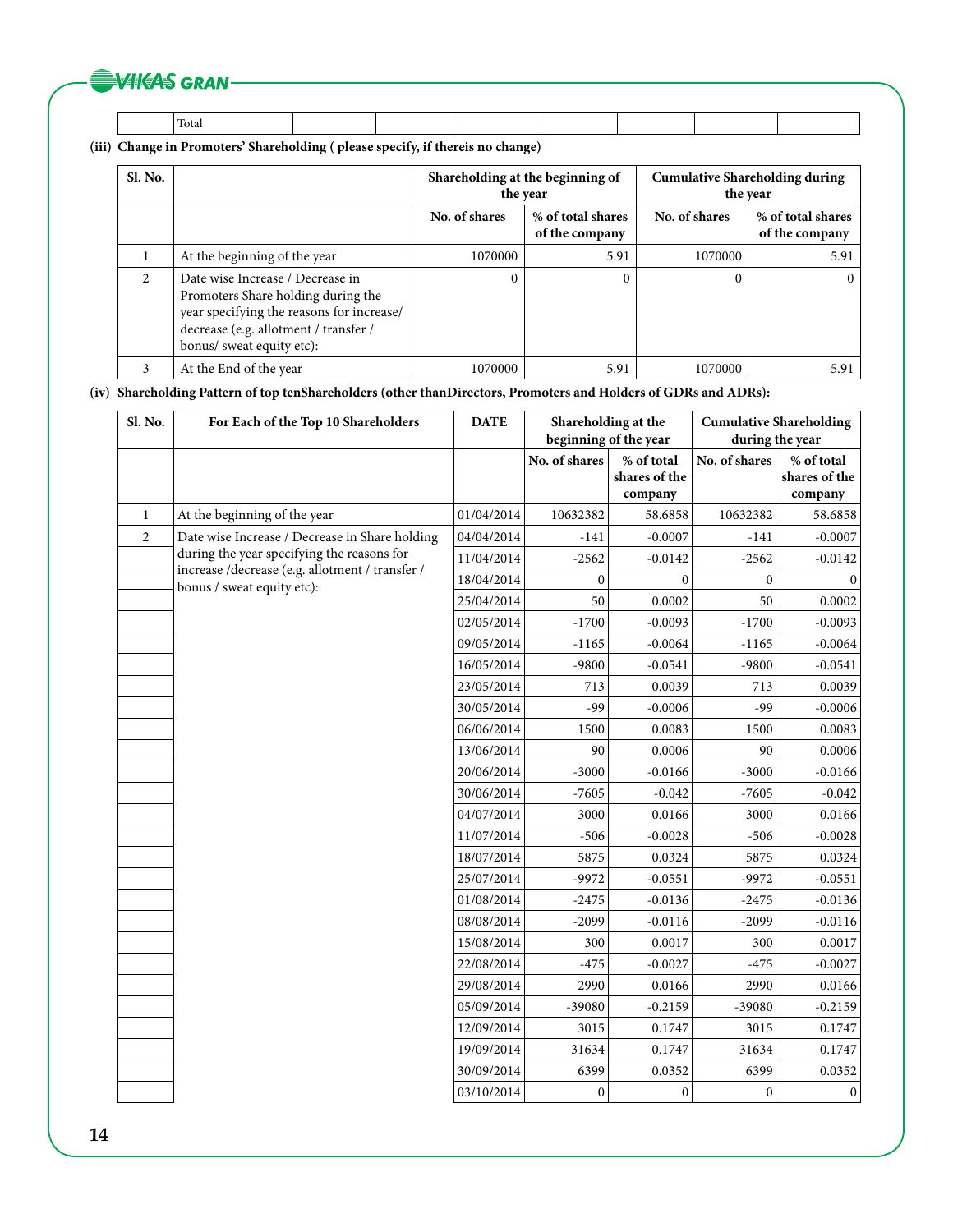| | Total | | | | | | | |
|---|---|---|---|---|---|---|---|---|

**(iii) Change in Promoters' Shareholding ( please specify, if thereis no change)**

| Sl. No. | | Shareholding at the beginning of the year | | Cumulative Shareholding during the year | |
|---|---|---|---|---|---|
| | | No. of shares | % of total shares of the company | No. of shares | % of total shares of the company |
| 1 | At the beginning of the year | 1070000 | 5.91 | 1070000 | 5.91 |
| 2 | Date wise Increase / Decrease in Promoters Share holding during the year specifying the reasons for increase/ decrease (e.g. allotment / transfer / bonus/ sweat equity etc): | 0 | 0 | 0 | 0 |
| 3 | At the End of the year | 1070000 | 5.91 | 1070000 | 5.91 |

**(iv) Shareholding Pattern of top tenShareholders (other thanDirectors, Promoters and Holders of GDRs and ADRs):**

| Sl. No. | For Each of the Top 10 Shareholders | DATE | Shareholding at the beginning of the year | | Cumulative Shareholding during the year | |
|---|---|---|---|---|---|---|
| | | | No. of shares | % of total shares of the company | No. of shares | % of total shares of the company |
| 1 | At the beginning of the year | 01/04/2014 | 10632382 | 58.6858 | 10632382 | 58.6858 |
| 2 | Date wise Increase / Decrease in Share holding during the year specifying the reasons for increase /decrease (e.g. allotment / transfer / bonus / sweat equity etc): | 04/04/2014 | -141 | -0.0007 | -141 | -0.0007 |
| | | 11/04/2014 | -2562 | -0.0142 | -2562 | -0.0142 |
| | | 18/04/2014 | 0 | 0 | 0 | 0 |
| | | 25/04/2014 | 50 | 0.0002 | 50 | 0.0002 |
| | | 02/05/2014 | -1700 | -0.0093 | -1700 | -0.0093 |
| | | 09/05/2014 | -1165 | -0.0064 | -1165 | -0.0064 |
| | | 16/05/2014 | -9800 | -0.0541 | -9800 | -0.0541 |
| | | 23/05/2014 | 713 | 0.0039 | 713 | 0.0039 |
| | | 30/05/2014 | -99 | -0.0006 | -99 | -0.0006 |
| | | 06/06/2014 | 1500 | 0.0083 | 1500 | 0.0083 |
| | | 13/06/2014 | 90 | 0.0006 | 90 | 0.0006 |
| | | 20/06/2014 | -3000 | -0.0166 | -3000 | -0.0166 |
| | | 30/06/2014 | -7605 | -0.042 | -7605 | -0.042 |
| | | 04/07/2014 | 3000 | 0.0166 | 3000 | 0.0166 |
| | | 11/07/2014 | -506 | -0.0028 | -506 | -0.0028 |
| | | 18/07/2014 | 5875 | 0.0324 | 5875 | 0.0324 |
| | | 25/07/2014 | -9972 | -0.0551 | -9972 | -0.0551 |
| | | 01/08/2014 | -2475 | -0.0136 | -2475 | -0.0136 |
| | | 08/08/2014 | -2099 | -0.0116 | -2099 | -0.0116 |
| | | 15/08/2014 | 300 | 0.0017 | 300 | 0.0017 |
| | | 22/08/2014 | -475 | -0.0027 | -475 | -0.0027 |
| | | 29/08/2014 | 2990 | 0.0166 | 2990 | 0.0166 |
| | | 05/09/2014 | -39080 | -0.2159 | -39080 | -0.2159 |
| | | 12/09/2014 | 3015 | 0.1747 | 3015 | 0.1747 |
| | | 19/09/2014 | 31634 | 0.1747 | 31634 | 0.1747 |
| | | 30/09/2014 | 6399 | 0.0352 | 6399 | 0.0352 |
| | | 03/10/2014 | 0 | 0 | 0 | 0 |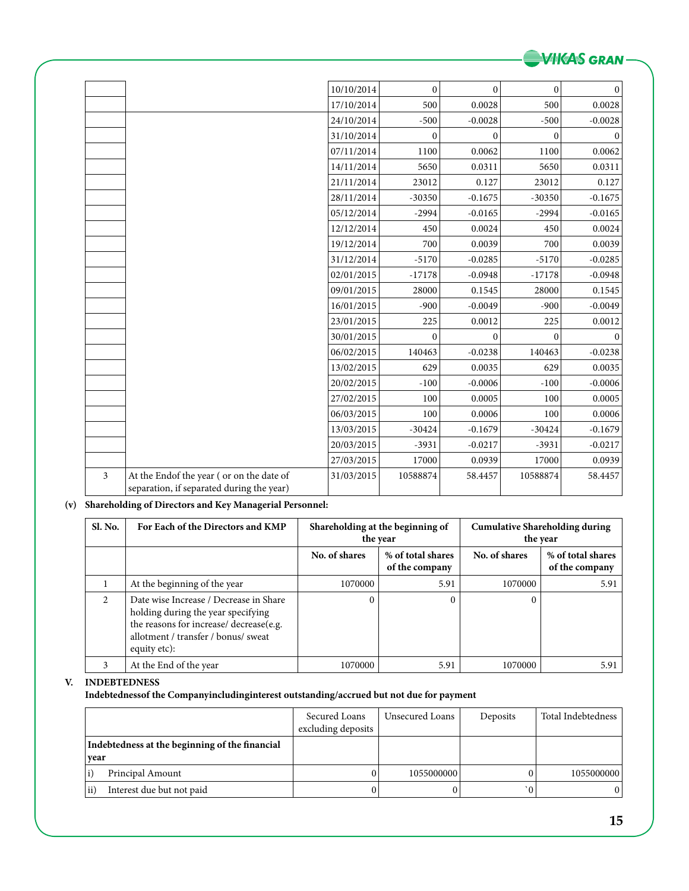| | | | | | | |
|---|---|---|---|---|---|---|
| | | 10/10/2014 | 0 | 0 | 0 | 0 |
| | | 17/10/2014 | 500 | 0.0028 | 500 | 0.0028 |
| | | 24/10/2014 | -500 | -0.0028 | -500 | -0.0028 |
| | | 31/10/2014 | 0 | 0 | 0 | 0 |
| | | 07/11/2014 | 1100 | 0.0062 | 1100 | 0.0062 |
| | | 14/11/2014 | 5650 | 0.0311 | 5650 | 0.0311 |
| | | 21/11/2014 | 23012 | 0.127 | 23012 | 0.127 |
| | | 28/11/2014 | -30350 | -0.1675 | -30350 | -0.1675 |
| | | 05/12/2014 | -2994 | -0.0165 | -2994 | -0.0165 |
| | | 12/12/2014 | 450 | 0.0024 | 450 | 0.0024 |
| | | 19/12/2014 | 700 | 0.0039 | 700 | 0.0039 |
| | | 31/12/2014 | -5170 | -0.0285 | -5170 | -0.0285 |
| | | 02/01/2015 | -17178 | -0.0948 | -17178 | -0.0948 |
| | | 09/01/2015 | 28000 | 0.1545 | 28000 | 0.1545 |
| | | 16/01/2015 | -900 | -0.0049 | -900 | -0.0049 |
| | | 23/01/2015 | 225 | 0.0012 | 225 | 0.0012 |
| | | 30/01/2015 | 0 | 0 | 0 | 0 |
| | | 06/02/2015 | 140463 | -0.0238 | 140463 | -0.0238 |
| | | 13/02/2015 | 629 | 0.0035 | 629 | 0.0035 |
| | | 20/02/2015 | -100 | -0.0006 | -100 | -0.0006 |
| | | 27/02/2015 | 100 | 0.0005 | 100 | 0.0005 |
| | | 06/03/2015 | 100 | 0.0006 | 100 | 0.0006 |
| | | 13/03/2015 | -30424 | -0.1679 | -30424 | -0.1679 |
| | | 20/03/2015 | -3931 | -0.0217 | -3931 | -0.0217 |
| | | 27/03/2015 | 17000 | 0.0939 | 17000 | 0.0939 |
| 3 | At the Endof the year ( or on the date of separation, if separated during the year) | 31/03/2015 | 10588874 | 58.4457 | 10588874 | 58.4457 |

**(v) Shareholding of Directors and Key Managerial Personnel:**

| Sl. No. | For Each of the Directors and KMP | Shareholding at the beginning of the year | | Cumulative Shareholding during the year | |
|---|---|---|---|---|---|
| | | No. of shares | % of total shares of the company | No. of shares | % of total shares of the company |
| 1 | At the beginning of the year | 1070000 | 5.91 | 1070000 | 5.91 |
| 2 | Date wise Increase / Decrease in Share holding during the year specifying the reasons for increase/ decrease(e.g. allotment / transfer / bonus/ sweat equity etc): | 0 | 0 | 0 | |
| 3 | At the End of the year | 1070000 | 5.91 | 1070000 | 5.91 |

**V. INDEBTEDNESS**

**Indebtednessof the Companyincludinginterest outstanding/accrued but not due for payment**

| | Secured Loans excluding deposits | Unsecured Loans | Deposits | Total Indebtedness |
|---|---|---|---|---|
| **Indebtedness at the beginning of the financial year** | | | | |
| i) Principal Amount | 0 | 1055000000 | 0 | 1055000000 |
| ii) Interest due but not paid | 0 | 0 | `0 | 0 |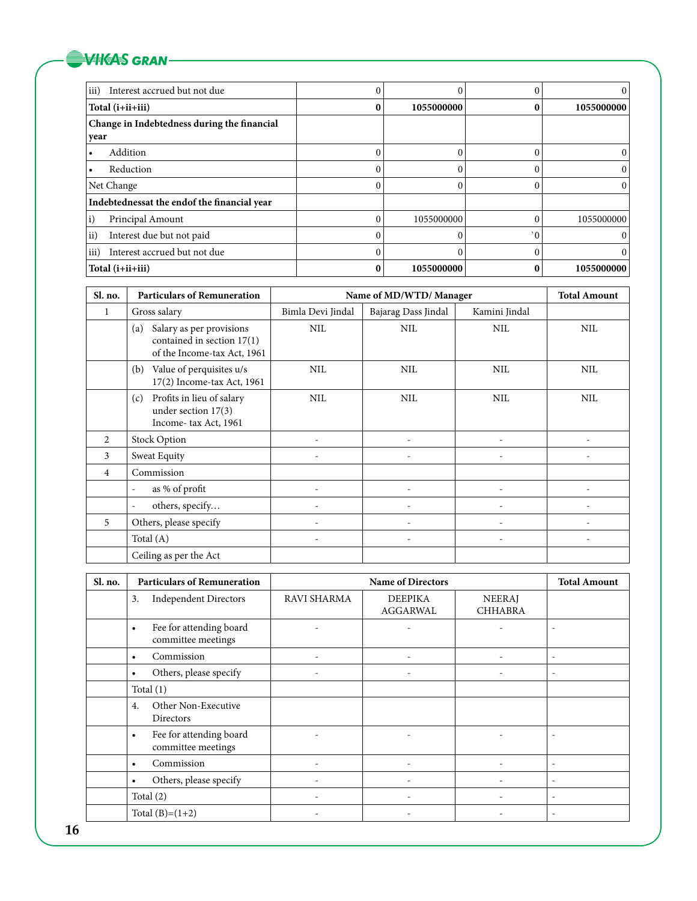| | | | | |
|---|---|---|---|---|
| iii) Interest accrued but not due | 0 | 0 | 0 | 0 |
| **Total (i+ii+iii)** | **0** | **1055000000** | **0** | **1055000000** |
| **Change in Indebtedness during the financial year** | | | | |
| • Addition | 0 | 0 | 0 | 0 |
| • Reduction | 0 | 0 | 0 | 0 |
| Net Change | 0 | 0 | 0 | 0 |
| **Indebtednessat the endof the financial year** | | | | |
| i) Principal Amount | 0 | 1055000000 | 0 | 1055000000 |
| ii) Interest due but not paid | 0 | 0 | `0 | 0 |
| iii) Interest accrued but not due | 0 | 0 | 0 | 0 |
| **Total (i+ii+iii)** | **0** | **1055000000** | **0** | **1055000000** |

| Sl. no. | Particulars of Remuneration | Name of MD/WTD/ Manager | | | Total Amount |
|---|---|---|---|---|---|
| 1 | Gross salary | Bimla Devi Jindal | Bajarag Dass Jindal | Kamini Jindal | |
| | (a) Salary as per provisions contained in section 17(1) of the Income-tax Act, 1961 | NIL | NIL | NIL | NIL |
| | (b) Value of perquisites u/s 17(2) Income-tax Act, 1961 | NIL | NIL | NIL | NIL |
| | (c) Profits in lieu of salary under section 17(3) Income- tax Act, 1961 | NIL | NIL | NIL | NIL |
| 2 | Stock Option | - | - | - | - |
| 3 | Sweat Equity | - | - | - | - |
| 4 | Commission | | | | |
| | - as % of profit | - | - | - | - |
| | - others, specify… | - | - | - | - |
| 5 | Others, please specify | - | - | - | - |
| | Total (A) | - | - | - | - |
| | Ceiling as per the Act | | | | |

| Sl. no. | Particulars of Remuneration | Name of Directors | | | Total Amount |
|---|---|---|---|---|---|
| | 3. Independent Directors | RAVI SHARMA | DEEPIKA AGGARWAL | NEERAJ CHHABRA | |
| | • Fee for attending board committee meetings | - | - | - | - |
| | • Commission | - | - | - | - |
| | • Others, please specify | - | - | - | - |
| | Total (1) | | | | |
| | 4. Other Non-Executive Directors | | | | |
| | • Fee for attending board committee meetings | - | - | - | - |
| | • Commission | - | - | - | - |
| | • Others, please specify | - | - | - | - |
| | Total (2) | - | - | - | - |
| | Total (B)=(1+2) | - | - | - | - |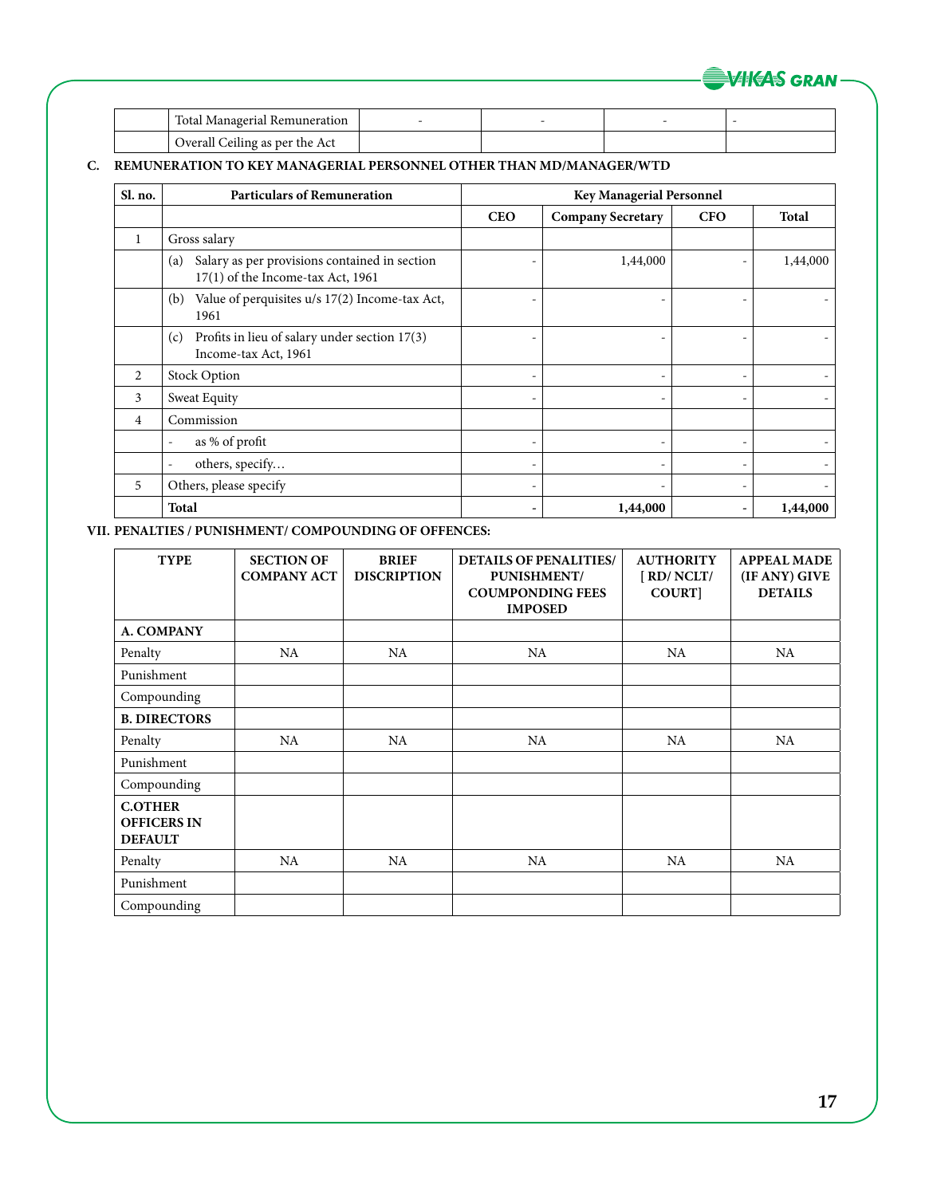| | Total Managerial Remuneration | - | - | - | - |
|---|---|---|---|---|---|
| | Overall Ceiling as per the Act | | | | |

**C. REMUNERATION TO KEY MANAGERIAL PERSONNEL OTHER THAN MD/MANAGER/WTD**

| Sl. no. | Particulars of Remuneration | Key Managerial Personnel | | | |
|---|---|---|---|---|---|
| | | CEO | Company Secretary | CFO | Total |
| 1 | Gross salary | | | | |
| | (a) Salary as per provisions contained in section 17(1) of the Income-tax Act, 1961 | - | 1,44,000 | - | 1,44,000 |
| | (b) Value of perquisites u/s 17(2) Income-tax Act, 1961 | - | - | - | - |
| | (c) Profits in lieu of salary under section 17(3) Income-tax Act, 1961 | - | - | - | - |
| 2 | Stock Option | - | - | - | - |
| 3 | Sweat Equity | - | - | - | - |
| 4 | Commission | | | | |
| | - as % of profit | - | - | - | - |
| | - others, specify… | - | - | - | - |
| 5 | Others, please specify | - | - | - | - |
| | **Total** | **-** | **1,44,000** | **-** | **1,44,000** |

**VII. PENALTIES / PUNISHMENT/ COMPOUNDING OF OFFENCES:**

| TYPE | SECTION OF COMPANY ACT | BRIEF DISCRIPTION | DETAILS OF PENALITIES/ PUNISHMENT/ COUMPONDING FEES IMPOSED | AUTHORITY [ RD/ NCLT/ COURT] | APPEAL MADE (IF ANY) GIVE DETAILS |
|---|---|---|---|---|---|
| **A. COMPANY** | | | | | |
| Penalty | NA | NA | NA | NA | NA |
| Punishment | | | | | |
| Compounding | | | | | |
| **B. DIRECTORS** | | | | | |
| Penalty | NA | NA | NA | NA | NA |
| Punishment | | | | | |
| Compounding | | | | | |
| **C.OTHER OFFICERS IN DEFAULT** | | | | | |
| Penalty | NA | NA | NA | NA | NA |
| Punishment | | | | | |
| Compounding | | | | | |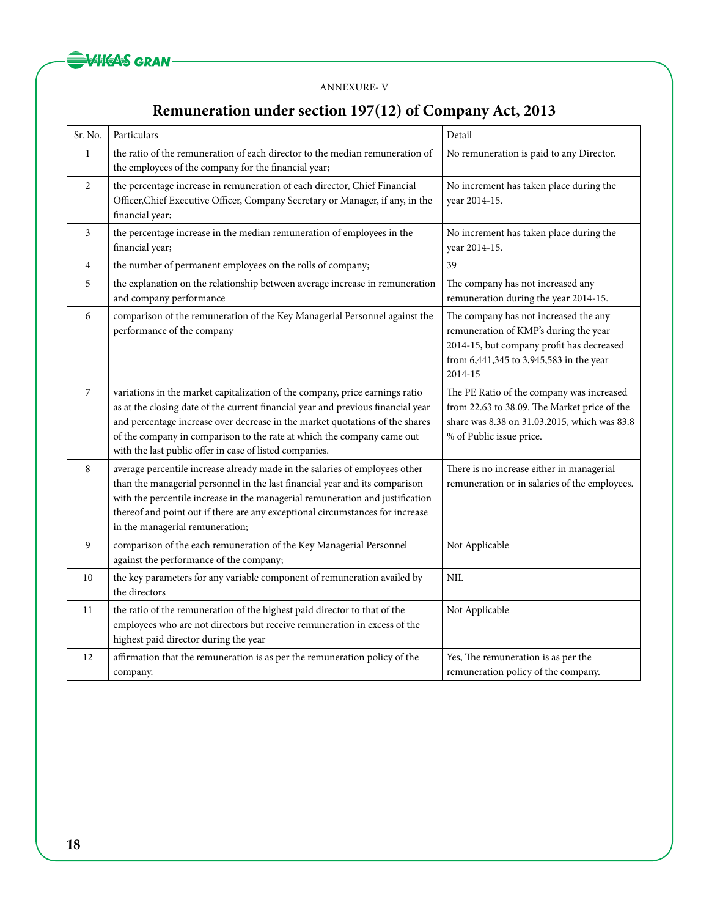ANNEXURE- V

# Remuneration under section 197(12) of Company Act, 2013

| Sr. No. | Particulars | Detail |
|---|---|---|
| 1 | the ratio of the remuneration of each director to the median remuneration of the employees of the company for the financial year; | No remuneration is paid to any Director. |
| 2 | the percentage increase in remuneration of each director, Chief Financial Officer,Chief Executive Officer, Company Secretary or Manager, if any, in the financial year; | No increment has taken place during the year 2014-15. |
| 3 | the percentage increase in the median remuneration of employees in the financial year; | No increment has taken place during the year 2014-15. |
| 4 | the number of permanent employees on the rolls of company; | 39 |
| 5 | the explanation on the relationship between average increase in remuneration and company performance | The company has not increased any remuneration during the year 2014-15. |
| 6 | comparison of the remuneration of the Key Managerial Personnel against the performance of the company | The company has not increased the any remuneration of KMP's during the year 2014-15, but company profit has decreased from 6,441,345 to 3,945,583 in the year 2014-15 |
| 7 | variations in the market capitalization of the company, price earnings ratio as at the closing date of the current financial year and previous financial year and percentage increase over decrease in the market quotations of the shares of the company in comparison to the rate at which the company came out with the last public offer in case of listed companies. | The PE Ratio of the company was increased from 22.63 to 38.09. The Market price of the share was 8.38 on 31.03.2015, which was 83.8 % of Public issue price. |
| 8 | average percentile increase already made in the salaries of employees other than the managerial personnel in the last financial year and its comparison with the percentile increase in the managerial remuneration and justification thereof and point out if there are any exceptional circumstances for increase in the managerial remuneration; | There is no increase either in managerial remuneration or in salaries of the employees. |
| 9 | comparison of the each remuneration of the Key Managerial Personnel against the performance of the company; | Not Applicable |
| 10 | the key parameters for any variable component of remuneration availed by the directors | NIL |
| 11 | the ratio of the remuneration of the highest paid director to that of the employees who are not directors but receive remuneration in excess of the highest paid director during the year | Not Applicable |
| 12 | affirmation that the remuneration is as per the remuneration policy of the company. | Yes, The remuneration is as per the remuneration policy of the company. |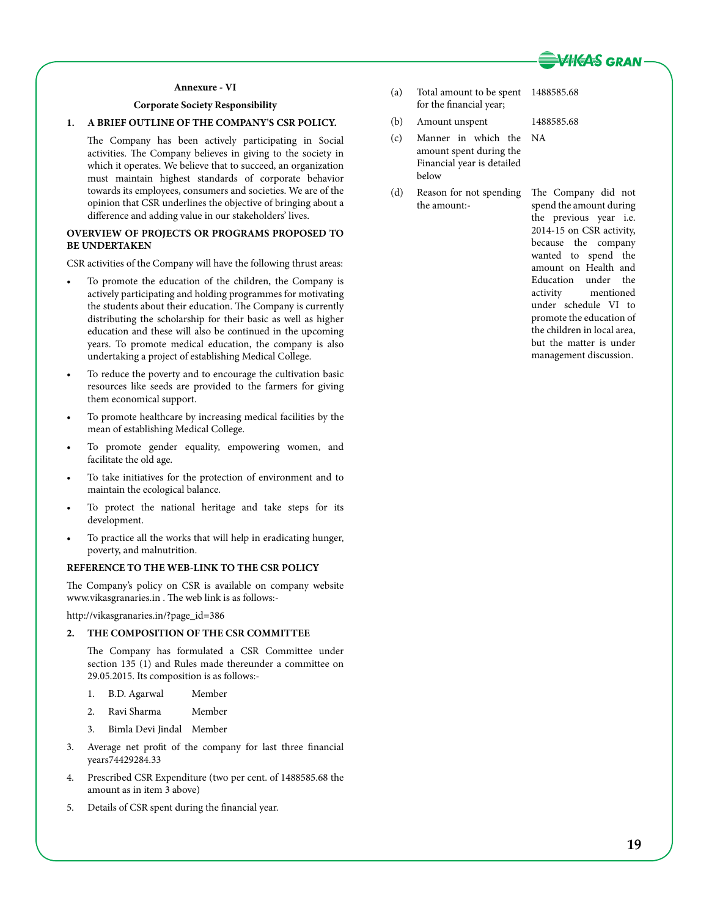## Annexure - VI

### Corporate Society Responsibility

**1. A BRIEF OUTLINE OF THE COMPANY'S CSR POLICY.**

The Company has been actively participating in Social activities. The Company believes in giving to the society in which it operates. We believe that to succeed, an organization must maintain highest standards of corporate behavior towards its employees, consumers and societies. We are of the opinion that CSR underlines the objective of bringing about a difference and adding value in our stakeholders' lives.

**OVERVIEW OF PROJECTS OR PROGRAMS PROPOSED TO BE UNDERTAKEN**

CSR activities of the Company will have the following thrust areas:

- To promote the education of the children, the Company is actively participating and holding programmes for motivating the students about their education. The Company is currently distributing the scholarship for their basic as well as higher education and these will also be continued in the upcoming years. To promote medical education, the company is also undertaking a project of establishing Medical College.
- To reduce the poverty and to encourage the cultivation basic resources like seeds are provided to the farmers for giving them economical support.
- To promote healthcare by increasing medical facilities by the mean of establishing Medical College.
- To promote gender equality, empowering women, and facilitate the old age.
- To take initiatives for the protection of environment and to maintain the ecological balance.
- To protect the national heritage and take steps for its development.
- To practice all the works that will help in eradicating hunger, poverty, and malnutrition.

**REFERENCE TO THE WEB-LINK TO THE CSR POLICY**

The Company's policy on CSR is available on company website www.vikasgranaries.in . The web link is as follows:-

http://vikasgranaries.in/?page_id=386

**2. THE COMPOSITION OF THE CSR COMMITTEE**

The Company has formulated a CSR Committee under section 135 (1) and Rules made thereunder a committee on 29.05.2015. Its composition is as follows:-

1. B.D. Agarwal — Member
2. Ravi Sharma — Member
3. Bimla Devi Jindal — Member

3. Average net profit of the company for last three financial years74429284.33

4. Prescribed CSR Expenditure (two per cent. of 1488585.68 the amount as in item 3 above)

5. Details of CSR spent during the financial year.

| | | |
|---|---|---|
| (a) | Total amount to be spent for the financial year; | 1488585.68 |
| (b) | Amount unspent | 1488585.68 |
| (c) | Manner in which the amount spent during the Financial year is detailed below | NA |
| (d) | Reason for not spending the amount:- | The Company did not spend the amount during the previous year i.e. 2014-15 on CSR activity, because the company wanted to spend the amount on Health and Education under the activity mentioned under schedule VI to promote the education of the children in local area, but the matter is under management discussion. |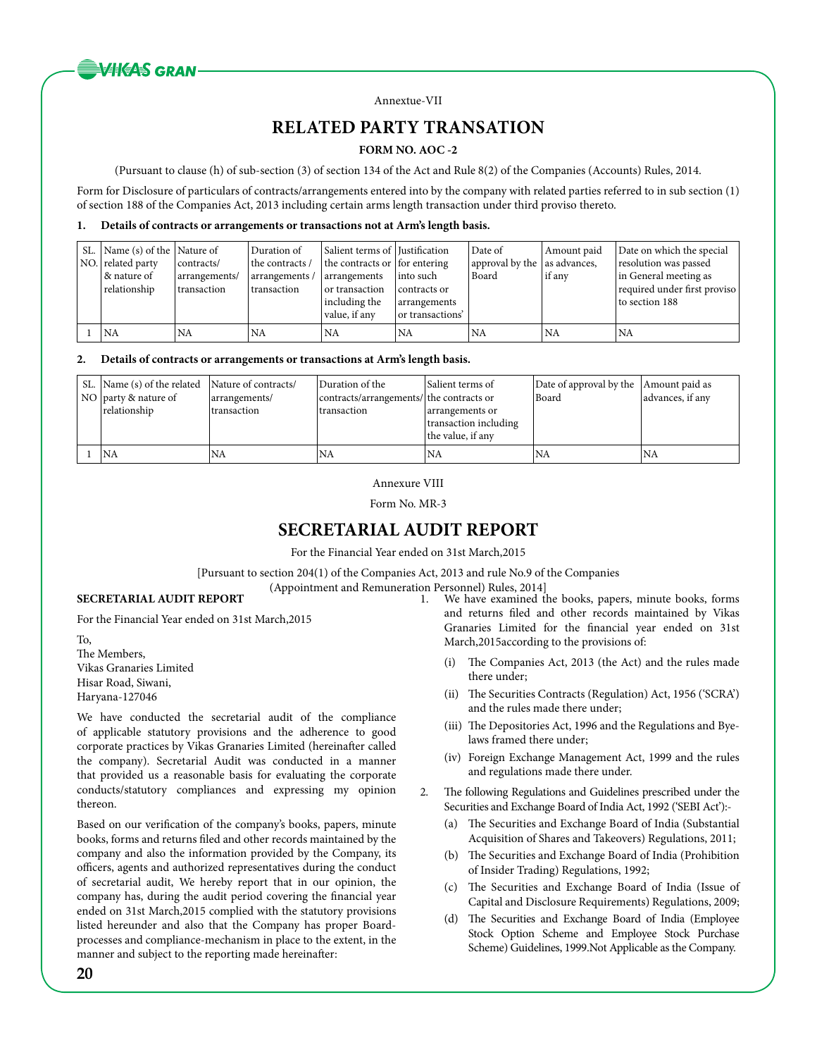Annextue-VII

# RELATED PARTY TRANSATION

**FORM NO. AOC -2**

(Pursuant to clause (h) of sub-section (3) of section 134 of the Act and Rule 8(2) of the Companies (Accounts) Rules, 2014.

Form for Disclosure of particulars of contracts/arrangements entered into by the company with related parties referred to in sub section (1) of section 188 of the Companies Act, 2013 including certain arms length transaction under third proviso thereto.

**1. Details of contracts or arrangements or transactions not at Arm's length basis.**

| SL. NO. | Name (s) of the related party & nature of relationship | Nature of contracts/ arrangements/ transaction | Duration of the contracts / arrangements / transaction | Salient terms of the contracts or arrangements or transaction including the value, if any | Justification for entering into such contracts or arrangements or transactions' | Date of approval by the Board | Amount paid as advances, if any | Date on which the special resolution was passed in General meeting as required under first proviso to section 188 |
|---|---|---|---|---|---|---|---|---|
| 1 | NA | NA | NA | NA | NA | NA | NA | NA |

**2. Details of contracts or arrangements or transactions at Arm's length basis.**

| SL. NO | Name (s) of the related party & nature of relationship | Nature of contracts/ arrangements/ transaction | Duration of the contracts/arrangements/ transaction | Salient terms of the contracts or arrangements or transaction including the value, if any | Date of approval by the Board | Amount paid as advances, if any |
|---|---|---|---|---|---|---|
| 1 | NA | NA | NA | NA | NA | NA |

Annexure VIII

Form No. MR-3

# SECRETARIAL AUDIT REPORT

For the Financial Year ended on 31st March,2015

[Pursuant to section 204(1) of the Companies Act, 2013 and rule No.9 of the Companies (Appointment and Remuneration Personnel) Rules, 2014]

**SECRETARIAL AUDIT REPORT**

For the Financial Year ended on 31st March,2015

To,
The Members,
Vikas Granaries Limited
Hisar Road, Siwani,
Haryana-127046

We have conducted the secretarial audit of the compliance of applicable statutory provisions and the adherence to good corporate practices by Vikas Granaries Limited (hereinafter called the company). Secretarial Audit was conducted in a manner that provided us a reasonable basis for evaluating the corporate conducts/statutory compliances and expressing my opinion thereon.

Based on our verification of the company's books, papers, minute books, forms and returns filed and other records maintained by the company and also the information provided by the Company, its officers, agents and authorized representatives during the conduct of secretarial audit, We hereby report that in our opinion, the company has, during the audit period covering the financial year ended on 31st March,2015 complied with the statutory provisions listed hereunder and also that the Company has proper Board-processes and compliance-mechanism in place to the extent, in the manner and subject to the reporting made hereinafter:

1. We have examined the books, papers, minute books, forms and returns filed and other records maintained by Vikas Granaries Limited for the financial year ended on 31st March,2015according to the provisions of:
   - (i) The Companies Act, 2013 (the Act) and the rules made there under;
   - (ii) The Securities Contracts (Regulation) Act, 1956 ('SCRA') and the rules made there under;
   - (iii) The Depositories Act, 1996 and the Regulations and Bye-laws framed there under;
   - (iv) Foreign Exchange Management Act, 1999 and the rules and regulations made there under.
2. The following Regulations and Guidelines prescribed under the Securities and Exchange Board of India Act, 1992 ('SEBI Act'):-
   - (a) The Securities and Exchange Board of India (Substantial Acquisition of Shares and Takeovers) Regulations, 2011;
   - (b) The Securities and Exchange Board of India (Prohibition of Insider Trading) Regulations, 1992;
   - (c) The Securities and Exchange Board of India (Issue of Capital and Disclosure Requirements) Regulations, 2009;
   - (d) The Securities and Exchange Board of India (Employee Stock Option Scheme and Employee Stock Purchase Scheme) Guidelines, 1999.Not Applicable as the Company.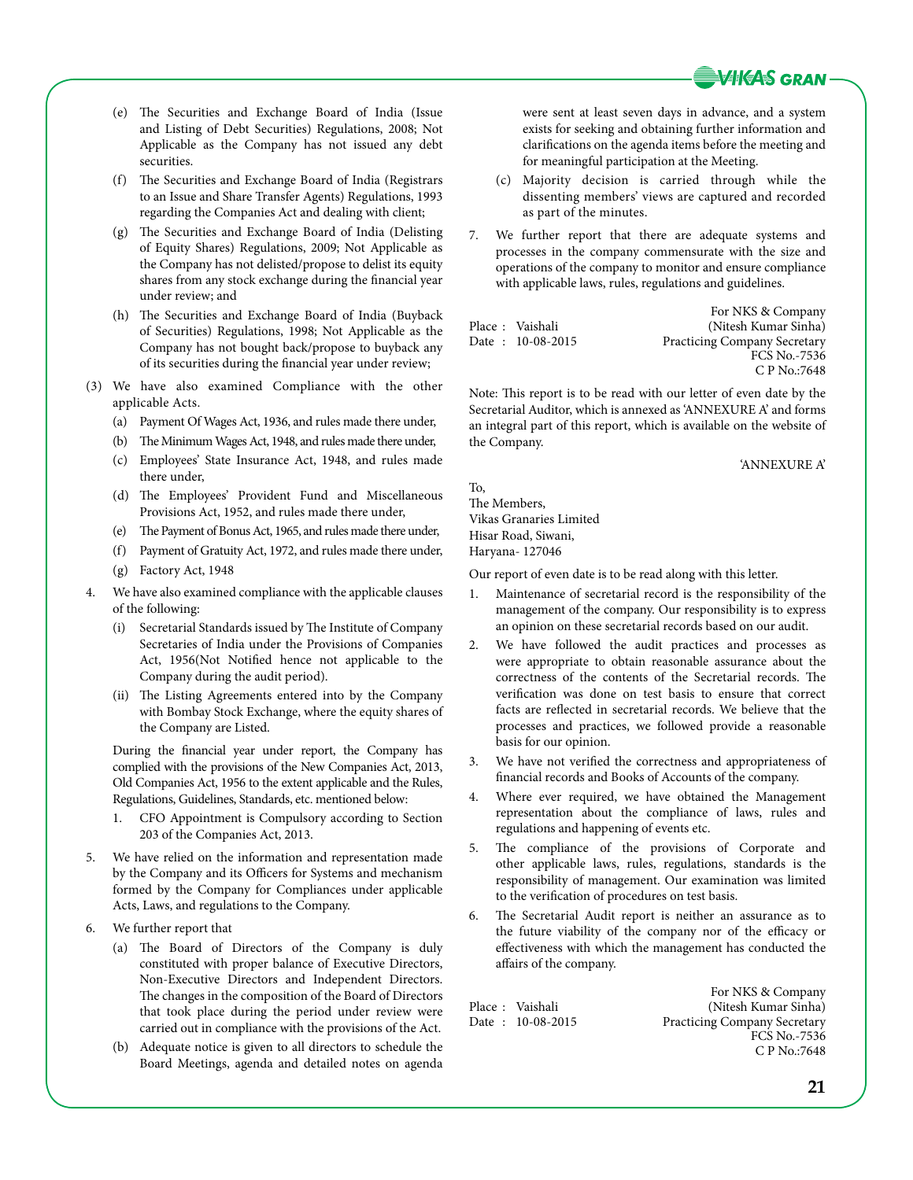(e) The Securities and Exchange Board of India (Issue and Listing of Debt Securities) Regulations, 2008; Not Applicable as the Company has not issued any debt securities.

(f) The Securities and Exchange Board of India (Registrars to an Issue and Share Transfer Agents) Regulations, 1993 regarding the Companies Act and dealing with client;

(g) The Securities and Exchange Board of India (Delisting of Equity Shares) Regulations, 2009; Not Applicable as the Company has not delisted/propose to delist its equity shares from any stock exchange during the financial year under review; and

(h) The Securities and Exchange Board of India (Buyback of Securities) Regulations, 1998; Not Applicable as the Company has not bought back/propose to buyback any of its securities during the financial year under review;

(3) We have also examined Compliance with the other applicable Acts.

(a) Payment Of Wages Act, 1936, and rules made there under,

(b) The Minimum Wages Act, 1948, and rules made there under,

(c) Employees' State Insurance Act, 1948, and rules made there under,

(d) The Employees' Provident Fund and Miscellaneous Provisions Act, 1952, and rules made there under,

(e) The Payment of Bonus Act, 1965, and rules made there under,

(f) Payment of Gratuity Act, 1972, and rules made there under,

(g) Factory Act, 1948

4. We have also examined compliance with the applicable clauses of the following:

(i) Secretarial Standards issued by The Institute of Company Secretaries of India under the Provisions of Companies Act, 1956(Not Notified hence not applicable to the Company during the audit period).

(ii) The Listing Agreements entered into by the Company with Bombay Stock Exchange, where the equity shares of the Company are Listed.

During the financial year under report, the Company has complied with the provisions of the New Companies Act, 2013, Old Companies Act, 1956 to the extent applicable and the Rules, Regulations, Guidelines, Standards, etc. mentioned below:

1. CFO Appointment is Compulsory according to Section 203 of the Companies Act, 2013.

5. We have relied on the information and representation made by the Company and its Officers for Systems and mechanism formed by the Company for Compliances under applicable Acts, Laws, and regulations to the Company.

6. We further report that

(a) The Board of Directors of the Company is duly constituted with proper balance of Executive Directors, Non-Executive Directors and Independent Directors. The changes in the composition of the Board of Directors that took place during the period under review were carried out in compliance with the provisions of the Act.

(b) Adequate notice is given to all directors to schedule the Board Meetings, agenda and detailed notes on agenda were sent at least seven days in advance, and a system exists for seeking and obtaining further information and clarifications on the agenda items before the meeting and for meaningful participation at the Meeting.

(c) Majority decision is carried through while the dissenting members' views are captured and recorded as part of the minutes.

7. We further report that there are adequate systems and processes in the company commensurate with the size and operations of the company to monitor and ensure compliance with applicable laws, rules, regulations and guidelines.

Place : Vaishali
Date : 10-08-2015

For NKS & Company
(Nitesh Kumar Sinha)
Practicing Company Secretary
FCS No.-7536
C P No.:7648

Note: This report is to be read with our letter of even date by the Secretarial Auditor, which is annexed as 'ANNEXURE A' and forms an integral part of this report, which is available on the website of the Company.

'ANNEXURE A'

To,
The Members,
Vikas Granaries Limited
Hisar Road, Siwani,
Haryana- 127046

Our report of even date is to be read along with this letter.

1. Maintenance of secretarial record is the responsibility of the management of the company. Our responsibility is to express an opinion on these secretarial records based on our audit.

2. We have followed the audit practices and processes as were appropriate to obtain reasonable assurance about the correctness of the contents of the Secretarial records. The verification was done on test basis to ensure that correct facts are reflected in secretarial records. We believe that the processes and practices, we followed provide a reasonable basis for our opinion.

3. We have not verified the correctness and appropriateness of financial records and Books of Accounts of the company.

4. Where ever required, we have obtained the Management representation about the compliance of laws, rules and regulations and happening of events etc.

5. The compliance of the provisions of Corporate and other applicable laws, rules, regulations, standards is the responsibility of management. Our examination was limited to the verification of procedures on test basis.

6. The Secretarial Audit report is neither an assurance as to the future viability of the company nor of the efficacy or effectiveness with which the management has conducted the affairs of the company.

Place : Vaishali
Date : 10-08-2015

For NKS & Company
(Nitesh Kumar Sinha)
Practicing Company Secretary
FCS No.-7536
C P No.:7648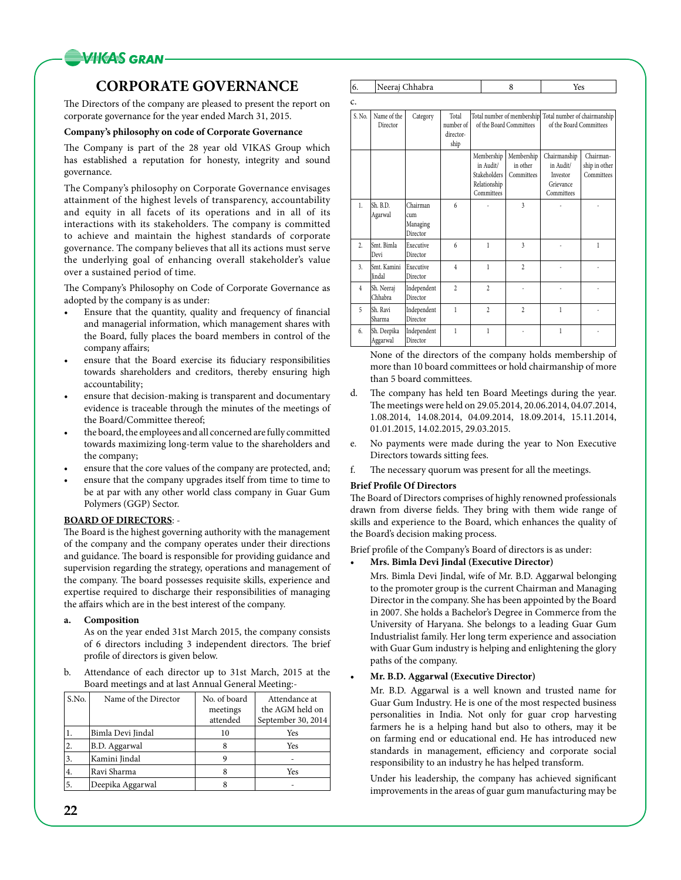# CORPORATE GOVERNANCE

The Directors of the company are pleased to present the report on corporate governance for the year ended March 31, 2015.

**Company's philosophy on code of Corporate Governance**

The Company is part of the 28 year old VIKAS Group which has established a reputation for honesty, integrity and sound governance.

The Company's philosophy on Corporate Governance envisages attainment of the highest levels of transparency, accountability and equity in all facets of its operations and in all of its interactions with its stakeholders. The company is committed to achieve and maintain the highest standards of corporate governance. The company believes that all its actions must serve the underlying goal of enhancing overall stakeholder's value over a sustained period of time.

The Company's Philosophy on Code of Corporate Governance as adopted by the company is as under:

- Ensure that the quantity, quality and frequency of financial and managerial information, which management shares with the Board, fully places the board members in control of the company affairs;
- ensure that the Board exercise its fiduciary responsibilities towards shareholders and creditors, thereby ensuring high accountability;
- ensure that decision-making is transparent and documentary evidence is traceable through the minutes of the meetings of the Board/Committee thereof;
- the board, the employees and all concerned are fully committed towards maximizing long-term value to the shareholders and the company;
- ensure that the core values of the company are protected, and;
- ensure that the company upgrades itself from time to time to be at par with any other world class company in Guar Gum Polymers (GGP) Sector.

**BOARD OF DIRECTORS**: -

The Board is the highest governing authority with the management of the company and the company operates under their directions and guidance. The board is responsible for providing guidance and supervision regarding the strategy, operations and management of the company. The board possesses requisite skills, experience and expertise required to discharge their responsibilities of managing the affairs which are in the best interest of the company.

a. **Composition**

As on the year ended 31st March 2015, the company consists of 6 directors including 3 independent directors. The brief profile of directors is given below.

b. Attendance of each director up to 31st March, 2015 at the Board meetings and at last Annual General Meeting:-

| S.No. | Name of the Director | No. of board meetings attended | Attendance at the AGM held on September 30, 2014 |
|---|---|---|---|
| 1. | Bimla Devi Jindal | 10 | Yes |
| 2. | B.D. Aggarwal | 8 | Yes |
| 3. | Kamini Jindal | 9 | - |
| 4. | Ravi Sharma | 8 | Yes |
| 5. | Deepika Aggarwal | 8 | - |
| 6. | Neeraj Chhabra | 8 | Yes |

c.

| S. No. | Name of the Director | Category | Total number of directorship | Total number of membership of the Board Committees | | Total number of chairmanship of the Board Committees | |
|---|---|---|---|---|---|---|---|
| | | | | Membership in Audit/ Stakeholders Relationship Committees | Membership in other Committees | Chairmanship in Audit/ Investor Grievance Committees | Chairmanship in other Committees |
| 1. | Sh. B.D. Agarwal | Chairman cum Managing Director | 6 | - | 3 | - | - |
| 2. | Smt. Bimla Devi | Executive Director | 6 | 1 | 3 | - | 1 |
| 3. | Smt. Kamini Jindal | Executive Director | 4 | 1 | 2 | - | - |
| 4 | Sh. Neeraj Chhabra | Independent Director | 2 | 2 | - | - | - |
| 5 | Sh. Ravi Sharma | Independent Director | 1 | 2 | 2 | 1 | - |
| 6. | Sh. Deepika Aggarwal | Independent Director | 1 | 1 | - | 1 | - |

None of the directors of the company holds membership of more than 10 board committees or hold chairmanship of more than 5 board committees.

d. The company has held ten Board Meetings during the year. The meetings were held on 29.05.2014, 20.06.2014, 04.07.2014, 1.08.2014, 14.08.2014, 04.09.2014, 18.09.2014, 15.11.2014, 01.01.2015, 14.02.2015, 29.03.2015.

e. No payments were made during the year to Non Executive Directors towards sitting fees.

f. The necessary quorum was present for all the meetings.

**Brief Profile Of Directors**

The Board of Directors comprises of highly renowned professionals drawn from diverse fields. They bring with them wide range of skills and experience to the Board, which enhances the quality of the Board's decision making process.

Brief profile of the Company's Board of directors is as under:

- **Mrs. Bimla Devi Jindal (Executive Director)**

  Mrs. Bimla Devi Jindal, wife of Mr. B.D. Aggarwal belonging to the promoter group is the current Chairman and Managing Director in the company. She has been appointed by the Board in 2007. She holds a Bachelor's Degree in Commerce from the University of Haryana. She belongs to a leading Guar Gum Industrialist family. Her long term experience and association with Guar Gum industry is helping and enlightening the glory paths of the company.

- **Mr. B.D. Aggarwal (Executive Director)**

  Mr. B.D. Aggarwal is a well known and trusted name for Guar Gum Industry. He is one of the most respected business personalities in India. Not only for guar crop harvesting farmers he is a helping hand but also to others, may it be on farming end or educational end. He has introduced new standards in management, efficiency and corporate social responsibility to an industry he has helped transform.

  Under his leadership, the company has achieved significant improvements in the areas of guar gum manufacturing may be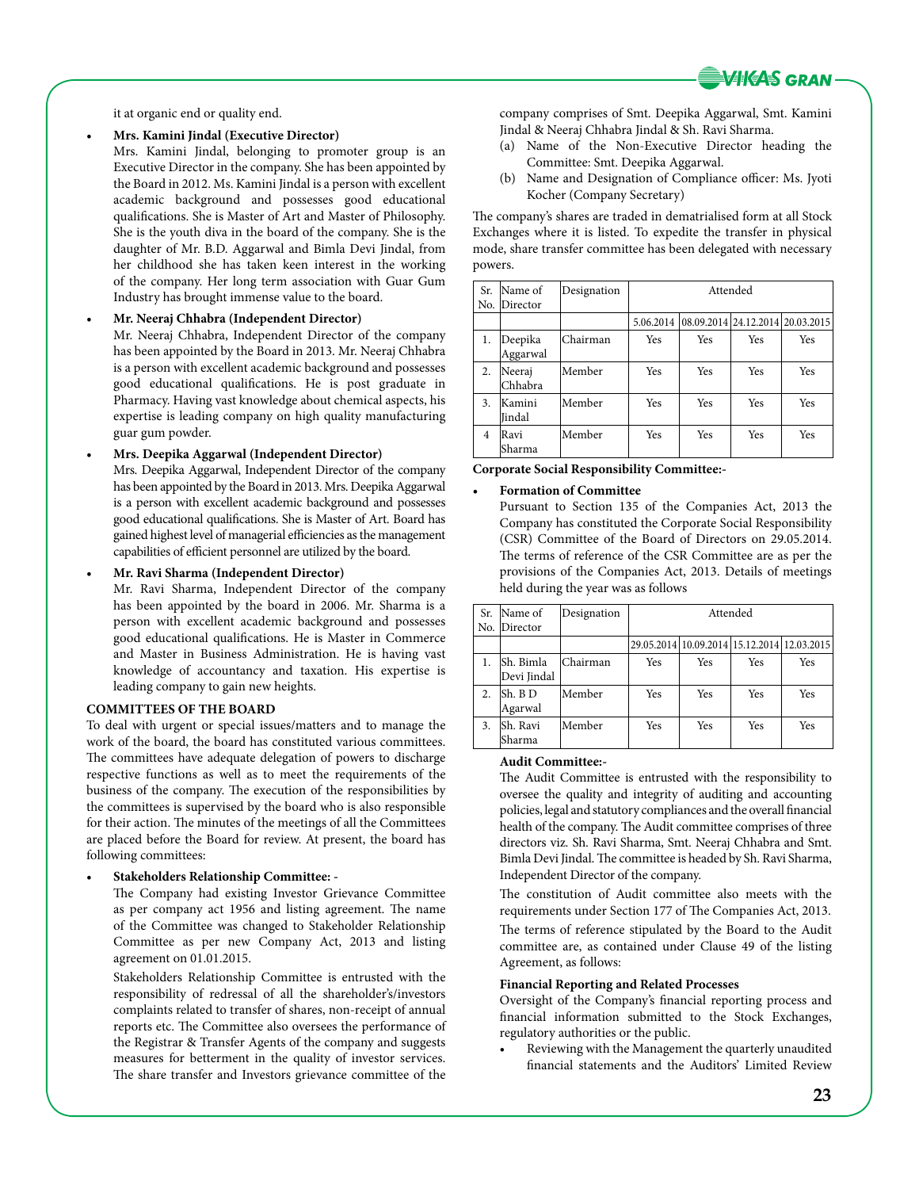it at organic end or quality end.

- **Mrs. Kamini Jindal (Executive Director)**
  Mrs. Kamini Jindal, belonging to promoter group is an Executive Director in the company. She has been appointed by the Board in 2012. Ms. Kamini Jindal is a person with excellent academic background and possesses good educational qualifications. She is Master of Art and Master of Philosophy. She is the youth diva in the board of the company. She is the daughter of Mr. B.D. Aggarwal and Bimla Devi Jindal, from her childhood she has taken keen interest in the working of the company. Her long term association with Guar Gum Industry has brought immense value to the board.

- **Mr. Neeraj Chhabra (Independent Director)**
  Mr. Neeraj Chhabra, Independent Director of the company has been appointed by the Board in 2013. Mr. Neeraj Chhabra is a person with excellent academic background and possesses good educational qualifications. He is post graduate in Pharmacy. Having vast knowledge about chemical aspects, his expertise is leading company on high quality manufacturing guar gum powder.

- **Mrs. Deepika Aggarwal (Independent Director)**
  Mrs. Deepika Aggarwal, Independent Director of the company has been appointed by the Board in 2013. Mrs. Deepika Aggarwal is a person with excellent academic background and possesses good educational qualifications. She is Master of Art. Board has gained highest level of managerial efficiencies as the management capabilities of efficient personnel are utilized by the board.

- **Mr. Ravi Sharma (Independent Director)**
  Mr. Ravi Sharma, Independent Director of the company has been appointed by the board in 2006. Mr. Sharma is a person with excellent academic background and possesses good educational qualifications. He is Master in Commerce and Master in Business Administration. He is having vast knowledge of accountancy and taxation. His expertise is leading company to gain new heights.

**COMMITTEES OF THE BOARD**

To deal with urgent or special issues/matters and to manage the work of the board, the board has constituted various committees. The committees have adequate delegation of powers to discharge respective functions as well as to meet the requirements of the business of the company. The execution of the responsibilities by the committees is supervised by the board who is also responsible for their action. The minutes of the meetings of all the Committees are placed before the Board for review. At present, the board has following committees:

- **Stakeholders Relationship Committee: -**
  The Company had existing Investor Grievance Committee as per company act 1956 and listing agreement. The name of the Committee was changed to Stakeholder Relationship Committee as per new Company Act, 2013 and listing agreement on 01.01.2015.

  Stakeholders Relationship Committee is entrusted with the responsibility of redressal of all the shareholder's/investors complaints related to transfer of shares, non-receipt of annual reports etc. The Committee also oversees the performance of the Registrar & Transfer Agents of the company and suggests measures for betterment in the quality of investor services. The share transfer and Investors grievance committee of the company comprises of Smt. Deepika Aggarwal, Smt. Kamini Jindal & Neeraj Chhabra Jindal & Sh. Ravi Sharma.

  (a) Name of the Non-Executive Director heading the Committee: Smt. Deepika Aggarwal.

  (b) Name and Designation of Compliance officer: Ms. Jyoti Kocher (Company Secretary)

The company's shares are traded in dematrialised form at all Stock Exchanges where it is listed. To expedite the transfer in physical mode, share transfer committee has been delegated with necessary powers.

| Sr. No. | Name of Director | Designation | Attended | | | |
|---|---|---|---|---|---|---|
| | | | 5.06.2014 | 08.09.2014 | 24.12.2014 | 20.03.2015 |
| 1. | Deepika Aggarwal | Chairman | Yes | Yes | Yes | Yes |
| 2. | Neeraj Chhabra | Member | Yes | Yes | Yes | Yes |
| 3. | Kamini Jindal | Member | Yes | Yes | Yes | Yes |
| 4 | Ravi Sharma | Member | Yes | Yes | Yes | Yes |

**Corporate Social Responsibility Committee:-**

- **Formation of Committee**
  Pursuant to Section 135 of the Companies Act, 2013 the Company has constituted the Corporate Social Responsibility (CSR) Committee of the Board of Directors on 29.05.2014. The terms of reference of the CSR Committee are as per the provisions of the Companies Act, 2013. Details of meetings held during the year was as follows

| Sr. No. | Name of Director | Designation | Attended | | | |
|---|---|---|---|---|---|---|
| | | | 29.05.2014 | 10.09.2014 | 15.12.2014 | 12.03.2015 |
| 1. | Sh. Bimla Devi Jindal | Chairman | Yes | Yes | Yes | Yes |
| 2. | Sh. B D Agarwal | Member | Yes | Yes | Yes | Yes |
| 3. | Sh. Ravi Sharma | Member | Yes | Yes | Yes | Yes |

**Audit Committee:-**

The Audit Committee is entrusted with the responsibility to oversee the quality and integrity of auditing and accounting policies, legal and statutory compliances and the overall financial health of the company. The Audit committee comprises of three directors viz. Sh. Ravi Sharma, Smt. Neeraj Chhabra and Smt. Bimla Devi Jindal. The committee is headed by Sh. Ravi Sharma, Independent Director of the company.

The constitution of Audit committee also meets with the requirements under Section 177 of The Companies Act, 2013.

The terms of reference stipulated by the Board to the Audit committee are, as contained under Clause 49 of the listing Agreement, as follows:

**Financial Reporting and Related Processes**

Oversight of the Company's financial reporting process and financial information submitted to the Stock Exchanges, regulatory authorities or the public.

- Reviewing with the Management the quarterly unaudited financial statements and the Auditors' Limited Review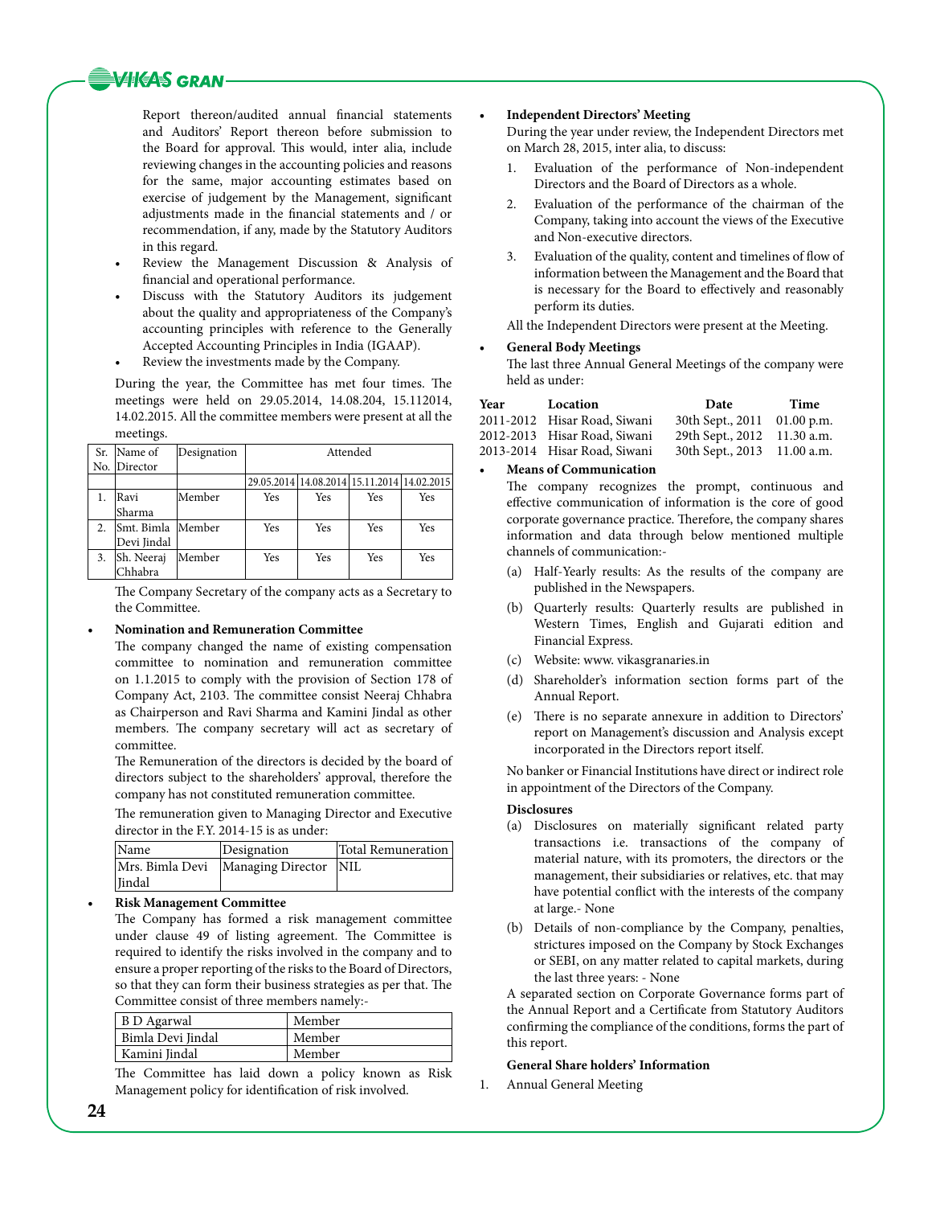Report thereon/audited annual financial statements and Auditors' Report thereon before submission to the Board for approval. This would, inter alia, include reviewing changes in the accounting policies and reasons for the same, major accounting estimates based on exercise of judgement by the Management, significant adjustments made in the financial statements and / or recommendation, if any, made by the Statutory Auditors in this regard.

- Review the Management Discussion & Analysis of financial and operational performance.
- Discuss with the Statutory Auditors its judgement about the quality and appropriateness of the Company's accounting principles with reference to the Generally Accepted Accounting Principles in India (IGAAP).
- Review the investments made by the Company.

During the year, the Committee has met four times. The meetings were held on 29.05.2014, 14.08.204, 15.112014, 14.02.2015. All the committee members were present at all the meetings.

| Sr. No. | Name of Director | Designation | Attended | | | |
|---|---|---|---|---|---|---|
| | | | 29.05.2014 | 14.08.2014 | 15.11.2014 | 14.02.2015 |
| 1. | Ravi Sharma | Member | Yes | Yes | Yes | Yes |
| 2. | Smt. Bimla Devi Jindal | Member | Yes | Yes | Yes | Yes |
| 3. | Sh. Neeraj Chhabra | Member | Yes | Yes | Yes | Yes |

The Company Secretary of the company acts as a Secretary to the Committee.

- **Nomination and Remuneration Committee**

  The company changed the name of existing compensation committee to nomination and remuneration committee on 1.1.2015 to comply with the provision of Section 178 of Company Act, 2103. The committee consist Neeraj Chhabra as Chairperson and Ravi Sharma and Kamini Jindal as other members. The company secretary will act as secretary of committee.

  The Remuneration of the directors is decided by the board of directors subject to the shareholders' approval, therefore the company has not constituted remuneration committee.

  The remuneration given to Managing Director and Executive director in the F.Y. 2014-15 is as under:

| Name | Designation | Total Remuneration |
|---|---|---|
| Mrs. Bimla Devi Jindal | Managing Director | NIL |

- **Risk Management Committee**

  The Company has formed a risk management committee under clause 49 of listing agreement. The Committee is required to identify the risks involved in the company and to ensure a proper reporting of the risks to the Board of Directors, so that they can form their business strategies as per that. The Committee consist of three members namely:-

| Name | Designation |
|---|---|
| B D Agarwal | Member |
| Bimla Devi Jindal | Member |
| Kamini Jindal | Member |

The Committee has laid down a policy known as Risk Management policy for identification of risk involved.

- **Independent Directors' Meeting**

  During the year under review, the Independent Directors met on March 28, 2015, inter alia, to discuss:

  1. Evaluation of the performance of Non-independent Directors and the Board of Directors as a whole.
  2. Evaluation of the performance of the chairman of the Company, taking into account the views of the Executive and Non-executive directors.
  3. Evaluation of the quality, content and timelines of flow of information between the Management and the Board that is necessary for the Board to effectively and reasonably perform its duties.

  All the Independent Directors were present at the Meeting.

- **General Body Meetings**

  The last three Annual General Meetings of the company were held as under:

| Year | Location | Date | Time |
|---|---|---|---|
| 2011-2012 | Hisar Road, Siwani | 30th Sept., 2011 | 01.00 p.m. |
| 2012-2013 | Hisar Road, Siwani | 29th Sept., 2012 | 11.30 a.m. |
| 2013-2014 | Hisar Road, Siwani | 30th Sept., 2013 | 11.00 a.m. |

- **Means of Communication**

  The company recognizes the prompt, continuous and effective communication of information is the core of good corporate governance practice. Therefore, the company shares information and data through below mentioned multiple channels of communication:-

  (a) Half-Yearly results: As the results of the company are published in the Newspapers.

  (b) Quarterly results: Quarterly results are published in Western Times, English and Gujarati edition and Financial Express.

  (c) Website: www. vikasgranaries.in

  (d) Shareholder's information section forms part of the Annual Report.

  (e) There is no separate annexure in addition to Directors' report on Management's discussion and Analysis except incorporated in the Directors report itself.

  No banker or Financial Institutions have direct or indirect role in appointment of the Directors of the Company.

**Disclosures**

(a) Disclosures on materially significant related party transactions i.e. transactions of the company of material nature, with its promoters, the directors or the management, their subsidiaries or relatives, etc. that may have potential conflict with the interests of the company at large.- None

(b) Details of non-compliance by the Company, penalties, strictures imposed on the Company by Stock Exchanges or SEBI, on any matter related to capital markets, during the last three years: - None

A separated section on Corporate Governance forms part of the Annual Report and a Certificate from Statutory Auditors confirming the compliance of the conditions, forms the part of this report.

**General Share holders' Information**

1. Annual General Meeting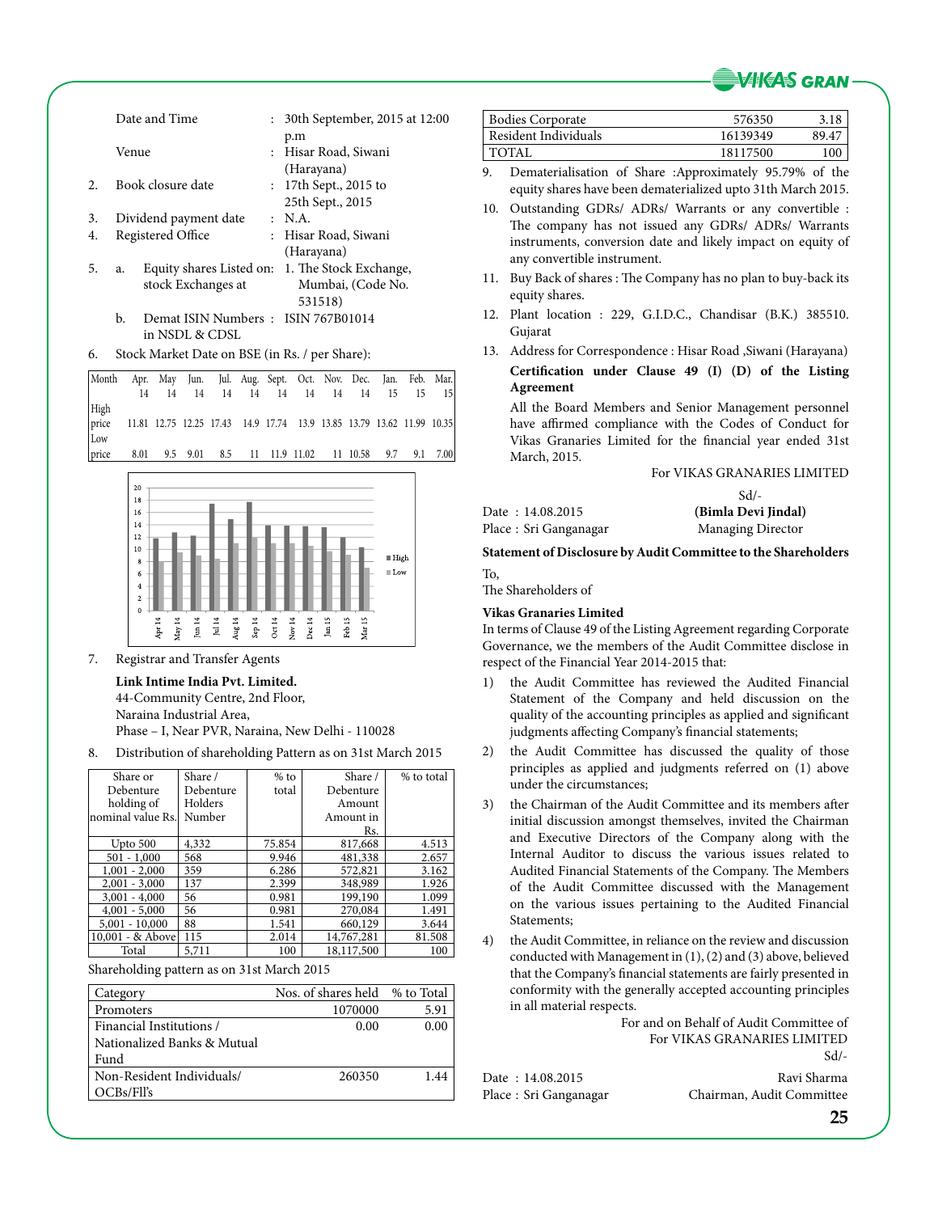| | | |
|---|---|---|
| | Date and Time | : 30th September, 2015 at 12:00 p.m |
| | Venue | : Hisar Road, Siwani (Harayana) |
| 2. | Book closure date | : 17th Sept., 2015 to 25th Sept., 2015 |
| 3. | Dividend payment date | : N.A. |
| 4. | Registered Office | : Hisar Road, Siwani (Harayana) |
| 5. a. | Equity shares Listed on: stock Exchanges at | 1. The Stock Exchange, Mumbai, (Code No. 531518) |
| b. | Demat ISIN Numbers in NSDL & CDSL | : ISIN 767B01014 |

6. Stock Market Date on BSE (in Rs. / per Share):

| Month | Apr. 14 | May 14 | Jun. 14 | Jul. 14 | Aug. 14 | Sept. 14 | Oct. 14 | Nov. 14 | Dec. 14 | Jan. 15 | Feb. 15 | Mar. 15 |
|---|---|---|---|---|---|---|---|---|---|---|---|---|
| High price | 11.81 | 12.75 | 12.25 | 17.43 | 14.9 | 17.74 | 13.9 | 13.85 | 13.79 | 13.62 | 11.99 | 10.35 |
| Low price | 8.01 | 9.5 | 9.01 | 8.5 | 11 | 11.9 | 11.02 | 11 | 10.58 | 9.7 | 9.1 | 7.00 |

7. Registrar and Transfer Agents

**Link Intime India Pvt. Limited.**
44-Community Centre, 2nd Floor,
Naraina Industrial Area,
Phase – I, Near PVR, Naraina, New Delhi - 110028

8. Distribution of shareholding Pattern as on 31st March 2015

| Share or Debenture holding of nominal value Rs. | Share / Debenture Holders Number | % to total | Share / Debenture Amount Amount in Rs. | % to total |
|---|---|---|---|---|
| Upto 500 | 4,332 | 75.854 | 817,668 | 4.513 |
| 501 - 1,000 | 568 | 9.946 | 481,338 | 2.657 |
| 1,001 - 2,000 | 359 | 6.286 | 572,821 | 3.162 |
| 2,001 - 3,000 | 137 | 2.399 | 348,989 | 1.926 |
| 3,001 - 4,000 | 56 | 0.981 | 199,190 | 1.099 |
| 4,001 - 5,000 | 56 | 0.981 | 270,084 | 1.491 |
| 5,001 - 10,000 | 88 | 1.541 | 660,129 | 3.644 |
| 10,001 - & Above | 115 | 2.014 | 14,767,281 | 81.508 |
| Total | 5,711 | 100 | 18,117,500 | 100 |

Shareholding pattern as on 31st March 2015

| Category | Nos. of shares held | % to Total |
|---|---|---|
| Promoters | 1070000 | 5.91 |
| Financial Institutions / Nationalized Banks & Mutual Fund | 0.00 | 0.00 |
| Non-Resident Individuals/ OCBs/FII's | 260350 | 1.44 |
| Bodies Corporate | 576350 | 3.18 |
| Resident Individuals | 16139349 | 89.47 |
| TOTAL | 18117500 | 100 |

9. Dematerialisation of Share :Approximately 95.79% of the equity shares have been dematerialized upto 31th March 2015.
10. Outstanding GDRs/ ADRs/ Warrants or any convertible : The company has not issued any GDRs/ ADRs/ Warrants instruments, conversion date and likely impact on equity of any convertible instrument.
11. Buy Back of shares : The Company has no plan to buy-back its equity shares.
12. Plant location : 229, G.I.D.C., Chandisar (B.K.) 385510. Gujarat
13. Address for Correspondence : Hisar Road ,Siwani (Harayana)

**Certification under Clause 49 (I) (D) of the Listing Agreement**

All the Board Members and Senior Management personnel have affirmed compliance with the Codes of Conduct for Vikas Granaries Limited for the financial year ended 31st March, 2015.

For VIKAS GRANARIES LIMITED

Sd/-

Date : 14.08.2015 **(Bimla Devi Jindal)**
Place : Sri Ganganagar Managing Director

**Statement of Disclosure by Audit Committee to the Shareholders**

To,
The Shareholders of

**Vikas Granaries Limited**

In terms of Clause 49 of the Listing Agreement regarding Corporate Governance, we the members of the Audit Committee disclose in respect of the Financial Year 2014-2015 that:

1) the Audit Committee has reviewed the Audited Financial Statement of the Company and held discussion on the quality of the accounting principles as applied and significant judgments affecting Company's financial statements;
2) the Audit Committee has discussed the quality of those principles as applied and judgments referred on (1) above under the circumstances;
3) the Chairman of the Audit Committee and its members after initial discussion amongst themselves, invited the Chairman and Executive Directors of the Company along with the Internal Auditor to discuss the various issues related to Audited Financial Statements of the Company. The Members of the Audit Committee discussed with the Management on the various issues pertaining to the Audited Financial Statements;
4) the Audit Committee, in reliance on the review and discussion conducted with Management in (1), (2) and (3) above, believed that the Company's financial statements are fairly presented in conformity with the generally accepted accounting principles in all material respects.

For and on Behalf of Audit Committee of
For VIKAS GRANARIES LIMITED
Sd/-

Date : 14.08.2015 Ravi Sharma
Place : Sri Ganganagar Chairman, Audit Committee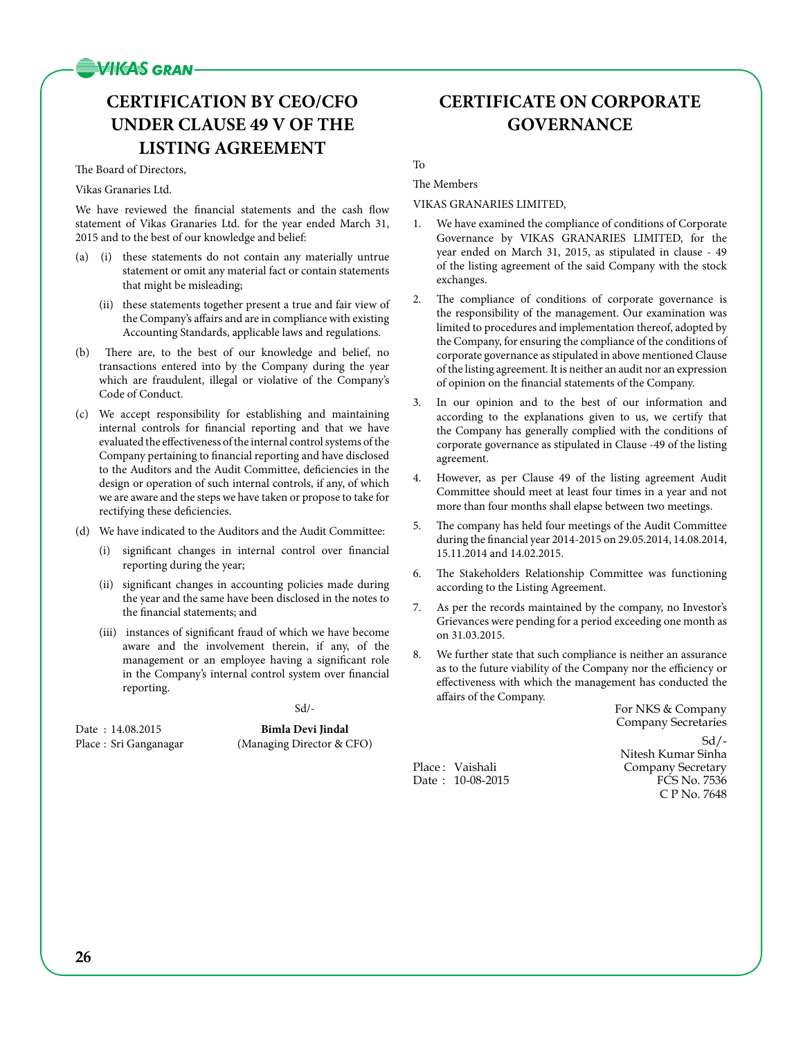# CERTIFICATION BY CEO/CFO UNDER CLAUSE 49 V OF THE LISTING AGREEMENT

The Board of Directors,

Vikas Granaries Ltd.

We have reviewed the financial statements and the cash flow statement of Vikas Granaries Ltd. for the year ended March 31, 2015 and to the best of our knowledge and belief:

(a) (i) these statements do not contain any materially untrue statement or omit any material fact or contain statements that might be misleading;

(ii) these statements together present a true and fair view of the Company's affairs and are in compliance with existing Accounting Standards, applicable laws and regulations.

(b) There are, to the best of our knowledge and belief, no transactions entered into by the Company during the year which are fraudulent, illegal or violative of the Company's Code of Conduct.

(c) We accept responsibility for establishing and maintaining internal controls for financial reporting and that we have evaluated the effectiveness of the internal control systems of the Company pertaining to financial reporting and have disclosed to the Auditors and the Audit Committee, deficiencies in the design or operation of such internal controls, if any, of which we are aware and the steps we have taken or propose to take for rectifying these deficiencies.

(d) We have indicated to the Auditors and the Audit Committee:

(i) significant changes in internal control over financial reporting during the year;

(ii) significant changes in accounting policies made during the year and the same have been disclosed in the notes to the financial statements; and

(iii) instances of significant fraud of which we have become aware and the involvement therein, if any, of the management or an employee having a significant role in the Company's internal control system over financial reporting.

Sd/-

Date : 14.08.2015

Place : Sri Ganganagar

**Bimla Devi Jindal**

(Managing Director & CFO)

# CERTIFICATE ON CORPORATE GOVERNANCE

To

The Members

VIKAS GRANARIES LIMITED,

1. We have examined the compliance of conditions of Corporate Governance by VIKAS GRANARIES LIMITED, for the year ended on March 31, 2015, as stipulated in clause - 49 of the listing agreement of the said Company with the stock exchanges.
2. The compliance of conditions of corporate governance is the responsibility of the management. Our examination was limited to procedures and implementation thereof, adopted by the Company, for ensuring the compliance of the conditions of corporate governance as stipulated in above mentioned Clause of the listing agreement. It is neither an audit nor an expression of opinion on the financial statements of the Company.
3. In our opinion and to the best of our information and according to the explanations given to us, we certify that the Company has generally complied with the conditions of corporate governance as stipulated in Clause -49 of the listing agreement.
4. However, as per Clause 49 of the listing agreement Audit Committee should meet at least four times in a year and not more than four months shall elapse between two meetings.
5. The company has held four meetings of the Audit Committee during the financial year 2014-2015 on 29.05.2014, 14.08.2014, 15.11.2014 and 14.02.2015.
6. The Stakeholders Relationship Committee was functioning according to the Listing Agreement.
7. As per the records maintained by the company, no Investor's Grievances were pending for a period exceeding one month as on 31.03.2015.
8. We further state that such compliance is neither an assurance as to the future viability of the Company nor the efficiency or effectiveness with which the management has conducted the affairs of the Company.

For NKS & Company

Company Secretaries

Sd/-

Nitesh Kumar Sinha

Company Secretary

FCS No. 7536

C P No. 7648

Place : Vaishali

Date : 10-08-2015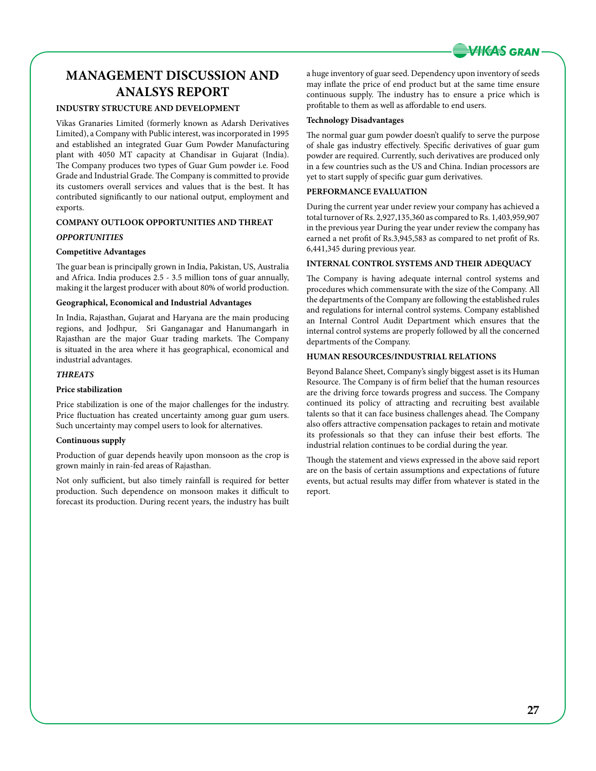# MANAGEMENT DISCUSSION AND ANALSYS REPORT

**INDUSTRY STRUCTURE AND DEVELOPMENT**

Vikas Granaries Limited (formerly known as Adarsh Derivatives Limited), a Company with Public interest, was incorporated in 1995 and established an integrated Guar Gum Powder Manufacturing plant with 4050 MT capacity at Chandisar in Gujarat (India). The Company produces two types of Guar Gum powder i.e. Food Grade and Industrial Grade. The Company is committed to provide its customers overall services and values that is the best. It has contributed significantly to our national output, employment and exports.

**COMPANY OUTLOOK OPPORTUNITIES AND THREAT**

***OPPORTUNITIES***

**Competitive Advantages**

The guar bean is principally grown in India, Pakistan, US, Australia and Africa. India produces 2.5 - 3.5 million tons of guar annually, making it the largest producer with about 80% of world production.

**Geographical, Economical and Industrial Advantages**

In India, Rajasthan, Gujarat and Haryana are the main producing regions, and Jodhpur, Sri Ganganagar and Hanumangarh in Rajasthan are the major Guar trading markets. The Company is situated in the area where it has geographical, economical and industrial advantages.

***THREATS***

**Price stabilization**

Price stabilization is one of the major challenges for the industry. Price fluctuation has created uncertainty among guar gum users. Such uncertainty may compel users to look for alternatives.

**Continuous supply**

Production of guar depends heavily upon monsoon as the crop is grown mainly in rain-fed areas of Rajasthan.

Not only sufficient, but also timely rainfall is required for better production. Such dependence on monsoon makes it difficult to forecast its production. During recent years, the industry has built a huge inventory of guar seed. Dependency upon inventory of seeds may inflate the price of end product but at the same time ensure continuous supply. The industry has to ensure a price which is profitable to them as well as affordable to end users.

**Technology Disadvantages**

The normal guar gum powder doesn't qualify to serve the purpose of shale gas industry effectively. Specific derivatives of guar gum powder are required. Currently, such derivatives are produced only in a few countries such as the US and China. Indian processors are yet to start supply of specific guar gum derivatives.

**PERFORMANCE EVALUATION**

During the current year under review your company has achieved a total turnover of Rs. 2,927,135,360 as compared to Rs. 1,403,959,907 in the previous year During the year under review the company has earned a net profit of Rs.3,945,583 as compared to net profit of Rs. 6,441,345 during previous year.

**INTERNAL CONTROL SYSTEMS AND THEIR ADEQUACY**

The Company is having adequate internal control systems and procedures which commensurate with the size of the Company. All the departments of the Company are following the established rules and regulations for internal control systems. Company established an Internal Control Audit Department which ensures that the internal control systems are properly followed by all the concerned departments of the Company.

**HUMAN RESOURCES/INDUSTRIAL RELATIONS**

Beyond Balance Sheet, Company's singly biggest asset is its Human Resource. The Company is of firm belief that the human resources are the driving force towards progress and success. The Company continued its policy of attracting and recruiting best available talents so that it can face business challenges ahead. The Company also offers attractive compensation packages to retain and motivate its professionals so that they can infuse their best efforts. The industrial relation continues to be cordial during the year.

Though the statement and views expressed in the above said report are on the basis of certain assumptions and expectations of future events, but actual results may differ from whatever is stated in the report.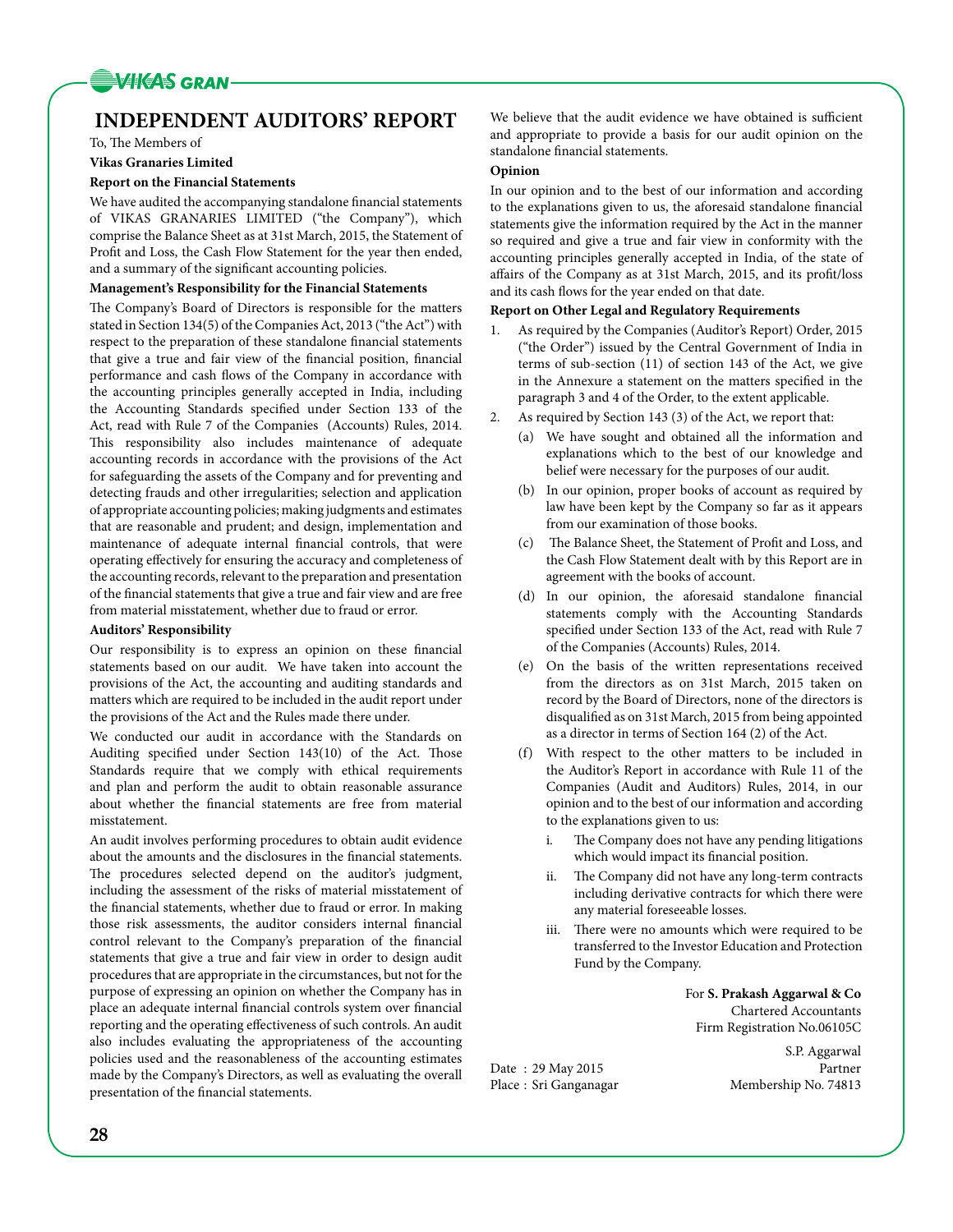# INDEPENDENT AUDITORS' REPORT

To, The Members of

**Vikas Granaries Limited**

**Report on the Financial Statements**

We have audited the accompanying standalone financial statements of VIKAS GRANARIES LIMITED ("the Company"), which comprise the Balance Sheet as at 31st March, 2015, the Statement of Profit and Loss, the Cash Flow Statement for the year then ended, and a summary of the significant accounting policies.

**Management's Responsibility for the Financial Statements**

The Company's Board of Directors is responsible for the matters stated in Section 134(5) of the Companies Act, 2013 ("the Act") with respect to the preparation of these standalone financial statements that give a true and fair view of the financial position, financial performance and cash flows of the Company in accordance with the accounting principles generally accepted in India, including the Accounting Standards specified under Section 133 of the Act, read with Rule 7 of the Companies (Accounts) Rules, 2014. This responsibility also includes maintenance of adequate accounting records in accordance with the provisions of the Act for safeguarding the assets of the Company and for preventing and detecting frauds and other irregularities; selection and application of appropriate accounting policies; making judgments and estimates that are reasonable and prudent; and design, implementation and maintenance of adequate internal financial controls, that were operating effectively for ensuring the accuracy and completeness of the accounting records, relevant to the preparation and presentation of the financial statements that give a true and fair view and are free from material misstatement, whether due to fraud or error.

**Auditors' Responsibility**

Our responsibility is to express an opinion on these financial statements based on our audit. We have taken into account the provisions of the Act, the accounting and auditing standards and matters which are required to be included in the audit report under the provisions of the Act and the Rules made there under.

We conducted our audit in accordance with the Standards on Auditing specified under Section 143(10) of the Act. Those Standards require that we comply with ethical requirements and plan and perform the audit to obtain reasonable assurance about whether the financial statements are free from material misstatement.

An audit involves performing procedures to obtain audit evidence about the amounts and the disclosures in the financial statements. The procedures selected depend on the auditor's judgment, including the assessment of the risks of material misstatement of the financial statements, whether due to fraud or error. In making those risk assessments, the auditor considers internal financial control relevant to the Company's preparation of the financial statements that give a true and fair view in order to design audit procedures that are appropriate in the circumstances, but not for the purpose of expressing an opinion on whether the Company has in place an adequate internal financial controls system over financial reporting and the operating effectiveness of such controls. An audit also includes evaluating the appropriateness of the accounting policies used and the reasonableness of the accounting estimates made by the Company's Directors, as well as evaluating the overall presentation of the financial statements.

We believe that the audit evidence we have obtained is sufficient and appropriate to provide a basis for our audit opinion on the standalone financial statements.

**Opinion**

In our opinion and to the best of our information and according to the explanations given to us, the aforesaid standalone financial statements give the information required by the Act in the manner so required and give a true and fair view in conformity with the accounting principles generally accepted in India, of the state of affairs of the Company as at 31st March, 2015, and its profit/loss and its cash flows for the year ended on that date.

**Report on Other Legal and Regulatory Requirements**

1. As required by the Companies (Auditor's Report) Order, 2015 ("the Order") issued by the Central Government of India in terms of sub-section (11) of section 143 of the Act, we give in the Annexure a statement on the matters specified in the paragraph 3 and 4 of the Order, to the extent applicable.
2. As required by Section 143 (3) of the Act, we report that:
   (a) We have sought and obtained all the information and explanations which to the best of our knowledge and belief were necessary for the purposes of our audit.
   (b) In our opinion, proper books of account as required by law have been kept by the Company so far as it appears from our examination of those books.
   (c) The Balance Sheet, the Statement of Profit and Loss, and the Cash Flow Statement dealt with by this Report are in agreement with the books of account.
   (d) In our opinion, the aforesaid standalone financial statements comply with the Accounting Standards specified under Section 133 of the Act, read with Rule 7 of the Companies (Accounts) Rules, 2014.
   (e) On the basis of the written representations received from the directors as on 31st March, 2015 taken on record by the Board of Directors, none of the directors is disqualified as on 31st March, 2015 from being appointed as a director in terms of Section 164 (2) of the Act.
   (f) With respect to the other matters to be included in the Auditor's Report in accordance with Rule 11 of the Companies (Audit and Auditors) Rules, 2014, in our opinion and to the best of our information and according to the explanations given to us:
      i. The Company does not have any pending litigations which would impact its financial position.
      ii. The Company did not have any long-term contracts including derivative contracts for which there were any material foreseeable losses.
      iii. There were no amounts which were required to be transferred to the Investor Education and Protection Fund by the Company.

For **S. Prakash Aggarwal & Co**
Chartered Accountants
Firm Registration No.06105C

S.P. Aggarwal
Partner
Membership No. 74813

Date : 29 May 2015
Place : Sri Ganganagar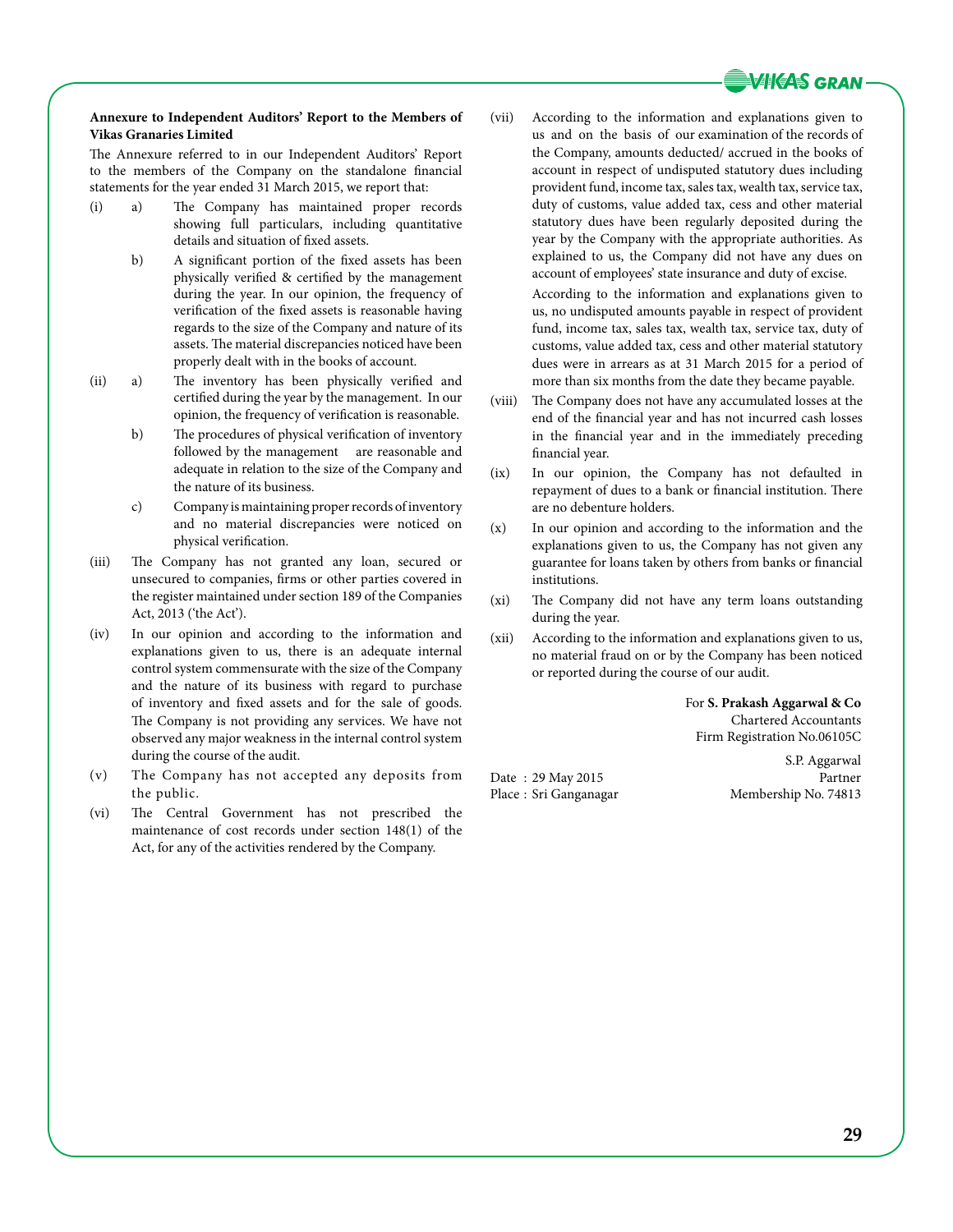**Annexure to Independent Auditors' Report to the Members of Vikas Granaries Limited**

The Annexure referred to in our Independent Auditors' Report to the members of the Company on the standalone financial statements for the year ended 31 March 2015, we report that:

(i) a) The Company has maintained proper records showing full particulars, including quantitative details and situation of fixed assets.

b) A significant portion of the fixed assets has been physically verified & certified by the management during the year. In our opinion, the frequency of verification of the fixed assets is reasonable having regards to the size of the Company and nature of its assets. The material discrepancies noticed have been properly dealt with in the books of account.

(ii) a) The inventory has been physically verified and certified during the year by the management. In our opinion, the frequency of verification is reasonable.

b) The procedures of physical verification of inventory followed by the management are reasonable and adequate in relation to the size of the Company and the nature of its business.

c) Company is maintaining proper records of inventory and no material discrepancies were noticed on physical verification.

(iii) The Company has not granted any loan, secured or unsecured to companies, firms or other parties covered in the register maintained under section 189 of the Companies Act, 2013 ('the Act').

(iv) In our opinion and according to the information and explanations given to us, there is an adequate internal control system commensurate with the size of the Company and the nature of its business with regard to purchase of inventory and fixed assets and for the sale of goods. The Company is not providing any services. We have not observed any major weakness in the internal control system during the course of the audit.

(v) The Company has not accepted any deposits from the public.

(vi) The Central Government has not prescribed the maintenance of cost records under section 148(1) of the Act, for any of the activities rendered by the Company.

(vii) According to the information and explanations given to us and on the basis of our examination of the records of the Company, amounts deducted/ accrued in the books of account in respect of undisputed statutory dues including provident fund, income tax, sales tax, wealth tax, service tax, duty of customs, value added tax, cess and other material statutory dues have been regularly deposited during the year by the Company with the appropriate authorities. As explained to us, the Company did not have any dues on account of employees' state insurance and duty of excise.

According to the information and explanations given to us, no undisputed amounts payable in respect of provident fund, income tax, sales tax, wealth tax, service tax, duty of customs, value added tax, cess and other material statutory dues were in arrears as at 31 March 2015 for a period of more than six months from the date they became payable.

(viii) The Company does not have any accumulated losses at the end of the financial year and has not incurred cash losses in the financial year and in the immediately preceding financial year.

(ix) In our opinion, the Company has not defaulted in repayment of dues to a bank or financial institution. There are no debenture holders.

(x) In our opinion and according to the information and the explanations given to us, the Company has not given any guarantee for loans taken by others from banks or financial institutions.

(xi) The Company did not have any term loans outstanding during the year.

(xii) According to the information and explanations given to us, no material fraud on or by the Company has been noticed or reported during the course of our audit.

For **S. Prakash Aggarwal & Co**
Chartered Accountants
Firm Registration No.06105C

S.P. Aggarwal
Partner
Membership No. 74813

Date : 29 May 2015
Place : Sri Ganganagar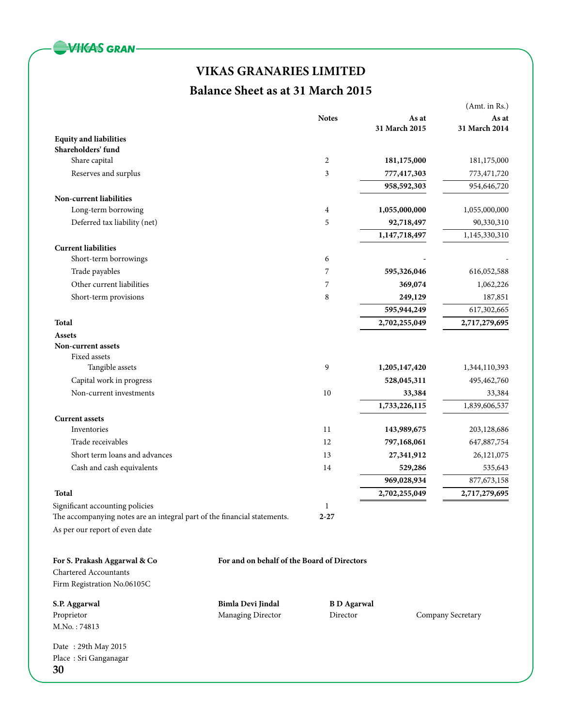# VIKAS GRANARIES LIMITED

## Balance Sheet as at 31 March 2015

(Amt. in Rs.)

| | Notes | As at 31 March 2015 | As at 31 March 2014 |
|---|---|---|---|
| **Equity and liabilities** | | | |
| **Shareholders' fund** | | | |
| Share capital | 2 | **181,175,000** | 181,175,000 |
| Reserves and surplus | 3 | **777,417,303** | 773,471,720 |
| | | **958,592,303** | 954,646,720 |
| **Non-current liabilities** | | | |
| Long-term borrowing | 4 | **1,055,000,000** | 1,055,000,000 |
| Deferred tax liability (net) | 5 | **92,718,497** | 90,330,310 |
| | | **1,147,718,497** | 1,145,330,310 |
| **Current liabilities** | | | |
| Short-term borrowings | 6 | - | - |
| Trade payables | 7 | **595,326,046** | 616,052,588 |
| Other current liabilities | 7 | **369,074** | 1,062,226 |
| Short-term provisions | 8 | **249,129** | 187,851 |
| | | **595,944,249** | 617,302,665 |
| **Total** | | **2,702,255,049** | **2,717,279,695** |
| **Assets** | | | |
| **Non-current assets** | | | |
| Fixed assets | | | |
| Tangible assets | 9 | **1,205,147,420** | 1,344,110,393 |
| Capital work in progress | | **528,045,311** | 495,462,760 |
| Non-current investments | 10 | **33,384** | 33,384 |
| | | **1,733,226,115** | 1,839,606,537 |
| **Current assets** | | | |
| Inventories | 11 | **143,989,675** | 203,128,686 |
| Trade receivables | 12 | **797,168,061** | 647,887,754 |
| Short term loans and advances | 13 | **27,341,912** | 26,121,075 |
| Cash and cash equivalents | 14 | **529,286** | 535,643 |
| | | **969,028,934** | 877,673,158 |
| **Total** | | **2,702,255,049** | **2,717,279,695** |

Significant accounting policies — 1

The accompanying notes are an integral part of the financial statements. — **2-27**

As per our report of even date

**For S. Prakash Aggarwal & Co**
Chartered Accountants
Firm Registration No.06105C

**S.P. Aggarwal**
Proprietor
M.No. : 74813

Date : 29th May 2015
Place : Sri Ganganagar

**For and on behalf of the Board of Directors**

**Bimla Devi Jindal**
Managing Director

**B D Agarwal**
Director

Company Secretary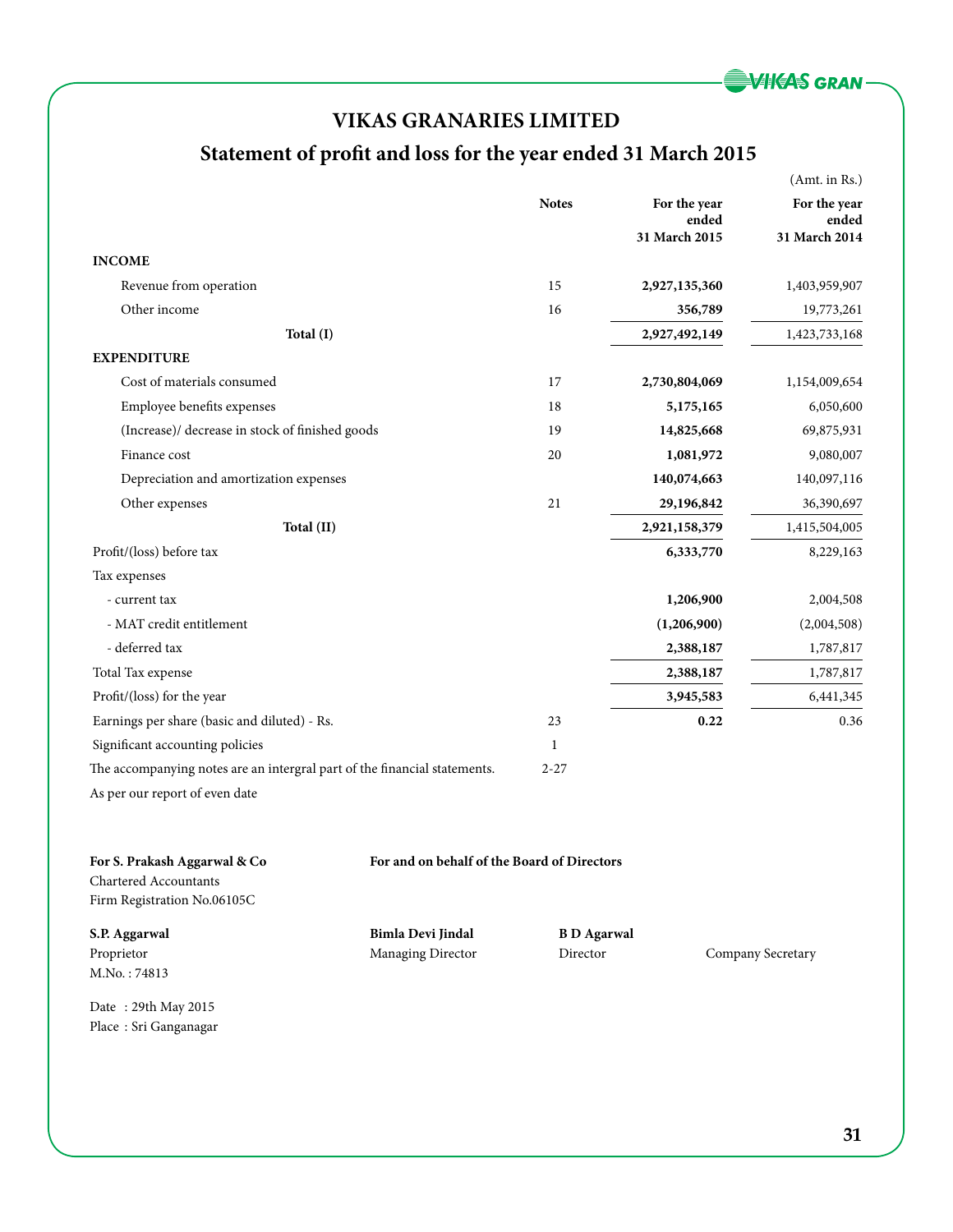# VIKAS GRANARIES LIMITED

## Statement of profit and loss for the year ended 31 March 2015

(Amt. in Rs.)

| | Notes | For the year ended 31 March 2015 | For the year ended 31 March 2014 |
|---|---|---|---|
| **INCOME** | | | |
| Revenue from operation | 15 | **2,927,135,360** | 1,403,959,907 |
| Other income | 16 | **356,789** | 19,773,261 |
| **Total (I)** | | **2,927,492,149** | 1,423,733,168 |
| **EXPENDITURE** | | | |
| Cost of materials consumed | 17 | **2,730,804,069** | 1,154,009,654 |
| Employee benefits expenses | 18 | **5,175,165** | 6,050,600 |
| (Increase)/ decrease in stock of finished goods | 19 | **14,825,668** | 69,875,931 |
| Finance cost | 20 | **1,081,972** | 9,080,007 |
| Depreciation and amortization expenses | | **140,074,663** | 140,097,116 |
| Other expenses | 21 | **29,196,842** | 36,390,697 |
| **Total (II)** | | **2,921,158,379** | 1,415,504,005 |
| Profit/(loss) before tax | | **6,333,770** | 8,229,163 |
| Tax expenses | | | |
| - current tax | | **1,206,900** | 2,004,508 |
| - MAT credit entitlement | | **(1,206,900)** | (2,004,508) |
| - deferred tax | | **2,388,187** | 1,787,817 |
| Total Tax expense | | **2,388,187** | 1,787,817 |
| Profit/(loss) for the year | | **3,945,583** | 6,441,345 |
| Earnings per share (basic and diluted) - Rs. | 23 | **0.22** | 0.36 |
| Significant accounting policies | 1 | | |
| The accompanying notes are an intergral part of the financial statements. | 2-27 | | |

As per our report of even date

**For S. Prakash Aggarwal & Co**
Chartered Accountants
Firm Registration No.06105C

**For and on behalf of the Board of Directors**

**S.P. Aggarwal**
Proprietor
M.No. : 74813

**Bimla Devi Jindal**
Managing Director

**B D Agarwal**
Director

Company Secretary

Date : 29th May 2015
Place : Sri Ganganagar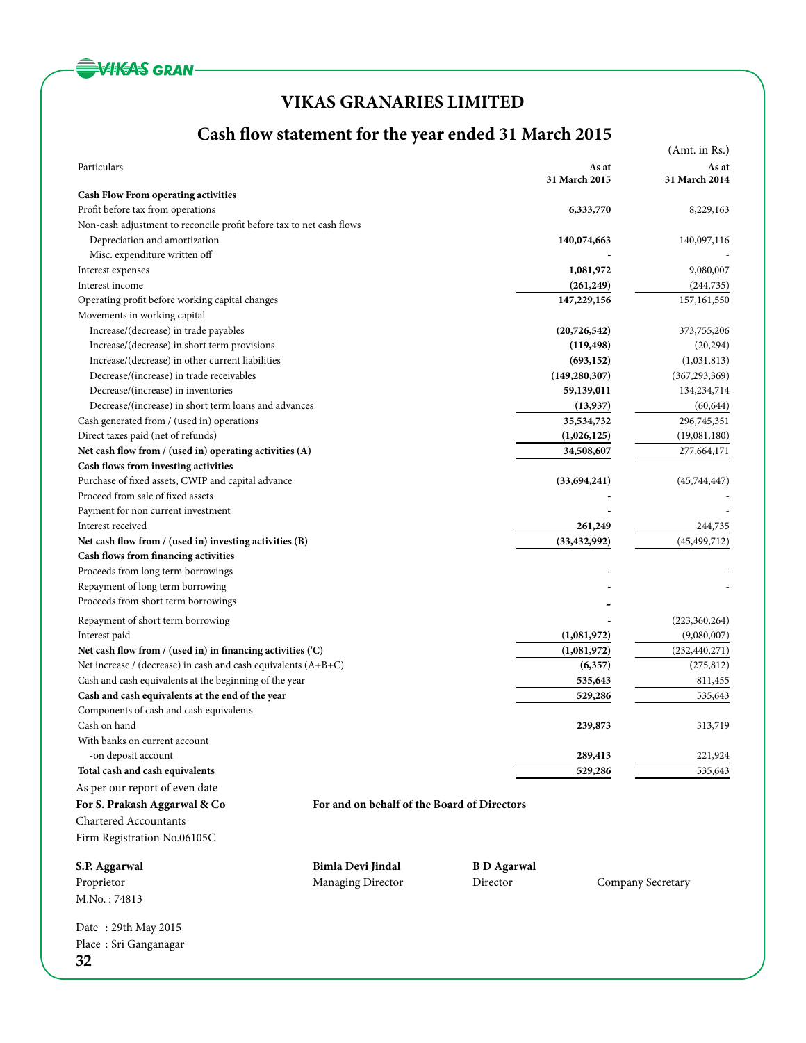# VIKAS GRANARIES LIMITED

## Cash flow statement for the year ended 31 March 2015

(Amt. in Rs.)

| Particulars | As at 31 March 2015 | As at 31 March 2014 |
|---|---|---|
| **Cash Flow From operating activities** | | |
| Profit before tax from operations | **6,333,770** | 8,229,163 |
| Non-cash adjustment to reconcile profit before tax to net cash flows | | |
| Depreciation and amortization | **140,074,663** | 140,097,116 |
| Misc. expenditure written off | - | - |
| Interest expenses | **1,081,972** | 9,080,007 |
| Interest income | **(261,249)** | (244,735) |
| Operating profit before working capital changes | **147,229,156** | 157,161,550 |
| Movements in working capital | | |
| Increase/(decrease) in trade payables | **(20,726,542)** | 373,755,206 |
| Increase/(decrease) in short term provisions | **(119,498)** | (20,294) |
| Increase/(decrease) in other current liabilities | **(693,152)** | (1,031,813) |
| Decrease/(increase) in trade receivables | **(149,280,307)** | (367,293,369) |
| Decrease/(increase) in inventories | **59,139,011** | 134,234,714 |
| Decrease/(increase) in short term loans and advances | **(13,937)** | (60,644) |
| Cash generated from / (used in) operations | **35,534,732** | 296,745,351 |
| Direct taxes paid (net of refunds) | **(1,026,125)** | (19,081,180) |
| **Net cash flow from / (used in) operating activities (A)** | **34,508,607** | 277,664,171 |
| **Cash flows from investing activities** | | |
| Purchase of fixed assets, CWIP and capital advance | **(33,694,241)** | (45,744,447) |
| Proceed from sale of fixed assets | - | - |
| Payment for non current investment | - | - |
| Interest received | **261,249** | 244,735 |
| **Net cash flow from / (used in) investing activities (B)** | **(33,432,992)** | (45,499,712) |
| **Cash flows from financing activities** | | |
| Proceeds from long term borrowings | - | - |
| Repayment of long term borrowing | - | - |
| Proceeds from short term borrowings | - | |
| Repayment of short term borrowing | - | (223,360,264) |
| Interest paid | **(1,081,972)** | (9,080,007) |
| **Net cash flow from / (used in) in financing activities ('C)** | **(1,081,972)** | (232,440,271) |
| Net increase / (decrease) in cash and cash equivalents (A+B+C) | **(6,357)** | (275,812) |
| Cash and cash equivalents at the beginning of the year | **535,643** | 811,455 |
| **Cash and cash equivalents at the end of the year** | **529,286** | 535,643 |
| Components of cash and cash equivalents | | |
| Cash on hand | **239,873** | 313,719 |
| With banks on current account | | |
| -on deposit account | **289,413** | 221,924 |
| **Total cash and cash equivalents** | **529,286** | 535,643 |

As per our report of even date

**For S. Prakash Aggarwal & Co**
Chartered Accountants
Firm Registration No.06105C

**For and on behalf of the Board of Directors**

**S.P. Aggarwal**
Proprietor
M.No. : 74813

**Bimla Devi Jindal**
Managing Director

**B D Agarwal**
Director

Company Secretary

Date : 29th May 2015
Place : Sri Ganganagar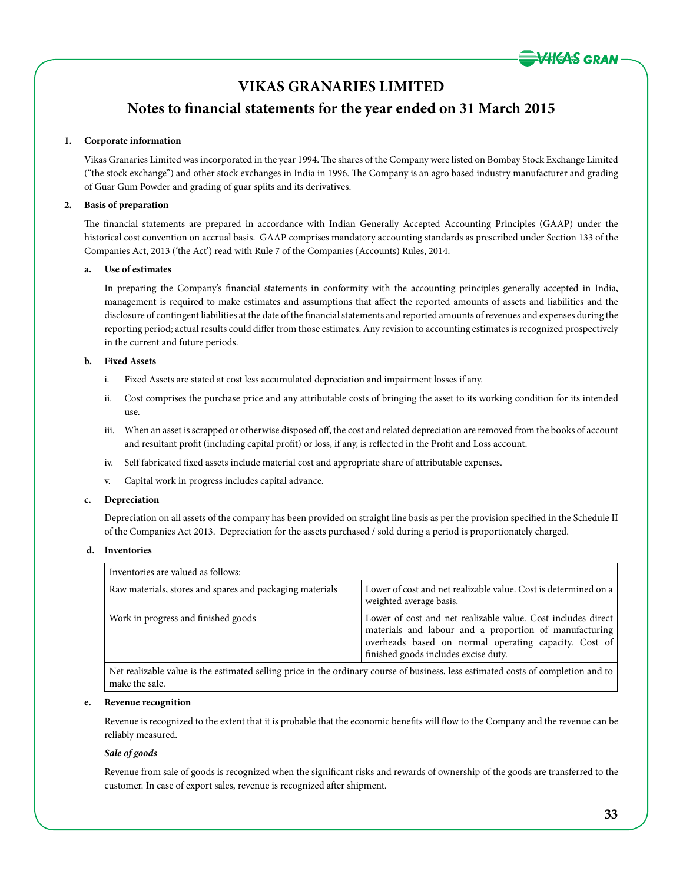# VIKAS GRANARIES LIMITED

## Notes to financial statements for the year ended on 31 March 2015

**1. Corporate information**

Vikas Granaries Limited was incorporated in the year 1994. The shares of the Company were listed on Bombay Stock Exchange Limited ("the stock exchange") and other stock exchanges in India in 1996. The Company is an agro based industry manufacturer and grading of Guar Gum Powder and grading of guar splits and its derivatives.

**2. Basis of preparation**

The financial statements are prepared in accordance with Indian Generally Accepted Accounting Principles (GAAP) under the historical cost convention on accrual basis. GAAP comprises mandatory accounting standards as prescribed under Section 133 of the Companies Act, 2013 ('the Act') read with Rule 7 of the Companies (Accounts) Rules, 2014.

**a. Use of estimates**

In preparing the Company's financial statements in conformity with the accounting principles generally accepted in India, management is required to make estimates and assumptions that affect the reported amounts of assets and liabilities and the disclosure of contingent liabilities at the date of the financial statements and reported amounts of revenues and expenses during the reporting period; actual results could differ from those estimates. Any revision to accounting estimates is recognized prospectively in the current and future periods.

**b. Fixed Assets**

i. Fixed Assets are stated at cost less accumulated depreciation and impairment losses if any.

ii. Cost comprises the purchase price and any attributable costs of bringing the asset to its working condition for its intended use.

iii. When an asset is scrapped or otherwise disposed off, the cost and related depreciation are removed from the books of account and resultant profit (including capital profit) or loss, if any, is reflected in the Profit and Loss account.

iv. Self fabricated fixed assets include material cost and appropriate share of attributable expenses.

v. Capital work in progress includes capital advance.

**c. Depreciation**

Depreciation on all assets of the company has been provided on straight line basis as per the provision specified in the Schedule II of the Companies Act 2013. Depreciation for the assets purchased / sold during a period is proportionately charged.

**d. Inventories**

| Inventories are valued as follows: | |
|---|---|
| Raw materials, stores and spares and packaging materials | Lower of cost and net realizable value. Cost is determined on a weighted average basis. |
| Work in progress and finished goods | Lower of cost and net realizable value. Cost includes direct materials and labour and a proportion of manufacturing overheads based on normal operating capacity. Cost of finished goods includes excise duty. |
| Net realizable value is the estimated selling price in the ordinary course of business, less estimated costs of completion and to make the sale. | |

**e. Revenue recognition**

Revenue is recognized to the extent that it is probable that the economic benefits will flow to the Company and the revenue can be reliably measured.

***Sale of goods***

Revenue from sale of goods is recognized when the significant risks and rewards of ownership of the goods are transferred to the customer. In case of export sales, revenue is recognized after shipment.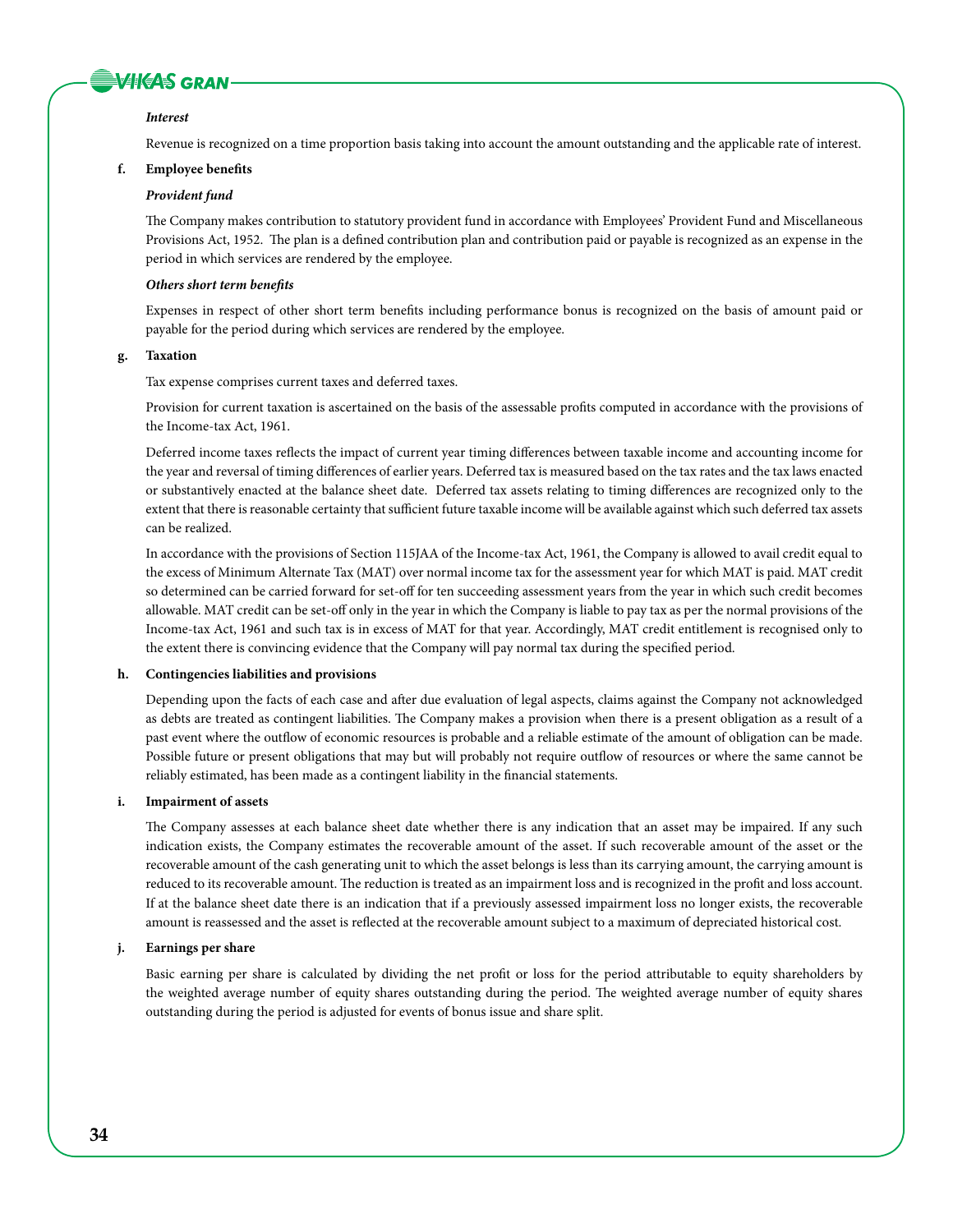***Interest***

Revenue is recognized on a time proportion basis taking into account the amount outstanding and the applicable rate of interest.

**f. Employee benefits**

***Provident fund***

The Company makes contribution to statutory provident fund in accordance with Employees' Provident Fund and Miscellaneous Provisions Act, 1952. The plan is a defined contribution plan and contribution paid or payable is recognized as an expense in the period in which services are rendered by the employee.

***Others short term benefits***

Expenses in respect of other short term benefits including performance bonus is recognized on the basis of amount paid or payable for the period during which services are rendered by the employee.

**g. Taxation**

Tax expense comprises current taxes and deferred taxes.

Provision for current taxation is ascertained on the basis of the assessable profits computed in accordance with the provisions of the Income-tax Act, 1961.

Deferred income taxes reflects the impact of current year timing differences between taxable income and accounting income for the year and reversal of timing differences of earlier years. Deferred tax is measured based on the tax rates and the tax laws enacted or substantively enacted at the balance sheet date. Deferred tax assets relating to timing differences are recognized only to the extent that there is reasonable certainty that sufficient future taxable income will be available against which such deferred tax assets can be realized.

In accordance with the provisions of Section 115JAA of the Income-tax Act, 1961, the Company is allowed to avail credit equal to the excess of Minimum Alternate Tax (MAT) over normal income tax for the assessment year for which MAT is paid. MAT credit so determined can be carried forward for set-off for ten succeeding assessment years from the year in which such credit becomes allowable. MAT credit can be set-off only in the year in which the Company is liable to pay tax as per the normal provisions of the Income-tax Act, 1961 and such tax is in excess of MAT for that year. Accordingly, MAT credit entitlement is recognised only to the extent there is convincing evidence that the Company will pay normal tax during the specified period.

**h. Contingencies liabilities and provisions**

Depending upon the facts of each case and after due evaluation of legal aspects, claims against the Company not acknowledged as debts are treated as contingent liabilities. The Company makes a provision when there is a present obligation as a result of a past event where the outflow of economic resources is probable and a reliable estimate of the amount of obligation can be made. Possible future or present obligations that may but will probably not require outflow of resources or where the same cannot be reliably estimated, has been made as a contingent liability in the financial statements.

**i. Impairment of assets**

The Company assesses at each balance sheet date whether there is any indication that an asset may be impaired. If any such indication exists, the Company estimates the recoverable amount of the asset. If such recoverable amount of the asset or the recoverable amount of the cash generating unit to which the asset belongs is less than its carrying amount, the carrying amount is reduced to its recoverable amount. The reduction is treated as an impairment loss and is recognized in the profit and loss account. If at the balance sheet date there is an indication that if a previously assessed impairment loss no longer exists, the recoverable amount is reassessed and the asset is reflected at the recoverable amount subject to a maximum of depreciated historical cost.

**j. Earnings per share**

Basic earning per share is calculated by dividing the net profit or loss for the period attributable to equity shareholders by the weighted average number of equity shares outstanding during the period. The weighted average number of equity shares outstanding during the period is adjusted for events of bonus issue and share split.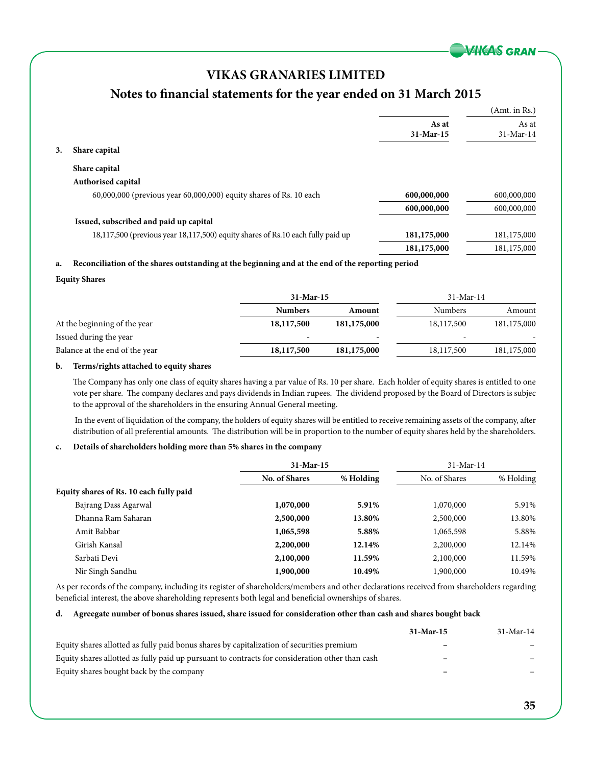# VIKAS GRANARIES LIMITED

## Notes to financial statements for the year ended on 31 March 2015

(Amt. in Rs.)

| | | As at 31-Mar-15 | As at 31-Mar-14 |
|---|---|---|---|
| **3.** | **Share capital** | | |
| | **Share capital** | | |
| | **Authorised capital** | | |
| | 60,000,000 (previous year 60,000,000) equity shares of Rs. 10 each | **600,000,000** | 600,000,000 |
| | | **600,000,000** | 600,000,000 |
| | **Issued, subscribed and paid up capital** | | |
| | 18,117,500 (previous year 18,117,500) equity shares of Rs.10 each fully paid up | **181,175,000** | 181,175,000 |
| | | **181,175,000** | 181,175,000 |

**a. Reconciliation of the shares outstanding at the beginning and at the end of the reporting period**

**Equity Shares**

| | 31-Mar-15 | | 31-Mar-14 | |
|---|---|---|---|---|
| | **Numbers** | **Amount** | Numbers | Amount |
| At the beginning of the year | **18,117,500** | **181,175,000** | 18,117,500 | 181,175,000 |
| Issued during the year | - | - | - | - |
| Balance at the end of the year | **18,117,500** | **181,175,000** | 18,117,500 | 181,175,000 |

**b. Terms/rights attached to equity shares**

The Company has only one class of equity shares having a par value of Rs. 10 per share. Each holder of equity shares is entitled to one vote per share. The company declares and pays dividends in Indian rupees. The dividend proposed by the Board of Directors is subjec to the approval of the shareholders in the ensuring Annual General meeting.

In the event of liquidation of the company, the holders of equity shares will be entitled to receive remaining assets of the company, after distribution of all preferential amounts. The distribution will be in proportion to the number of equity shares held by the shareholders.

**c. Details of shareholders holding more than 5% shares in the company**

| | 31-Mar-15 | | 31-Mar-14 | |
|---|---|---|---|---|
| | **No. of Shares** | **% Holding** | No. of Shares | % Holding |
| **Equity shares of Rs. 10 each fully paid** | | | | |
| Bajrang Dass Agarwal | **1,070,000** | **5.91%** | 1,070,000 | 5.91% |
| Dhanna Ram Saharan | **2,500,000** | **13.80%** | 2,500,000 | 13.80% |
| Amit Babbar | **1,065,598** | **5.88%** | 1,065,598 | 5.88% |
| Girish Kansal | **2,200,000** | **12.14%** | 2,200,000 | 12.14% |
| Sarbati Devi | **2,100,000** | **11.59%** | 2,100,000 | 11.59% |
| Nir Singh Sandhu | **1,900,000** | **10.49%** | 1,900,000 | 10.49% |

As per records of the company, including its register of shareholders/members and other declarations received from shareholders regarding beneficial interest, the above shareholding represents both legal and beneficial ownerships of shares.

**d. Agreegate number of bonus shares issued, share issued for consideration other than cash and shares bought back**

| | 31-Mar-15 | 31-Mar-14 |
|---|---|---|
| Equity shares allotted as fully paid bonus shares by capitalization of securities premium | – | – |
| Equity shares allotted as fully paid up pursuant to contracts for consideration other than cash | – | – |
| Equity shares bought back by the company | – | – |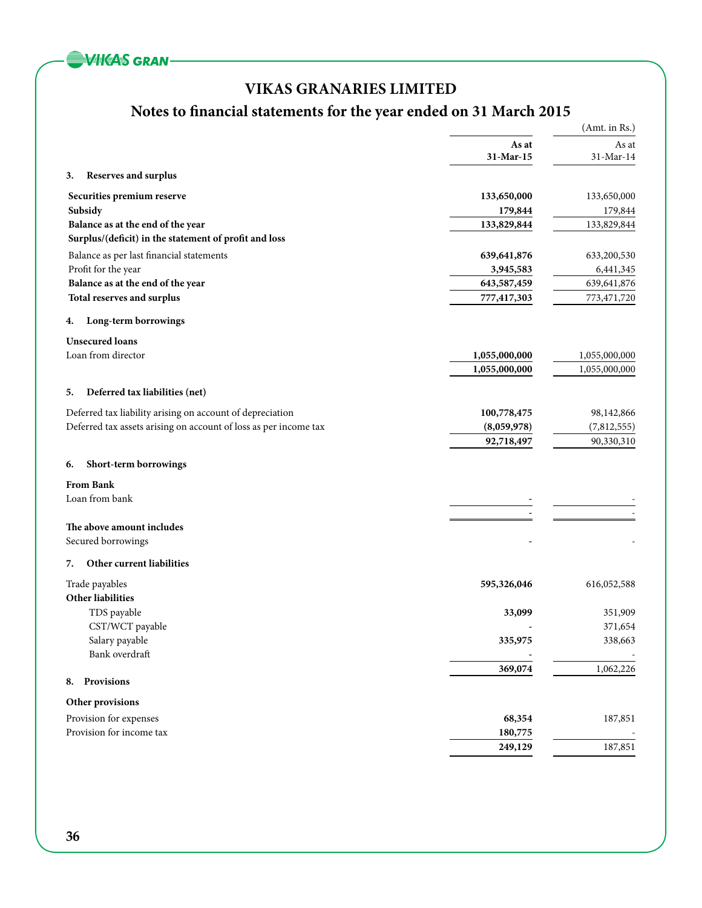# VIKAS GRANARIES LIMITED

## Notes to financial statements for the year ended on 31 March 2015

(Amt. in Rs.)

| | As at 31-Mar-15 | As at 31-Mar-14 |
|---|---|---|
| **3. Reserves and surplus** | | |
| **Securities premium reserve** | **133,650,000** | 133,650,000 |
| **Subsidy** | **179,844** | 179,844 |
| **Balance as at the end of the year** | **133,829,844** | 133,829,844 |
| **Surplus/(deficit) in the statement of profit and loss** | | |
| Balance as per last financial statements | **639,641,876** | 633,200,530 |
| Profit for the year | **3,945,583** | 6,441,345 |
| **Balance as at the end of the year** | **643,587,459** | 639,641,876 |
| **Total reserves and surplus** | **777,417,303** | 773,471,720 |
| **4. Long-term borrowings** | | |
| **Unsecured loans** | | |
| Loan from director | **1,055,000,000** | 1,055,000,000 |
| | **1,055,000,000** | 1,055,000,000 |
| **5. Deferred tax liabilities (net)** | | |
| Deferred tax liability arising on account of depreciation | **100,778,475** | 98,142,866 |
| Deferred tax assets arising on account of loss as per income tax | **(8,059,978)** | (7,812,555) |
| | **92,718,497** | 90,330,310 |
| **6. Short-term borrowings** | | |
| **From Bank** | | |
| Loan from bank | - | - |
| | - | - |
| **The above amount includes** | | |
| Secured borrowings | - | - |
| **7. Other current liabilities** | | |
| Trade payables | **595,326,046** | 616,052,588 |
| **Other liabilities** | | |
| TDS payable | **33,099** | 351,909 |
| CST/WCT payable | - | 371,654 |
| Salary payable | **335,975** | 338,663 |
| Bank overdraft | - | - |
| | **369,074** | 1,062,226 |
| **8. Provisions** | | |
| **Other provisions** | | |
| Provision for expenses | **68,354** | 187,851 |
| Provision for income tax | **180,775** | - |
| | **249,129** | 187,851 |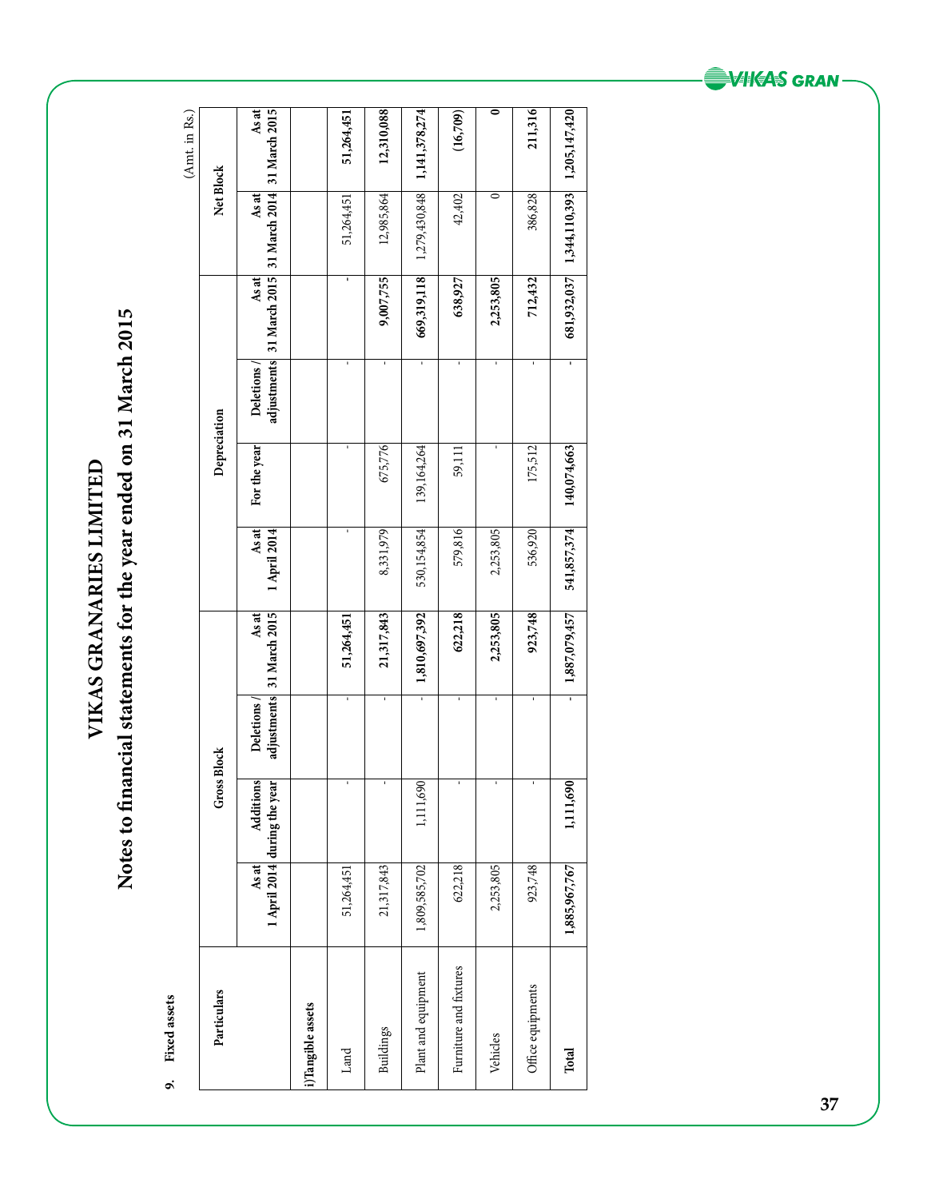# VIKAS GRANARIES LIMITED

## Notes to financial statements for the year ended on 31 March 2015

9. **Fixed assets**

(Amt. in Rs.)

| Particulars | Gross Block | | | | Depreciation | | | | Net Block | |
|---|---|---|---|---|---|---|---|---|---|---|
| | As at 1 April 2014 | Additions during the year | Deletions / adjustments | As at 31 March 2015 | As at 1 April 2014 | For the year | Deletions / adjustments | As at 31 March 2015 | As at 31 March 2014 | As at 31 March 2015 |
| **i)Tangible assets** | | | | | | | | | | |
| Land | 51,264,451 | - | - | **51,264,451** | - | - | - | - | 51,264,451 | **51,264,451** |
| Buildings | 21,317,843 | - | - | **21,317,843** | 8,331,979 | 675,776 | - | **9,007,755** | 12,985,864 | **12,310,088** |
| Plant and equipment | 1,809,585,702 | 1,111,690 | - | **1,810,697,392** | 530,154,854 | 139,164,264 | - | **669,319,118** | 1,279,430,848 | **1,141,378,274** |
| Furniture and fixtures | 622,218 | - | - | **622,218** | 579,816 | 59,111 | - | **638,927** | 42,402 | **(16,709)** |
| Vehicles | 2,253,805 | - | - | **2,253,805** | 2,253,805 | - | - | **2,253,805** | 0 | **0** |
| Office equipments | 923,748 | - | - | **923,748** | 536,920 | 175,512 | - | **712,432** | 386,828 | **211,316** |
| **Total** | **1,885,967,767** | **1,111,690** | **-** | **1,887,079,457** | **541,857,374** | **140,074,663** | **-** | **681,932,037** | **1,344,110,393** | **1,205,147,420** |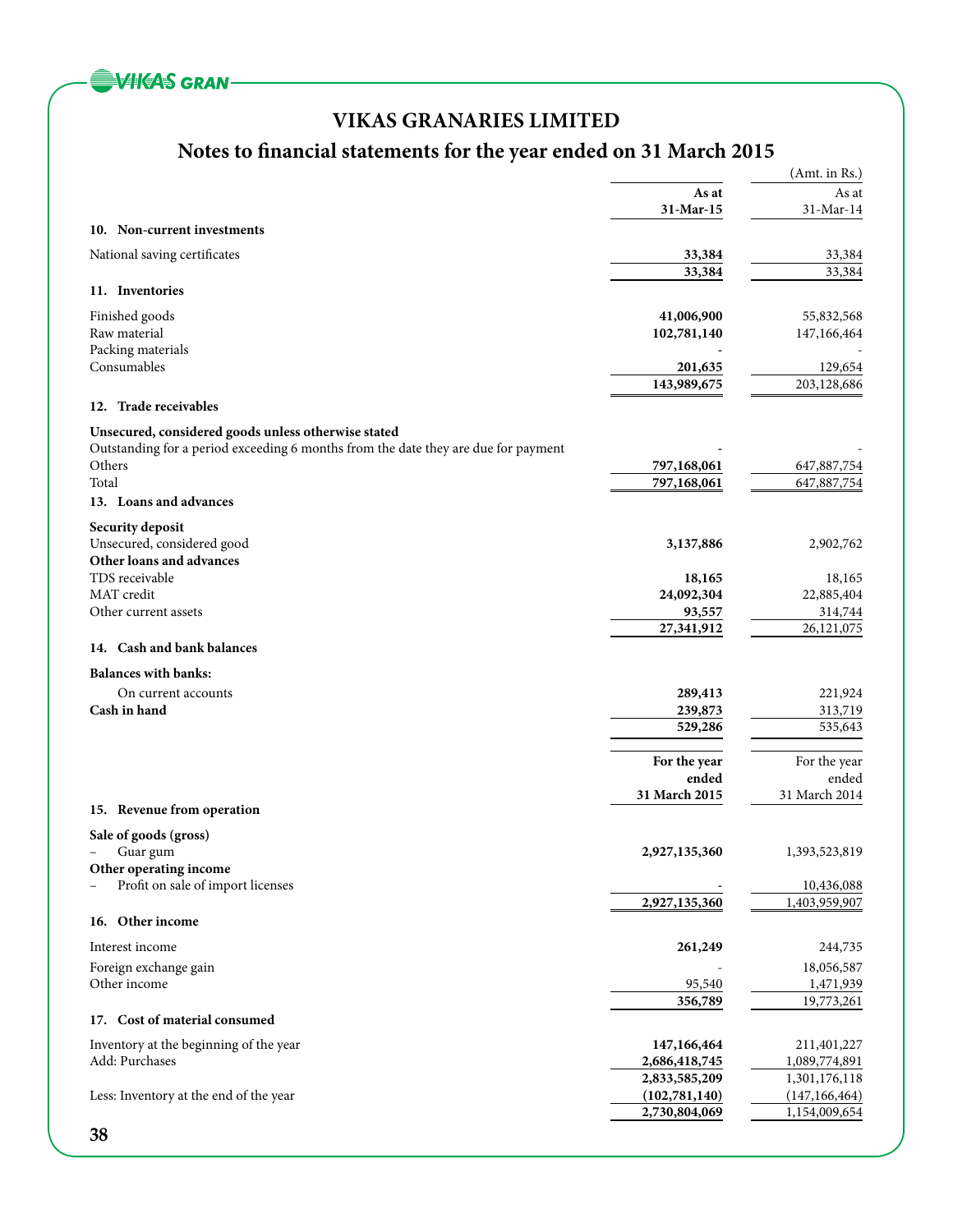# VIKAS GRANARIES LIMITED

## Notes to financial statements for the year ended on 31 March 2015

(Amt. in Rs.)

| | As at 31-Mar-15 | As at 31-Mar-14 |
|---|---|---|
| **10. Non-current investments** | | |
| National saving certificates | **33,384** | 33,384 |
| | **33,384** | 33,384 |
| **11. Inventories** | | |
| Finished goods | **41,006,900** | 55,832,568 |
| Raw material | **102,781,140** | 147,166,464 |
| Packing materials | - | - |
| Consumables | **201,635** | 129,654 |
| | **143,989,675** | 203,128,686 |
| **12. Trade receivables** | | |
| **Unsecured, considered goods unless otherwise stated** | | |
| Outstanding for a period exceeding 6 months from the date they are due for payment | - | - |
| Others | **797,168,061** | 647,887,754 |
| Total | **797,168,061** | 647,887,754 |
| **13. Loans and advances** | | |
| **Security deposit** | | |
| Unsecured, considered good | **3,137,886** | 2,902,762 |
| **Other loans and advances** | | |
| TDS receivable | **18,165** | 18,165 |
| MAT credit | **24,092,304** | 22,885,404 |
| Other current assets | **93,557** | 314,744 |
| | **27,341,912** | 26,121,075 |
| **14. Cash and bank balances** | | |
| **Balances with banks:** | | |
| On current accounts | **289,413** | 221,924 |
| **Cash in hand** | **239,873** | 313,719 |
| | **529,286** | 535,643 |

| | For the year ended 31 March 2015 | For the year ended 31 March 2014 |
|---|---|---|
| **15. Revenue from operation** | | |
| **Sale of goods (gross)** | | |
| – Guar gum | **2,927,135,360** | 1,393,523,819 |
| **Other operating income** | | |
| – Profit on sale of import licenses | - | 10,436,088 |
| | **2,927,135,360** | 1,403,959,907 |
| **16. Other income** | | |
| Interest income | **261,249** | 244,735 |
| Foreign exchange gain | - | 18,056,587 |
| Other income | 95,540 | 1,471,939 |
| | **356,789** | 19,773,261 |
| **17. Cost of material consumed** | | |
| Inventory at the beginning of the year | **147,166,464** | 211,401,227 |
| Add: Purchases | **2,686,418,745** | 1,089,774,891 |
| | **2,833,585,209** | 1,301,176,118 |
| Less: Inventory at the end of the year | **(102,781,140)** | (147,166,464) |
| | **2,730,804,069** | 1,154,009,654 |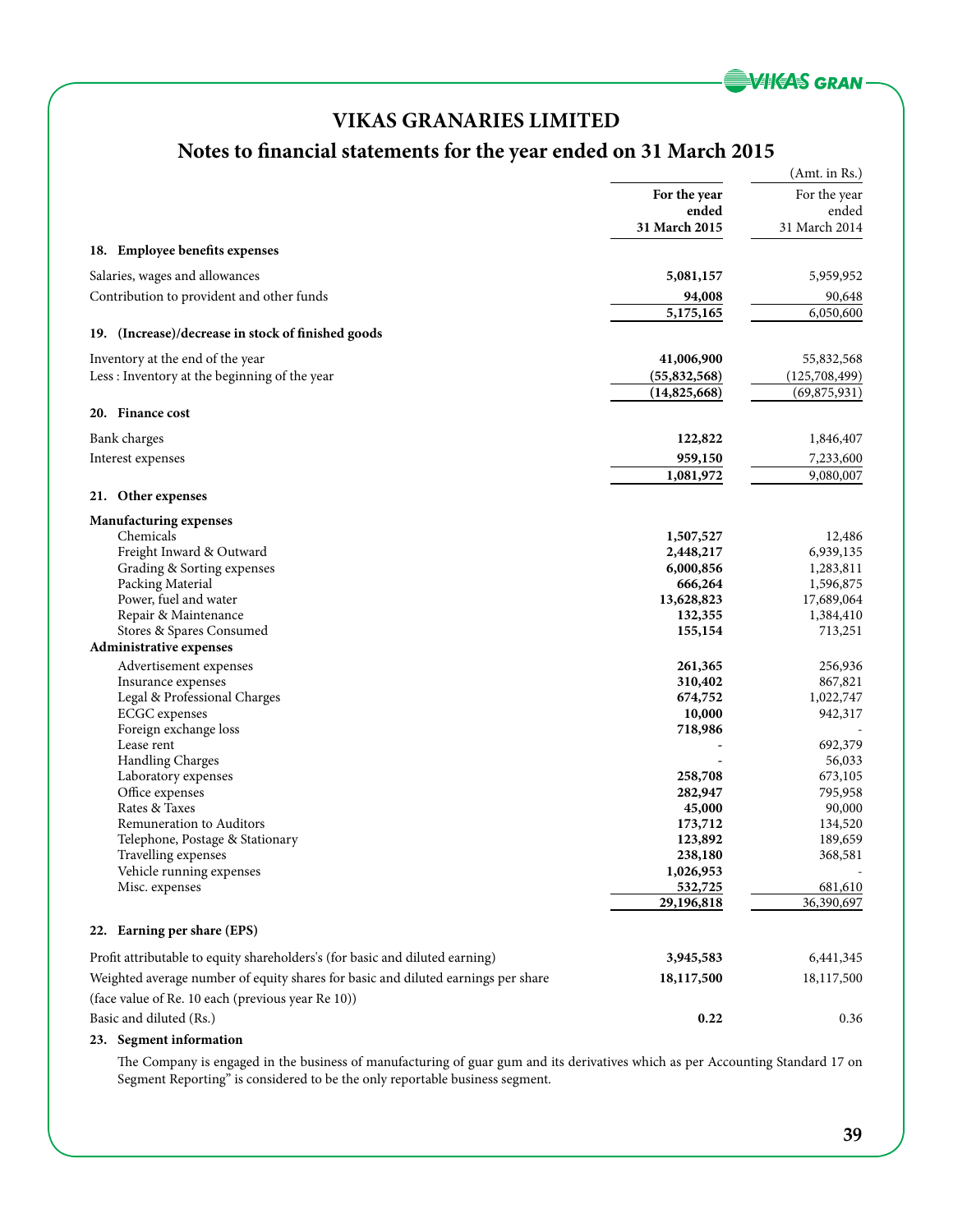# VIKAS GRANARIES LIMITED

## Notes to financial statements for the year ended on 31 March 2015

(Amt. in Rs.)

| | For the year ended 31 March 2015 | For the year ended 31 March 2014 |
|---|---|---|
| **18. Employee benefits expenses** | | |
| Salaries, wages and allowances | **5,081,157** | 5,959,952 |
| Contribution to provident and other funds | **94,008** | 90,648 |
| | **5,175,165** | 6,050,600 |
| **19. (Increase)/decrease in stock of finished goods** | | |
| Inventory at the end of the year | **41,006,900** | 55,832,568 |
| Less : Inventory at the beginning of the year | **(55,832,568)** | (125,708,499) |
| | **(14,825,668)** | (69,875,931) |
| **20. Finance cost** | | |
| Bank charges | **122,822** | 1,846,407 |
| Interest expenses | **959,150** | 7,233,600 |
| | **1,081,972** | 9,080,007 |
| **21. Other expenses** | | |
| **Manufacturing expenses** | | |
| Chemicals | **1,507,527** | 12,486 |
| Freight Inward & Outward | **2,448,217** | 6,939,135 |
| Grading & Sorting expenses | **6,000,856** | 1,283,811 |
| Packing Material | **666,264** | 1,596,875 |
| Power, fuel and water | **13,628,823** | 17,689,064 |
| Repair & Maintenance | **132,355** | 1,384,410 |
| Stores & Spares Consumed | **155,154** | 713,251 |
| **Administrative expenses** | | |
| Advertisement expenses | **261,365** | 256,936 |
| Insurance expenses | **310,402** | 867,821 |
| Legal & Professional Charges | **674,752** | 1,022,747 |
| ECGC expenses | **10,000** | 942,317 |
| Foreign exchange loss | **718,986** | - |
| Lease rent | - | 692,379 |
| Handling Charges | - | 56,033 |
| Laboratory expenses | **258,708** | 673,105 |
| Office expenses | **282,947** | 795,958 |
| Rates & Taxes | **45,000** | 90,000 |
| Remuneration to Auditors | **173,712** | 134,520 |
| Telephone, Postage & Stationary | **123,892** | 189,659 |
| Travelling expenses | **238,180** | 368,581 |
| Vehicle running expenses | **1,026,953** | - |
| Misc. expenses | **532,725** | 681,610 |
| | **29,196,818** | 36,390,697 |
| **22. Earning per share (EPS)** | | |
| Profit attributable to equity shareholders's (for basic and diluted earning) | **3,945,583** | 6,441,345 |
| Weighted average number of equity shares for basic and diluted earnings per share | **18,117,500** | 18,117,500 |
| (face value of Re. 10 each (previous year Re 10)) | | |
| Basic and diluted (Rs.) | **0.22** | 0.36 |

**23. Segment information**

The Company is engaged in the business of manufacturing of guar gum and its derivatives which as per Accounting Standard 17 on Segment Reporting" is considered to be the only reportable business segment.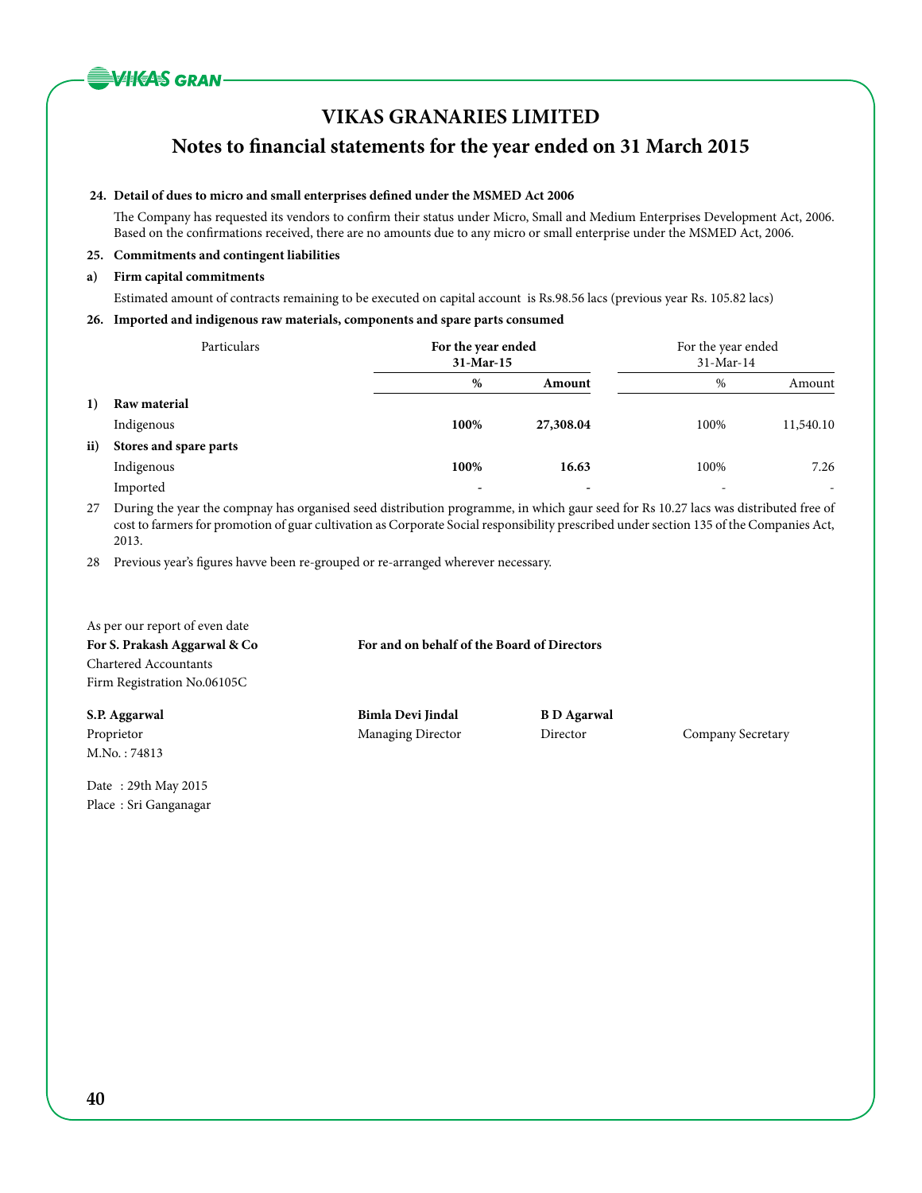# VIKAS GRANARIES LIMITED

## Notes to financial statements for the year ended on 31 March 2015

**24. Detail of dues to micro and small enterprises defined under the MSMED Act 2006**

The Company has requested its vendors to confirm their status under Micro, Small and Medium Enterprises Development Act, 2006. Based on the confirmations received, there are no amounts due to any micro or small enterprise under the MSMED Act, 2006.

**25. Commitments and contingent liabilities**

**a) Firm capital commitments**

Estimated amount of contracts remaining to be executed on capital account is Rs.98.56 lacs (previous year Rs. 105.82 lacs)

**26. Imported and indigenous raw materials, components and spare parts consumed**

| | Particulars | **For the year ended 31-Mar-15** | | For the year ended 31-Mar-14 | |
|---|---|---|---|---|---|
| | | **%** | **Amount** | % | Amount |
| **1)** | **Raw material** | | | | |
| | Indigenous | **100%** | **27,308.04** | 100% | 11,540.10 |
| **ii)** | **Stores and spare parts** | | | | |
| | Indigenous | **100%** | **16.63** | 100% | 7.26 |
| | Imported | - | - | - | - |

27 During the year the compnay has organised seed distribution programme, in which gaur seed for Rs 10.27 lacs was distributed free of cost to farmers for promotion of guar cultivation as Corporate Social responsibility prescribed under section 135 of the Companies Act, 2013.

28 Previous year's figures havve been re-grouped or re-arranged wherever necessary.

As per our report of even date

**For S. Prakash Aggarwal & Co**
Chartered Accountants
Firm Registration No.06105C

**For and on behalf of the Board of Directors**

**S.P. Aggarwal**
Proprietor
M.No. : 74813

**Bimla Devi Jindal**
Managing Director

**B D Agarwal**
Director

Company Secretary

Date : 29th May 2015
Place : Sri Ganganagar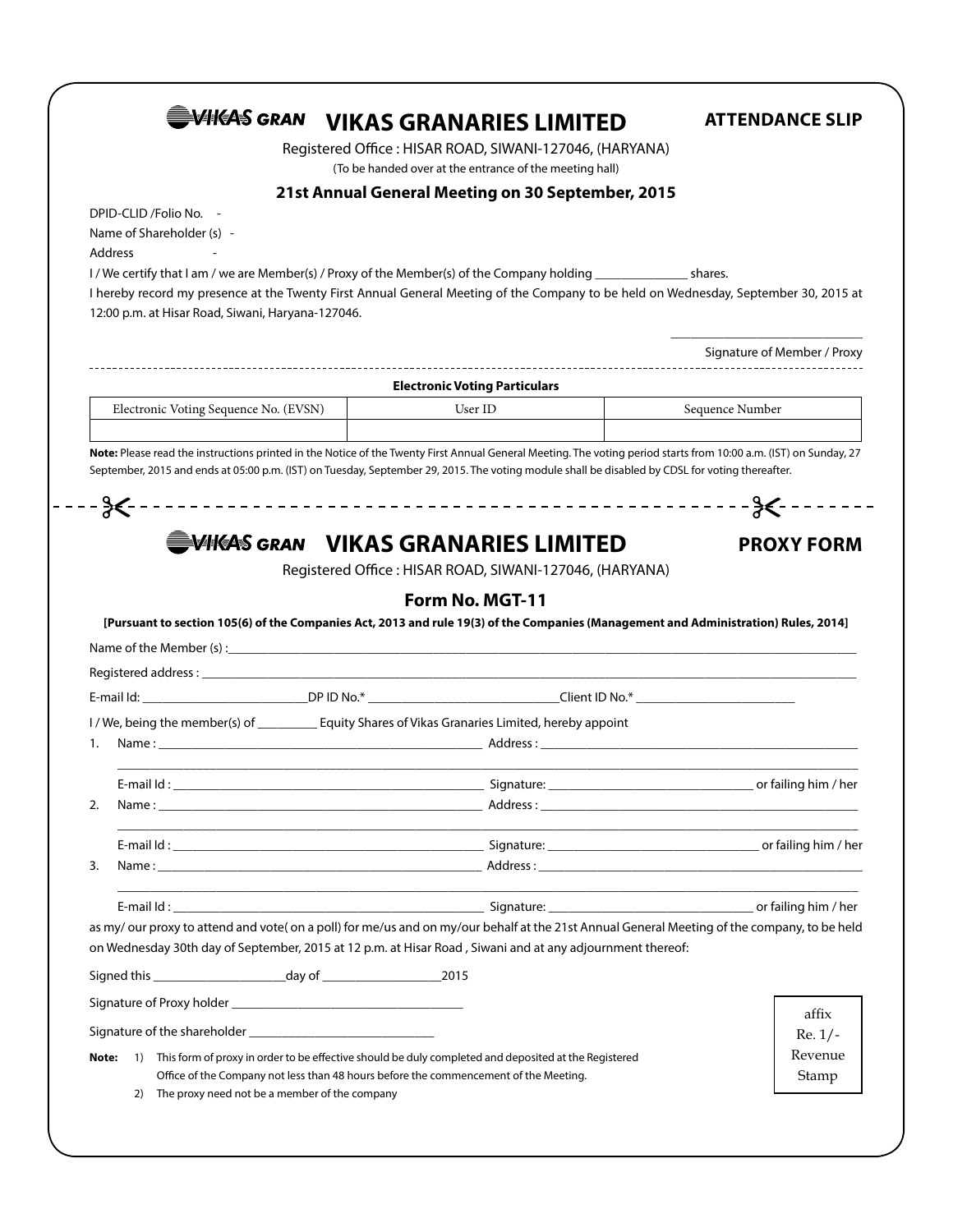# VIKAS GRANARIES LIMITED

**ATTENDANCE SLIP**

Registered Office : HISAR ROAD, SIWANI-127046, (HARYANA)

(To be handed over at the entrance of the meeting hall)

### 21st Annual General Meeting on 30 September, 2015

DPID-CLID /Folio No. -

Name of Shareholder (s) -

Address -

I / We certify that I am / we are Member(s) / Proxy of the Member(s) of the Company holding ______________ shares.

I hereby record my presence at the Twenty First Annual General Meeting of the Company to be held on Wednesday, September 30, 2015 at 12:00 p.m. at Hisar Road, Siwani, Haryana-127046.

____________________________

Signature of Member / Proxy

**Electronic Voting Particulars**

| Electronic Voting Sequence No. (EVSN) | User ID | Sequence Number |
|---|---|---|
| | | |

**Note:** Please read the instructions printed in the Notice of the Twenty First Annual General Meeting. The voting period starts from 10:00 a.m. (IST) on Sunday, 27 September, 2015 and ends at 05:00 p.m. (IST) on Tuesday, September 29, 2015. The voting module shall be disabled by CDSL for voting thereafter.

---

# VIKAS GRANARIES LIMITED

**PROXY FORM**

Registered Office : HISAR ROAD, SIWANI-127046, (HARYANA)

### Form No. MGT-11

**[Pursuant to section 105(6) of the Companies Act, 2013 and rule 19(3) of the Companies (Management and Administration) Rules, 2014]**

Name of the Member (s) :____________________________________________

Registered address : ____________________________________________

E-mail Id: _________________________DP ID No.* _____________________________Client ID No.* _________________________

I / We, being the member(s) of _________ Equity Shares of Vikas Granaries Limited, hereby appoint

1. Name : ___________________________ Address : ___________________________

   E-mail Id : ___________________________ Signature: ___________________________ or failing him / her

2. Name : ___________________________ Address : ___________________________

   E-mail Id : ___________________________ Signature: ___________________________ or failing him / her

3. Name : ___________________________ Address : ___________________________

   E-mail Id : ___________________________ Signature: ___________________________ or failing him / her

as my/ our proxy to attend and vote( on a poll) for me/us and on my/our behalf at the 21st Annual General Meeting of the company, to be held on Wednesday 30th day of September, 2015 at 12 p.m. at Hisar Road , Siwani and at any adjournment thereof:

Signed this ____________________day of __________________2015

Signature of Proxy holder ___________________________________

Signature of the shareholder ____________________________

affix Re. 1/- Revenue Stamp

**Note:**
1) This form of proxy in order to be effective should be duly completed and deposited at the Registered Office of the Company not less than 48 hours before the commencement of the Meeting.
2) The proxy need not be a member of the company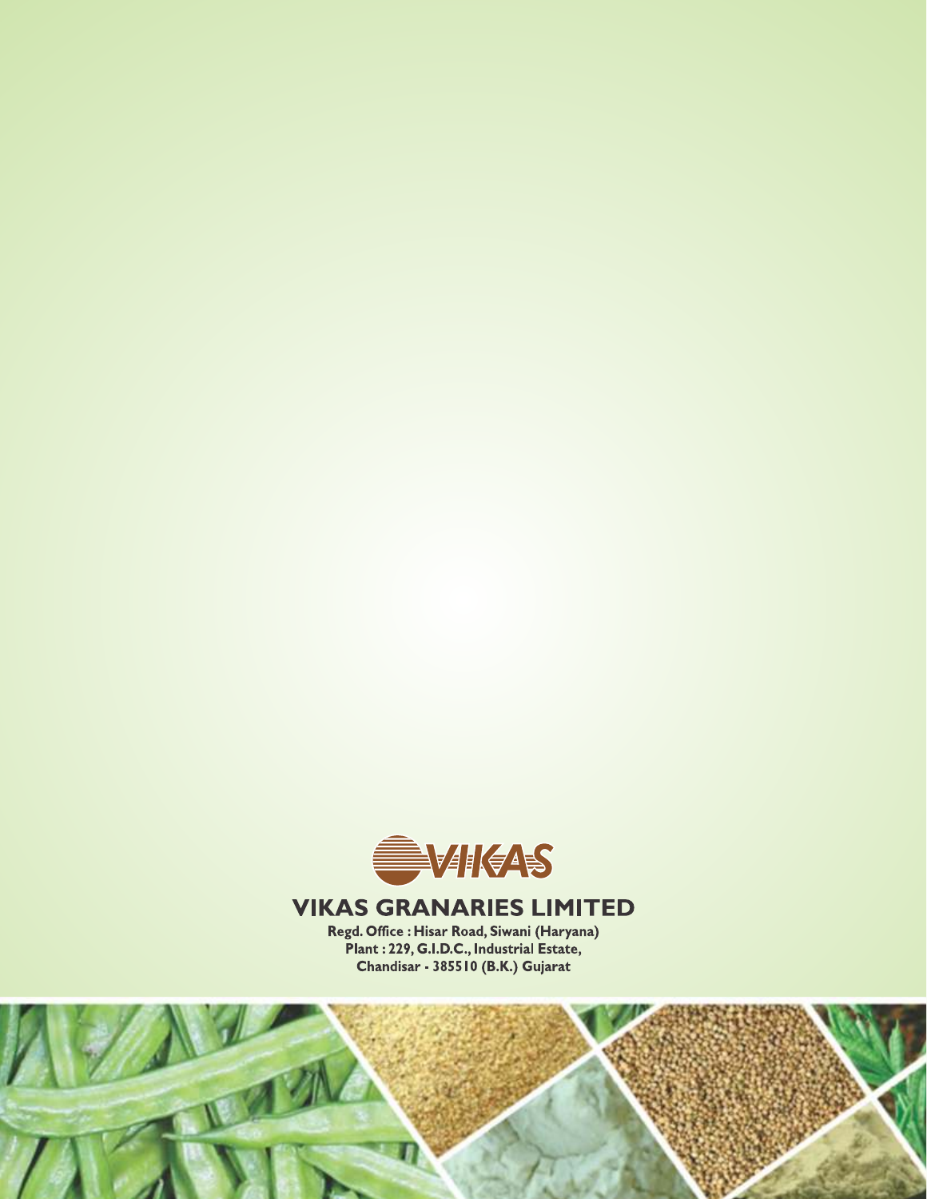VIKAS

# VIKAS GRANARIES LIMITED

**Regd. Office : Hisar Road, Siwani (Haryana)**
**Plant : 229, G.I.D.C., Industrial Estate,**
**Chandisar - 385510 (B.K.) Gujarat**